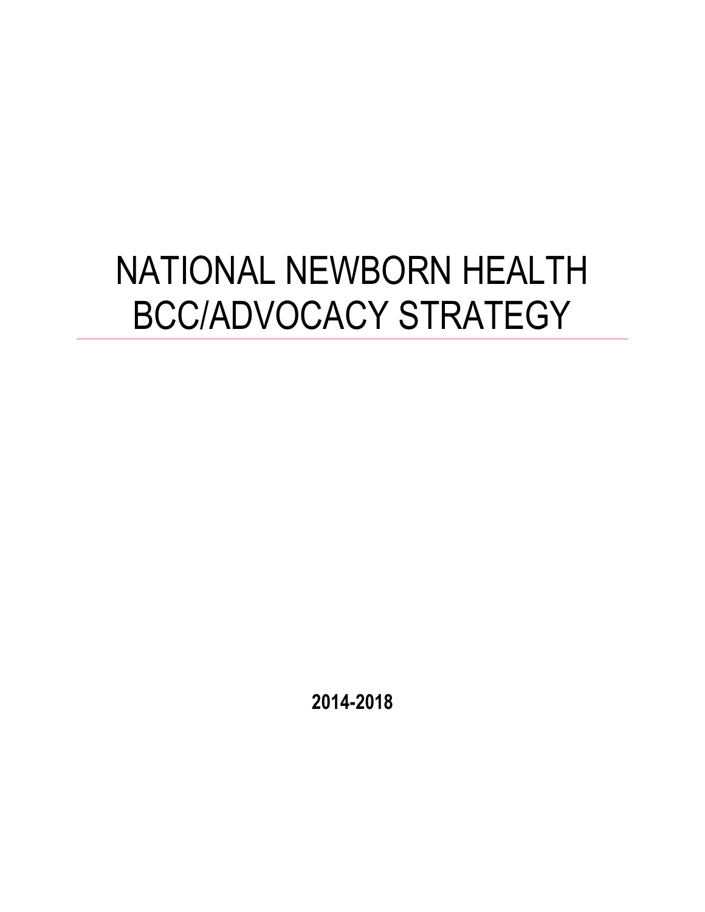# NATIONAL NEWBORN HEALTH BCC/ADVOCACY STRATEGY

**2014-2018**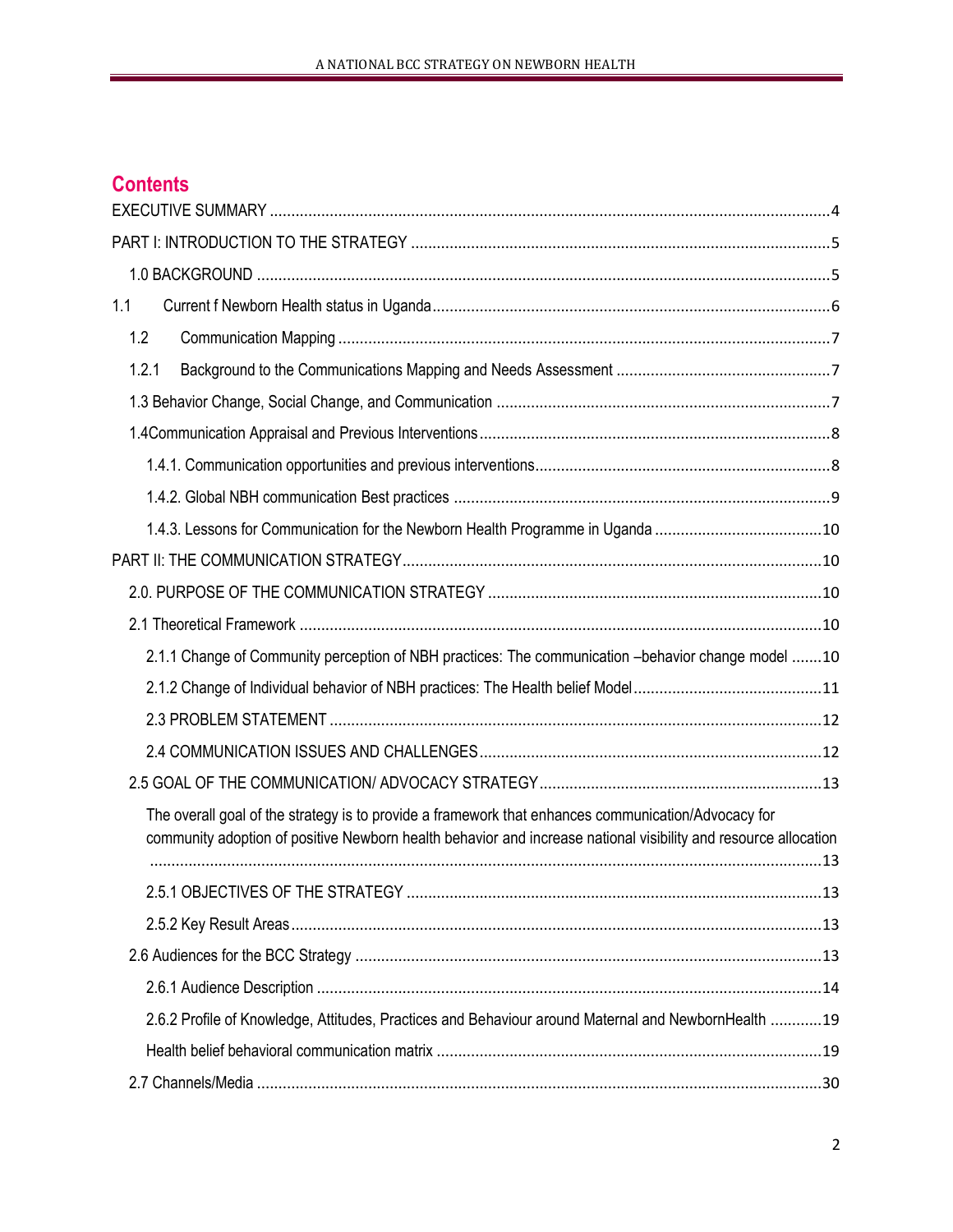## Contents

EXECUTIVE SUMMARY ....................................................................................................................................4

PART I: INTRODUCTION TO THE STRATEGY ...................................................................................................5

1.0 BACKGROUND .......................................................................................................................................5

1.1 Current f Newborn Health status in Uganda ..............................................................................................6

1.2 Communication Mapping ..........................................................................................................................7

1.2.1 Background to the Communications Mapping and Needs Assessment ....................................................7

1.3 Behavior Change, Social Change, and Communication ................................................................................7

1.4Communication Appraisal and Previous Interventions ..................................................................................8

1.4.1. Communication opportunities and previous interventions.......................................................................8

1.4.2. Global NBH communication Best practices ............................................................................................9

1.4.3. Lessons for Communication for the Newborn Health Programme in Uganda .........................................10

PART II: THE COMMUNICATION STRATEGY.....................................................................................................10

2.0. PURPOSE OF THE COMMUNICATION STRATEGY ..................................................................................10

2.1 Theoretical Framework ............................................................................................................................10

2.1.1 Change of Community perception of NBH practices: The communication –behavior change model .......10

2.1.2 Change of Individual behavior of NBH practices: The Health belief Model..............................................11

2.3 PROBLEM STATEMENT ........................................................................................................................12

2.4 COMMUNICATION ISSUES AND CHALLENGES .......................................................................................12

2.5 GOAL OF THE COMMUNICATION/ ADVOCACY STRATEGY.........................................................................13

The overall goal of the strategy is to provide a framework that enhances communication/Advocacy for community adoption of positive Newborn health behavior and increase national visibility and resource allocation .............................................................................................................................................................13

2.5.1 OBJECTIVES OF THE STRATEGY .......................................................................................................13

2.5.2 Key Result Areas.................................................................................................................................13

2.6 Audiences for the BCC Strategy ..............................................................................................................13

2.6.1 Audience Description ..........................................................................................................................14

2.6.2 Profile of Knowledge, Attitudes, Practices and Behaviour around Maternal and NewbornHealth ............19

Health belief behavioral communication matrix ..........................................................................................19

2.7 Channels/Media .....................................................................................................................................30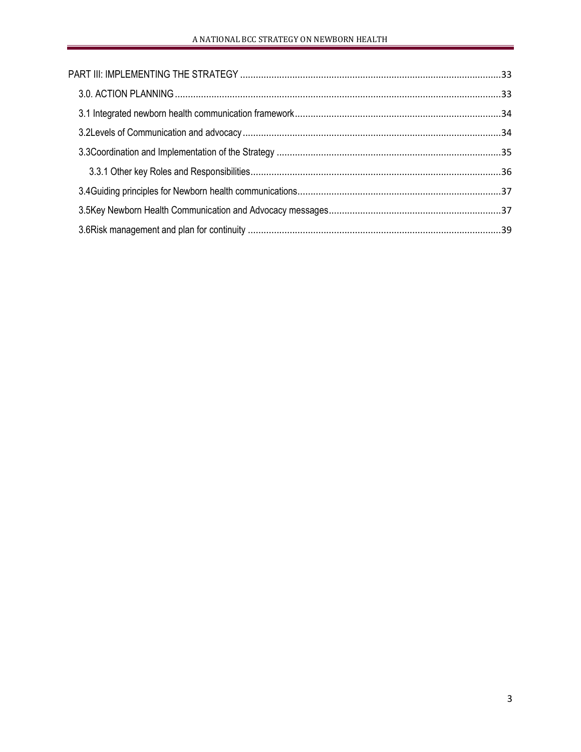PART III: IMPLEMENTING THE STRATEGY .......................................................................................................33

3.0. ACTION PLANNING ..........................................................................................................................33

3.1 Integrated newborn health communication framework ......................................................................34

3.2Levels of Communication and advocacy ..............................................................................................34

3.3Coordination and Implementation of the Strategy ..............................................................................35

3.3.1 Other key Roles and Responsibilities ...........................................................................................36

3.4Guiding principles for Newborn health communications ......................................................................37

3.5Key Newborn Health Communication and Advocacy messages ............................................................37

3.6Risk management and plan for continuity ...........................................................................................39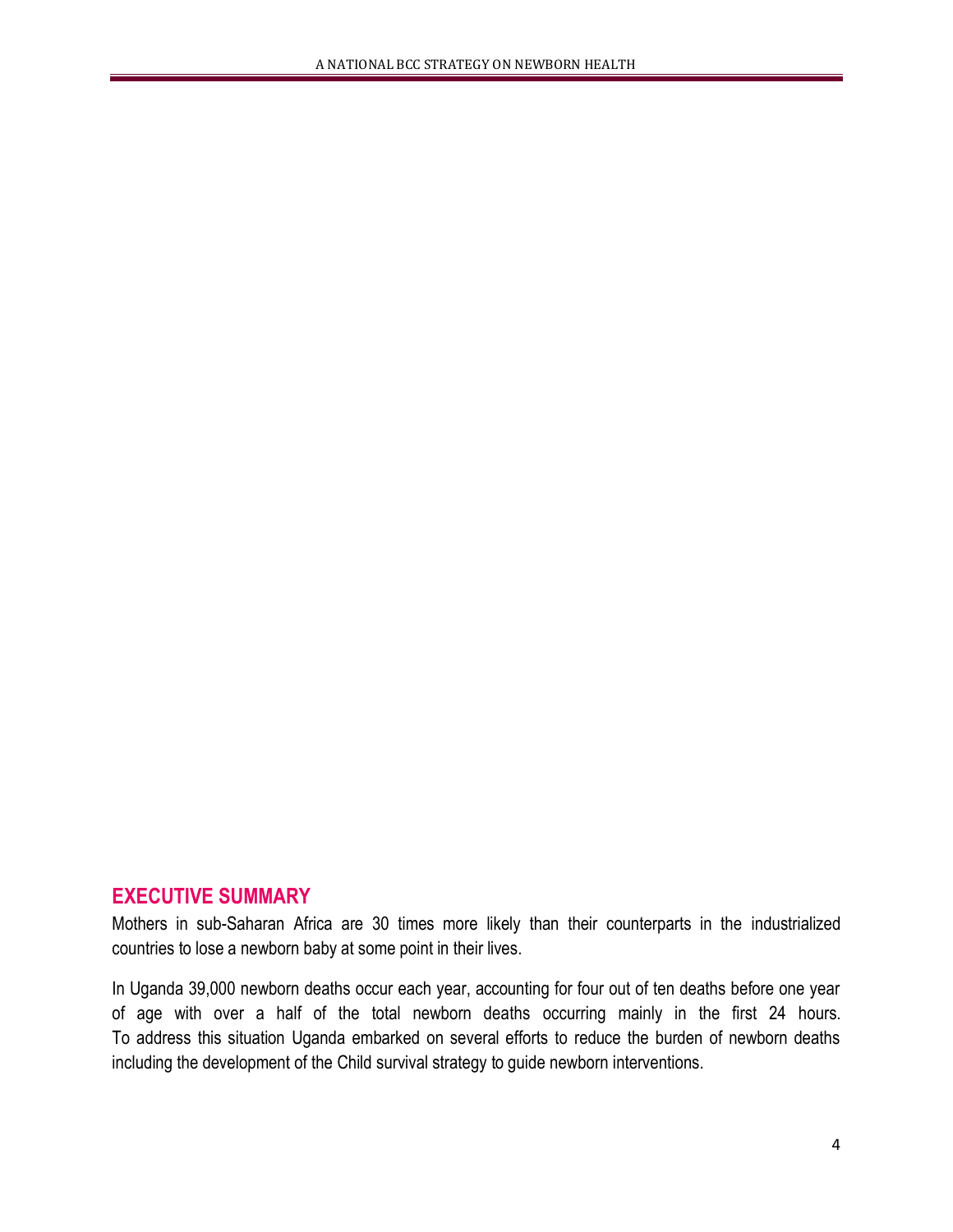## EXECUTIVE SUMMARY

Mothers in sub-Saharan Africa are 30 times more likely than their counterparts in the industrialized countries to lose a newborn baby at some point in their lives.

In Uganda 39,000 newborn deaths occur each year, accounting for four out of ten deaths before one year of age with over a half of the total newborn deaths occurring mainly in the first 24 hours. To address this situation Uganda embarked on several efforts to reduce the burden of newborn deaths including the development of the Child survival strategy to guide newborn interventions.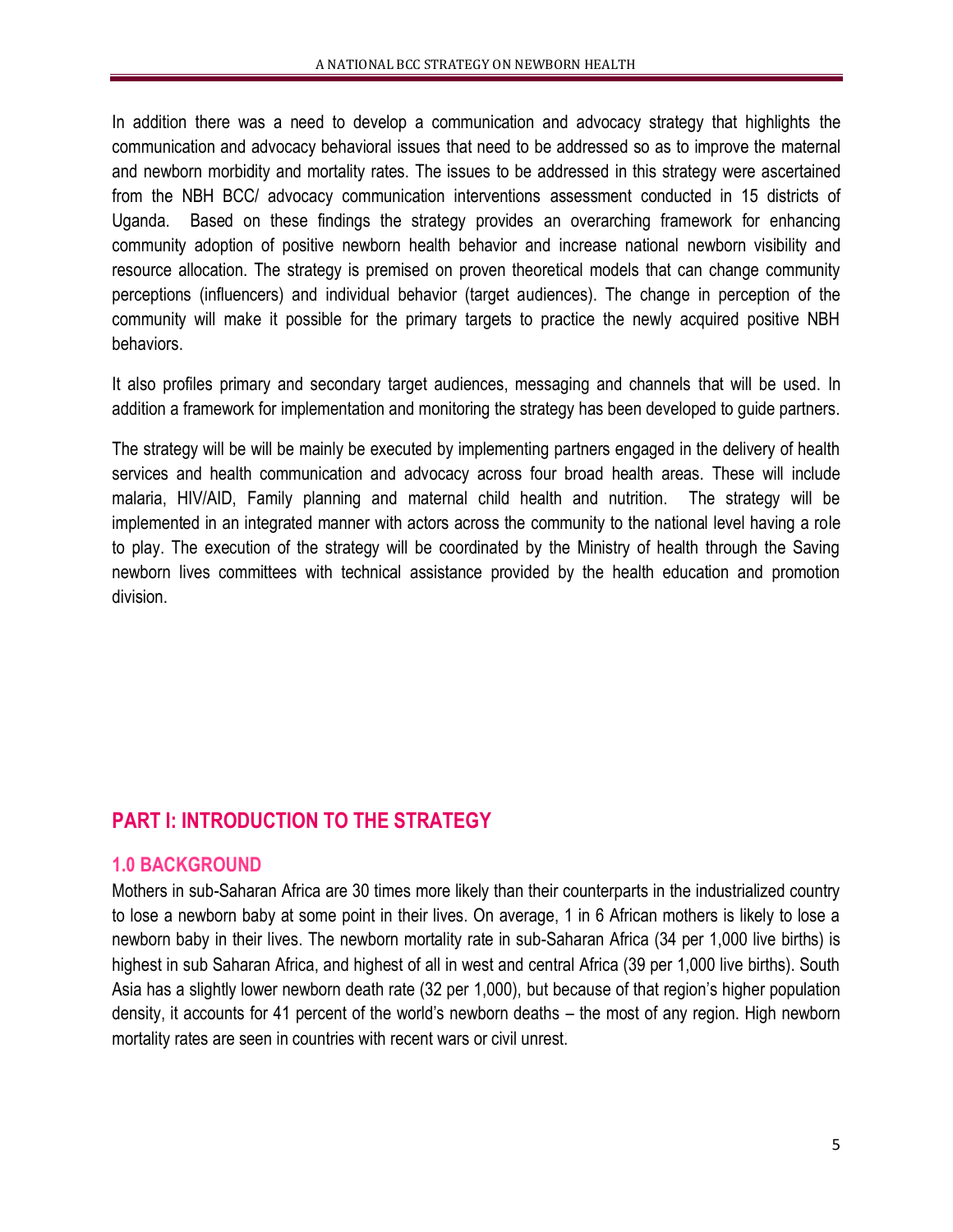In addition there was a need to develop a communication and advocacy strategy that highlights the communication and advocacy behavioral issues that need to be addressed so as to improve the maternal and newborn morbidity and mortality rates. The issues to be addressed in this strategy were ascertained from the NBH BCC/ advocacy communication interventions assessment conducted in 15 districts of Uganda. Based on these findings the strategy provides an overarching framework for enhancing community adoption of positive newborn health behavior and increase national newborn visibility and resource allocation. The strategy is premised on proven theoretical models that can change community perceptions (influencers) and individual behavior (target audiences). The change in perception of the community will make it possible for the primary targets to practice the newly acquired positive NBH behaviors.

It also profiles primary and secondary target audiences, messaging and channels that will be used. In addition a framework for implementation and monitoring the strategy has been developed to guide partners.

The strategy will be will be mainly be executed by implementing partners engaged in the delivery of health services and health communication and advocacy across four broad health areas. These will include malaria, HIV/AID, Family planning and maternal child health and nutrition. The strategy will be implemented in an integrated manner with actors across the community to the national level having a role to play. The execution of the strategy will be coordinated by the Ministry of health through the Saving newborn lives committees with technical assistance provided by the health education and promotion division.

# PART I: INTRODUCTION TO THE STRATEGY

## 1.0 BACKGROUND

Mothers in sub-Saharan Africa are 30 times more likely than their counterparts in the industrialized country to lose a newborn baby at some point in their lives. On average, 1 in 6 African mothers is likely to lose a newborn baby in their lives. The newborn mortality rate in sub-Saharan Africa (34 per 1,000 live births) is highest in sub Saharan Africa, and highest of all in west and central Africa (39 per 1,000 live births). South Asia has a slightly lower newborn death rate (32 per 1,000), but because of that region's higher population density, it accounts for 41 percent of the world's newborn deaths – the most of any region. High newborn mortality rates are seen in countries with recent wars or civil unrest.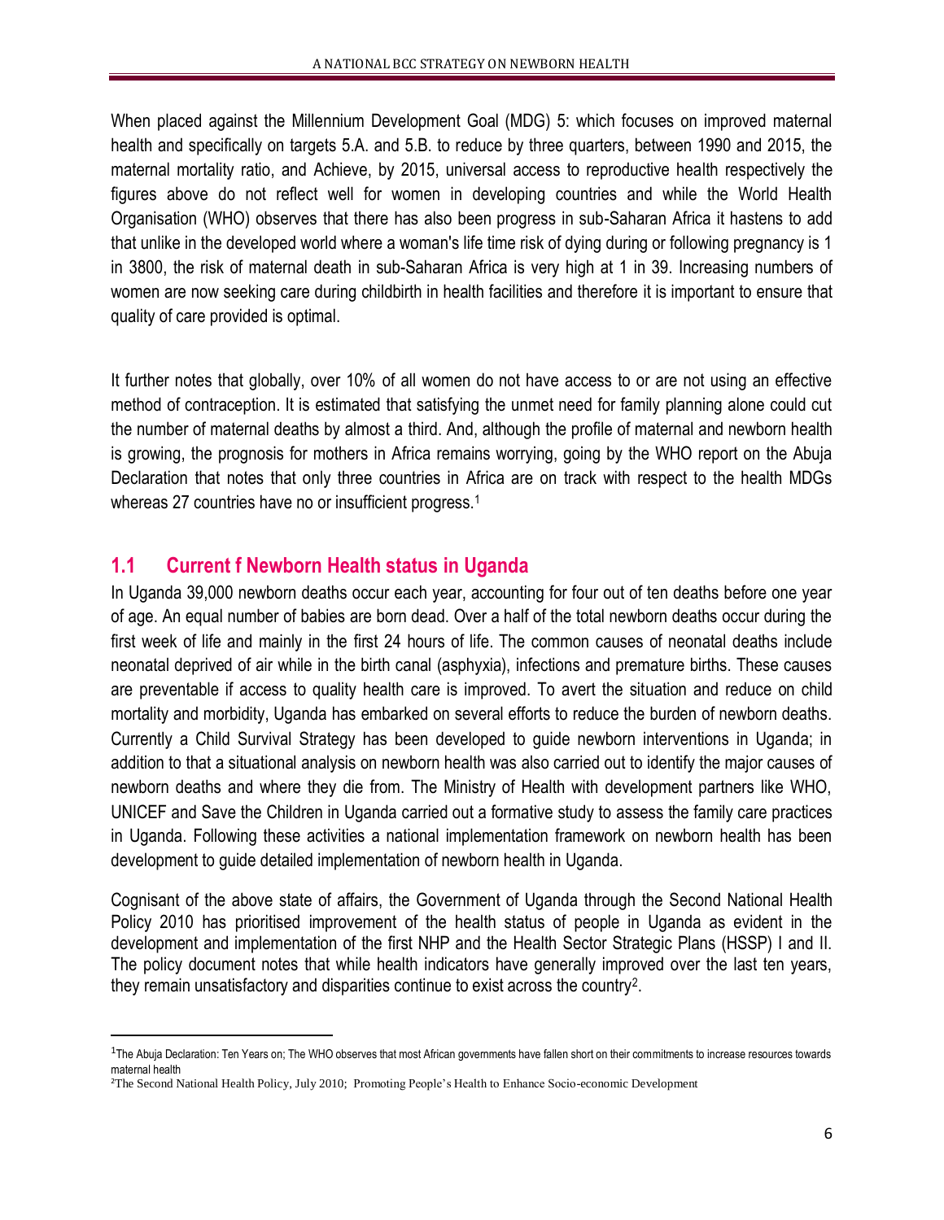When placed against the Millennium Development Goal (MDG) 5: which focuses on improved maternal health and specifically on targets 5.A. and 5.B. to reduce by three quarters, between 1990 and 2015, the maternal mortality ratio, and Achieve, by 2015, universal access to reproductive health respectively the figures above do not reflect well for women in developing countries and while the World Health Organisation (WHO) observes that there has also been progress in sub-Saharan Africa it hastens to add that unlike in the developed world where a woman's life time risk of dying during or following pregnancy is 1 in 3800, the risk of maternal death in sub-Saharan Africa is very high at 1 in 39. Increasing numbers of women are now seeking care during childbirth in health facilities and therefore it is important to ensure that quality of care provided is optimal.

It further notes that globally, over 10% of all women do not have access to or are not using an effective method of contraception. It is estimated that satisfying the unmet need for family planning alone could cut the number of maternal deaths by almost a third. And, although the profile of maternal and newborn health is growing, the prognosis for mothers in Africa remains worrying, going by the WHO report on the Abuja Declaration that notes that only three countries in Africa are on track with respect to the health MDGs whereas 27 countries have no or insufficient progress.[1]

## 1.1 Current f Newborn Health status in Uganda

In Uganda 39,000 newborn deaths occur each year, accounting for four out of ten deaths before one year of age. An equal number of babies are born dead. Over a half of the total newborn deaths occur during the first week of life and mainly in the first 24 hours of life. The common causes of neonatal deaths include neonatal deprived of air while in the birth canal (asphyxia), infections and premature births. These causes are preventable if access to quality health care is improved. To avert the situation and reduce on child mortality and morbidity, Uganda has embarked on several efforts to reduce the burden of newborn deaths. Currently a Child Survival Strategy has been developed to guide newborn interventions in Uganda; in addition to that a situational analysis on newborn health was also carried out to identify the major causes of newborn deaths and where they die from. The Ministry of Health with development partners like WHO, UNICEF and Save the Children in Uganda carried out a formative study to assess the family care practices in Uganda. Following these activities a national implementation framework on newborn health has been development to guide detailed implementation of newborn health in Uganda.

Cognisant of the above state of affairs, the Government of Uganda through the Second National Health Policy 2010 has prioritised improvement of the health status of people in Uganda as evident in the development and implementation of the first NHP and the Health Sector Strategic Plans (HSSP) I and II. The policy document notes that while health indicators have generally improved over the last ten years, they remain unsatisfactory and disparities continue to exist across the country[2].

---

[1] The Abuja Declaration: Ten Years on; The WHO observes that most African governments have fallen short on their commitments to increase resources towards maternal health

[2] The Second National Health Policy, July 2010; Promoting People's Health to Enhance Socio-economic Development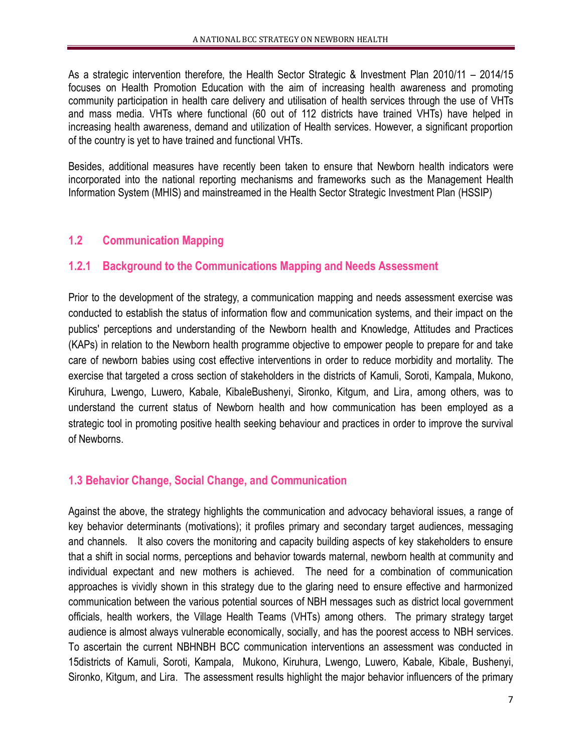As a strategic intervention therefore, the Health Sector Strategic & Investment Plan 2010/11 – 2014/15 focuses on Health Promotion Education with the aim of increasing health awareness and promoting community participation in health care delivery and utilisation of health services through the use of VHTs and mass media. VHTs where functional (60 out of 112 districts have trained VHTs) have helped in increasing health awareness, demand and utilization of Health services. However, a significant proportion of the country is yet to have trained and functional VHTs.

Besides, additional measures have recently been taken to ensure that Newborn health indicators were incorporated into the national reporting mechanisms and frameworks such as the Management Health Information System (MHIS) and mainstreamed in the Health Sector Strategic Investment Plan (HSSIP)

## 1.2 Communication Mapping

### 1.2.1 Background to the Communications Mapping and Needs Assessment

Prior to the development of the strategy, a communication mapping and needs assessment exercise was conducted to establish the status of information flow and communication systems, and their impact on the publics' perceptions and understanding of the Newborn health and Knowledge, Attitudes and Practices (KAPs) in relation to the Newborn health programme objective to empower people to prepare for and take care of newborn babies using cost effective interventions in order to reduce morbidity and mortality. The exercise that targeted a cross section of stakeholders in the districts of Kamuli, Soroti, Kampala, Mukono, Kiruhura, Lwengo, Luwero, Kabale, KibaleBushenyi, Sironko, Kitgum, and Lira, among others, was to understand the current status of Newborn health and how communication has been employed as a strategic tool in promoting positive health seeking behaviour and practices in order to improve the survival of Newborns.

## 1.3 Behavior Change, Social Change, and Communication

Against the above, the strategy highlights the communication and advocacy behavioral issues, a range of key behavior determinants (motivations); it profiles primary and secondary target audiences, messaging and channels. It also covers the monitoring and capacity building aspects of key stakeholders to ensure that a shift in social norms, perceptions and behavior towards maternal, newborn health at community and individual expectant and new mothers is achieved. The need for a combination of communication approaches is vividly shown in this strategy due to the glaring need to ensure effective and harmonized communication between the various potential sources of NBH messages such as district local government officials, health workers, the Village Health Teams (VHTs) among others. The primary strategy target audience is almost always vulnerable economically, socially, and has the poorest access to NBH services. To ascertain the current NBHNBH BCC communication interventions an assessment was conducted in 15districts of Kamuli, Soroti, Kampala, Mukono, Kiruhura, Lwengo, Luwero, Kabale, Kibale, Bushenyi, Sironko, Kitgum, and Lira. The assessment results highlight the major behavior influencers of the primary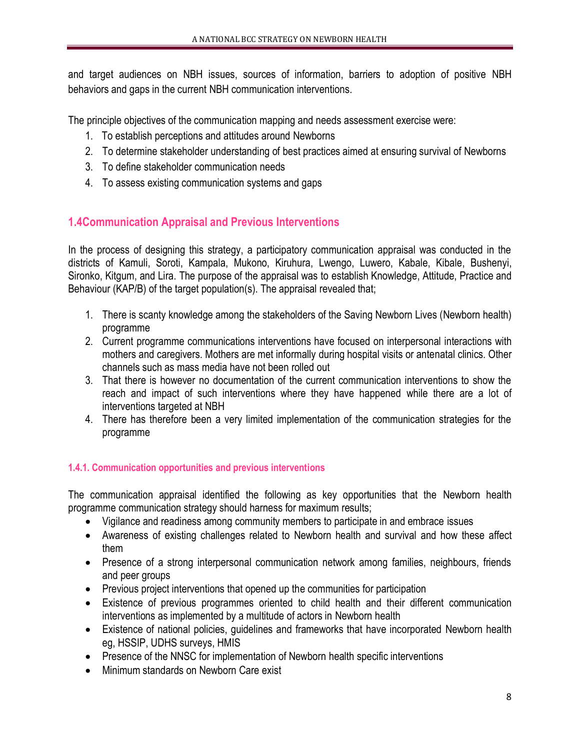and target audiences on NBH issues, sources of information, barriers to adoption of positive NBH behaviors and gaps in the current NBH communication interventions.

The principle objectives of the communication mapping and needs assessment exercise were:

1. To establish perceptions and attitudes around Newborns
2. To determine stakeholder understanding of best practices aimed at ensuring survival of Newborns
3. To define stakeholder communication needs
4. To assess existing communication systems and gaps

## 1.4Communication Appraisal and Previous Interventions

In the process of designing this strategy, a participatory communication appraisal was conducted in the districts of Kamuli, Soroti, Kampala, Mukono, Kiruhura, Lwengo, Luwero, Kabale, Kibale, Bushenyi, Sironko, Kitgum, and Lira. The purpose of the appraisal was to establish Knowledge, Attitude, Practice and Behaviour (KAP/B) of the target population(s). The appraisal revealed that;

1. There is scanty knowledge among the stakeholders of the Saving Newborn Lives (Newborn health) programme
2. Current programme communications interventions have focused on interpersonal interactions with mothers and caregivers. Mothers are met informally during hospital visits or antenatal clinics. Other channels such as mass media have not been rolled out
3. That there is however no documentation of the current communication interventions to show the reach and impact of such interventions where they have happened while there are a lot of interventions targeted at NBH
4. There has therefore been a very limited implementation of the communication strategies for the programme

### 1.4.1. Communication opportunities and previous interventions

The communication appraisal identified the following as key opportunities that the Newborn health programme communication strategy should harness for maximum results;

- Vigilance and readiness among community members to participate in and embrace issues
- Awareness of existing challenges related to Newborn health and survival and how these affect them
- Presence of a strong interpersonal communication network among families, neighbours, friends and peer groups
- Previous project interventions that opened up the communities for participation
- Existence of previous programmes oriented to child health and their different communication interventions as implemented by a multitude of actors in Newborn health
- Existence of national policies, guidelines and frameworks that have incorporated Newborn health eg, HSSIP, UDHS surveys, HMIS
- Presence of the NNSC for implementation of Newborn health specific interventions
- Minimum standards on Newborn Care exist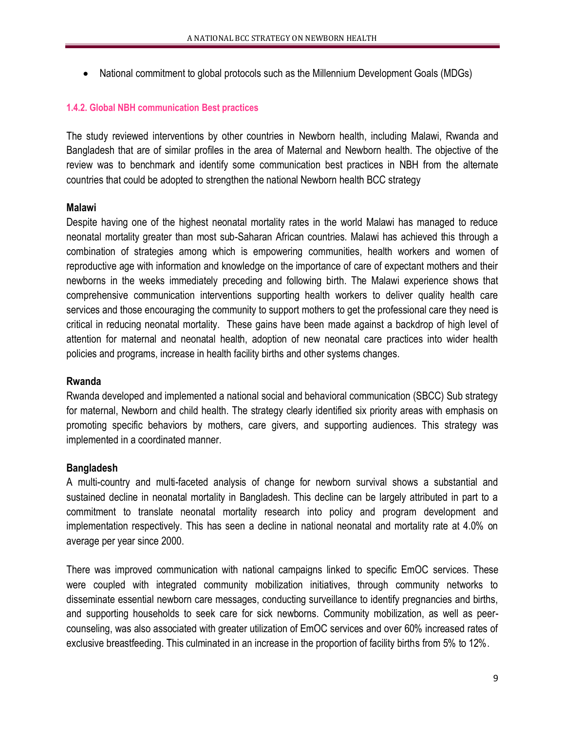- National commitment to global protocols such as the Millennium Development Goals (MDGs)

#### 1.4.2. Global NBH communication Best practices

The study reviewed interventions by other countries in Newborn health, including Malawi, Rwanda and Bangladesh that are of similar profiles in the area of Maternal and Newborn health. The objective of the review was to benchmark and identify some communication best practices in NBH from the alternate countries that could be adopted to strengthen the national Newborn health BCC strategy

**Malawi**

Despite having one of the highest neonatal mortality rates in the world Malawi has managed to reduce neonatal mortality greater than most sub-Saharan African countries. Malawi has achieved this through a combination of strategies among which is empowering communities, health workers and women of reproductive age with information and knowledge on the importance of care of expectant mothers and their newborns in the weeks immediately preceding and following birth. The Malawi experience shows that comprehensive communication interventions supporting health workers to deliver quality health care services and those encouraging the community to support mothers to get the professional care they need is critical in reducing neonatal mortality. These gains have been made against a backdrop of high level of attention for maternal and neonatal health, adoption of new neonatal care practices into wider health policies and programs, increase in health facility births and other systems changes.

**Rwanda**

Rwanda developed and implemented a national social and behavioral communication (SBCC) Sub strategy for maternal, Newborn and child health. The strategy clearly identified six priority areas with emphasis on promoting specific behaviors by mothers, care givers, and supporting audiences. This strategy was implemented in a coordinated manner.

**Bangladesh**

A multi-country and multi-faceted analysis of change for newborn survival shows a substantial and sustained decline in neonatal mortality in Bangladesh. This decline can be largely attributed in part to a commitment to translate neonatal mortality research into policy and program development and implementation respectively. This has seen a decline in national neonatal and mortality rate at 4.0% on average per year since 2000.

There was improved communication with national campaigns linked to specific EmOC services. These were coupled with integrated community mobilization initiatives, through community networks to disseminate essential newborn care messages, conducting surveillance to identify pregnancies and births, and supporting households to seek care for sick newborns. Community mobilization, as well as peer-counseling, was also associated with greater utilization of EmOC services and over 60% increased rates of exclusive breastfeeding. This culminated in an increase in the proportion of facility births from 5% to 12%.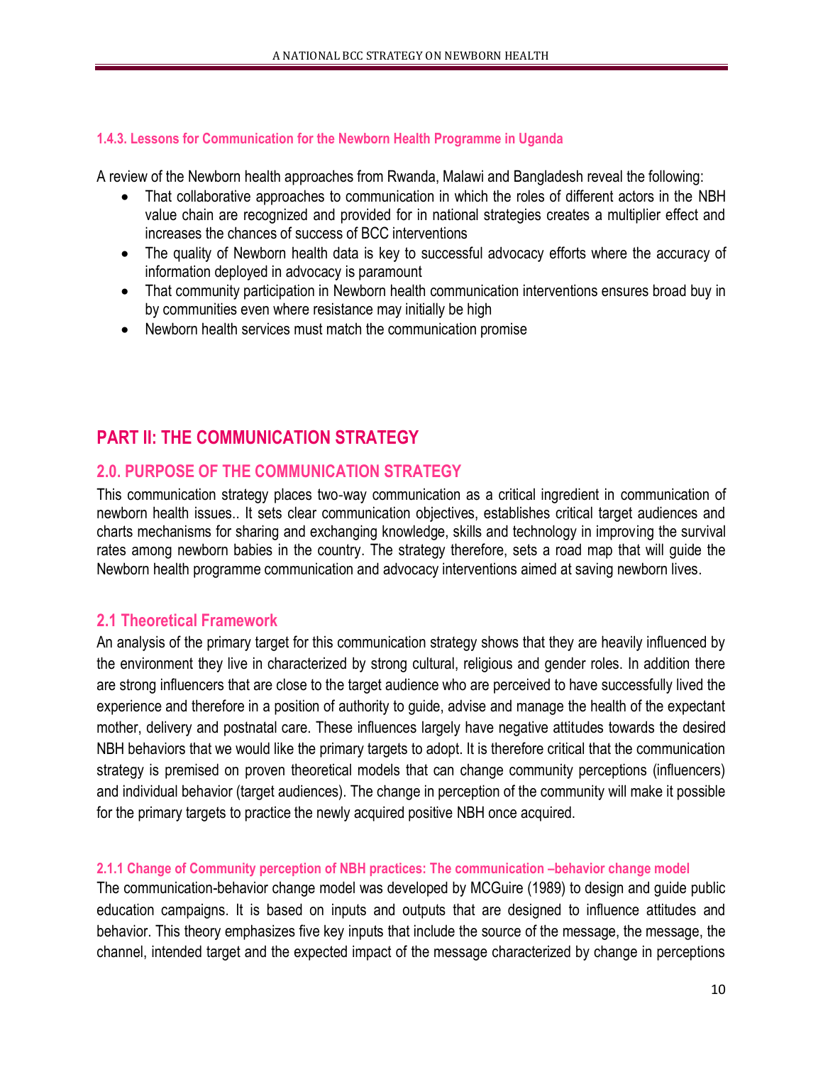#### 1.4.3. Lessons for Communication for the Newborn Health Programme in Uganda

A review of the Newborn health approaches from Rwanda, Malawi and Bangladesh reveal the following:

- That collaborative approaches to communication in which the roles of different actors in the NBH value chain are recognized and provided for in national strategies creates a multiplier effect and increases the chances of success of BCC interventions
- The quality of Newborn health data is key to successful advocacy efforts where the accuracy of information deployed in advocacy is paramount
- That community participation in Newborn health communication interventions ensures broad buy in by communities even where resistance may initially be high
- Newborn health services must match the communication promise

# PART II: THE COMMUNICATION STRATEGY

## 2.0. PURPOSE OF THE COMMUNICATION STRATEGY

This communication strategy places two-way communication as a critical ingredient in communication of newborn health issues.. It sets clear communication objectives, establishes critical target audiences and charts mechanisms for sharing and exchanging knowledge, skills and technology in improving the survival rates among newborn babies in the country. The strategy therefore, sets a road map that will guide the Newborn health programme communication and advocacy interventions aimed at saving newborn lives.

### 2.1 Theoretical Framework

An analysis of the primary target for this communication strategy shows that they are heavily influenced by the environment they live in characterized by strong cultural, religious and gender roles. In addition there are strong influencers that are close to the target audience who are perceived to have successfully lived the experience and therefore in a position of authority to guide, advise and manage the health of the expectant mother, delivery and postnatal care. These influences largely have negative attitudes towards the desired NBH behaviors that we would like the primary targets to adopt. It is therefore critical that the communication strategy is premised on proven theoretical models that can change community perceptions (influencers) and individual behavior (target audiences). The change in perception of the community will make it possible for the primary targets to practice the newly acquired positive NBH once acquired.

#### 2.1.1 Change of Community perception of NBH practices: The communication –behavior change model

The communication-behavior change model was developed by MCGuire (1989) to design and guide public education campaigns. It is based on inputs and outputs that are designed to influence attitudes and behavior. This theory emphasizes five key inputs that include the source of the message, the message, the channel, intended target and the expected impact of the message characterized by change in perceptions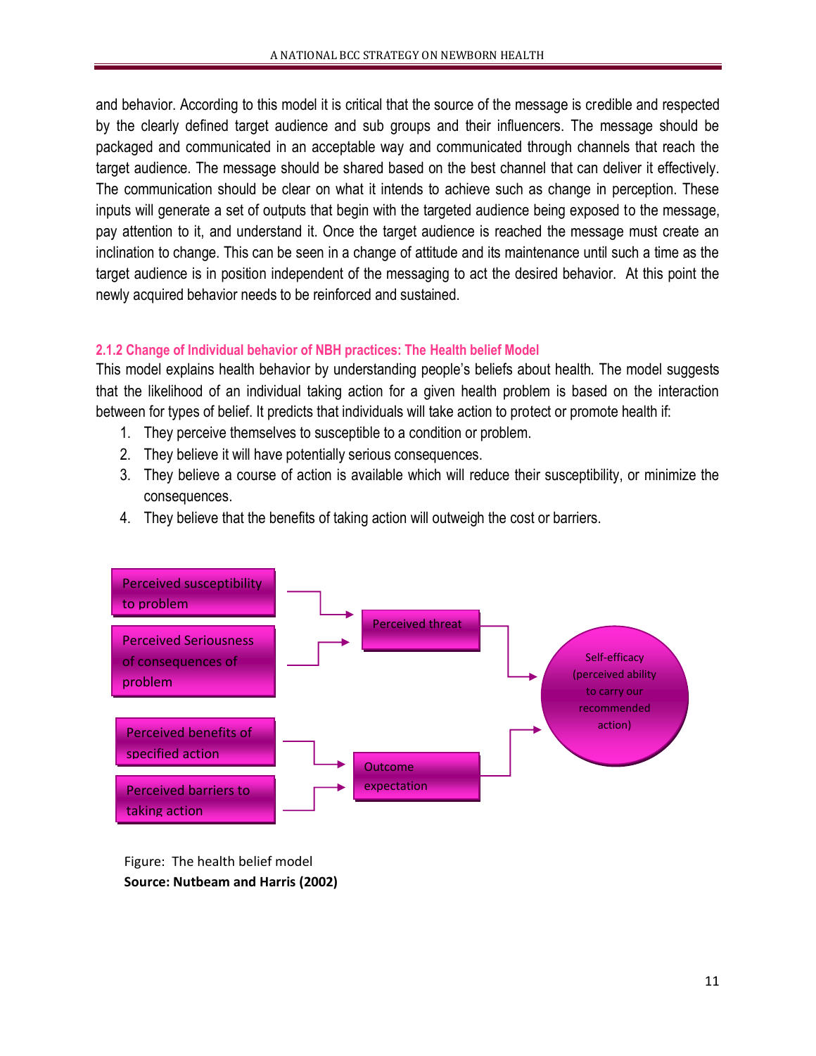and behavior. According to this model it is critical that the source of the message is credible and respected by the clearly defined target audience and sub groups and their influencers. The message should be packaged and communicated in an acceptable way and communicated through channels that reach the target audience. The message should be shared based on the best channel that can deliver it effectively. The communication should be clear on what it intends to achieve such as change in perception. These inputs will generate a set of outputs that begin with the targeted audience being exposed to the message, pay attention to it, and understand it. Once the target audience is reached the message must create an inclination to change. This can be seen in a change of attitude and its maintenance until such a time as the target audience is in position independent of the messaging to act the desired behavior. At this point the newly acquired behavior needs to be reinforced and sustained.

### 2.1.2 Change of Individual behavior of NBH practices: The Health belief Model

This model explains health behavior by understanding people's beliefs about health. The model suggests that the likelihood of an individual taking action for a given health problem is based on the interaction between for types of belief. It predicts that individuals will take action to protect or promote health if:

1. They perceive themselves to susceptible to a condition or problem.
2. They believe it will have potentially serious consequences.
3. They believe a course of action is available which will reduce their susceptibility, or minimize the consequences.
4. They believe that the benefits of taking action will outweigh the cost or barriers.

Perceived susceptibility to problem → Perceived threat

Perceived Seriousness of consequences of problem → Perceived threat

Perceived benefits of specified action → Outcome expectation

Perceived barriers to taking action → Outcome expectation

Perceived threat → Self-efficacy (perceived ability to carry our recommended action)

Outcome expectation → Self-efficacy (perceived ability to carry our recommended action)

Figure: The health belief model

**Source: Nutbeam and Harris (2002)**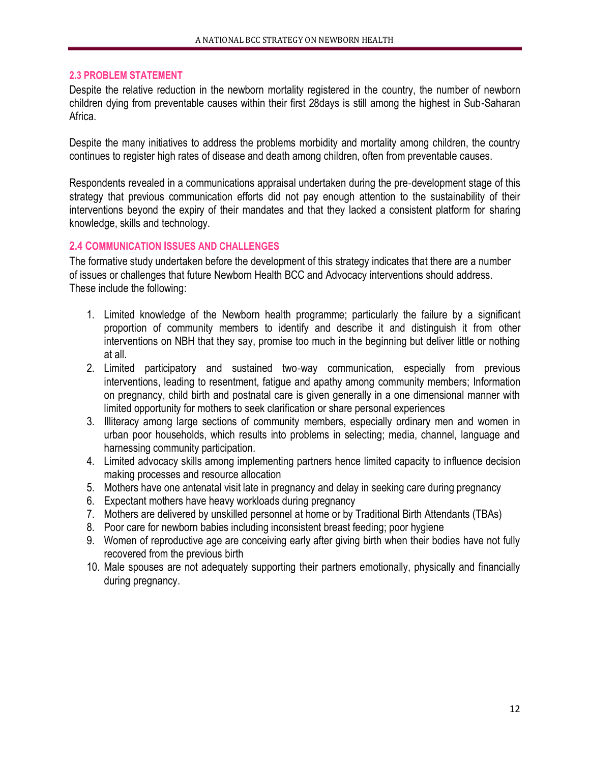## 2.3 PROBLEM STATEMENT

Despite the relative reduction in the newborn mortality registered in the country, the number of newborn children dying from preventable causes within their first 28days is still among the highest in Sub-Saharan Africa.

Despite the many initiatives to address the problems morbidity and mortality among children, the country continues to register high rates of disease and death among children, often from preventable causes.

Respondents revealed in a communications appraisal undertaken during the pre-development stage of this strategy that previous communication efforts did not pay enough attention to the sustainability of their interventions beyond the expiry of their mandates and that they lacked a consistent platform for sharing knowledge, skills and technology.

## 2.4 COMMUNICATION ISSUES AND CHALLENGES

The formative study undertaken before the development of this strategy indicates that there are a number of issues or challenges that future Newborn Health BCC and Advocacy interventions should address. These include the following:

1. Limited knowledge of the Newborn health programme; particularly the failure by a significant proportion of community members to identify and describe it and distinguish it from other interventions on NBH that they say, promise too much in the beginning but deliver little or nothing at all.
2. Limited participatory and sustained two-way communication, especially from previous interventions, leading to resentment, fatigue and apathy among community members; Information on pregnancy, child birth and postnatal care is given generally in a one dimensional manner with limited opportunity for mothers to seek clarification or share personal experiences
3. Illiteracy among large sections of community members, especially ordinary men and women in urban poor households, which results into problems in selecting; media, channel, language and harnessing community participation.
4. Limited advocacy skills among implementing partners hence limited capacity to influence decision making processes and resource allocation
5. Mothers have one antenatal visit late in pregnancy and delay in seeking care during pregnancy
6. Expectant mothers have heavy workloads during pregnancy
7. Mothers are delivered by unskilled personnel at home or by Traditional Birth Attendants (TBAs)
8. Poor care for newborn babies including inconsistent breast feeding; poor hygiene
9. Women of reproductive age are conceiving early after giving birth when their bodies have not fully recovered from the previous birth
10. Male spouses are not adequately supporting their partners emotionally, physically and financially during pregnancy.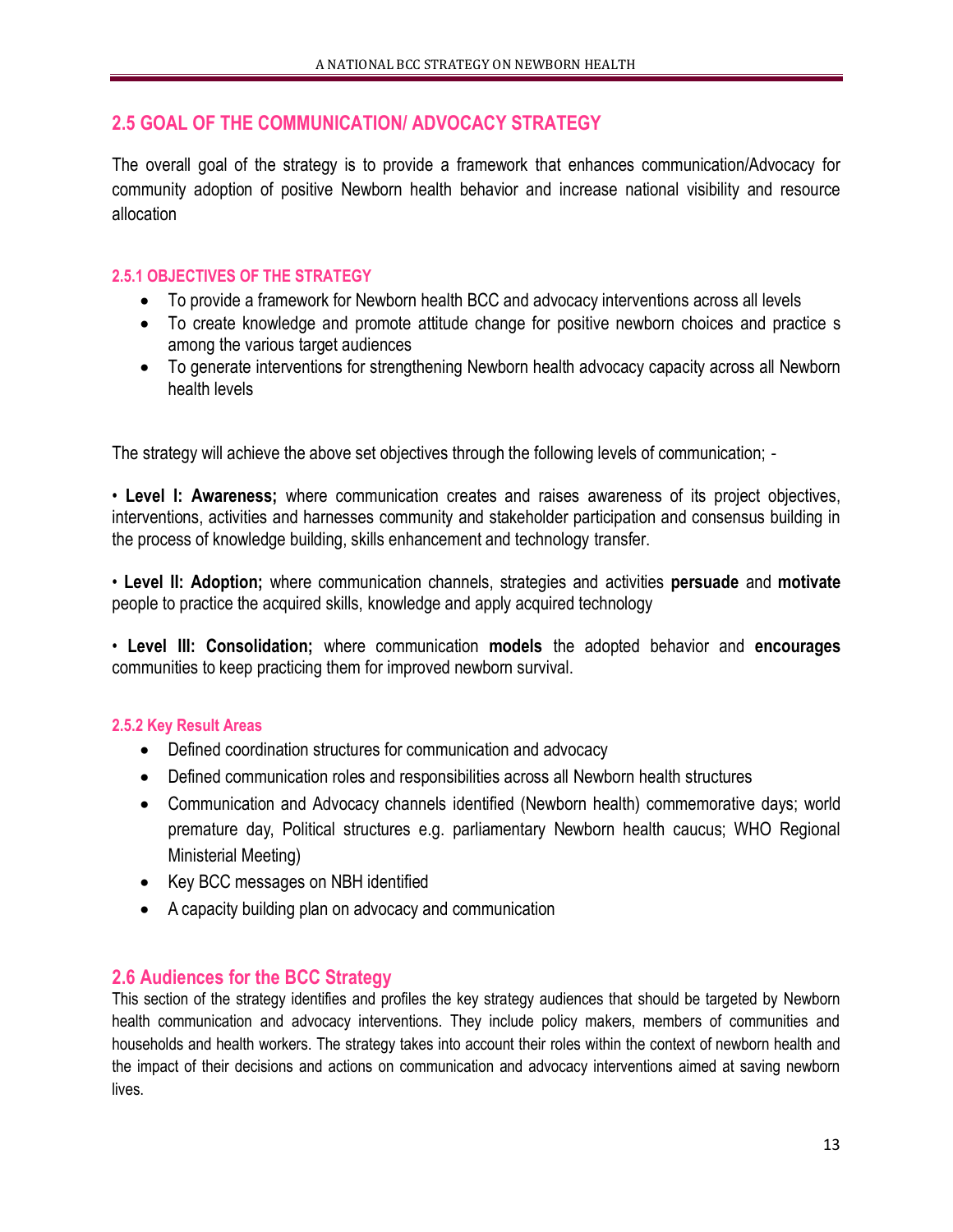## 2.5 GOAL OF THE COMMUNICATION/ ADVOCACY STRATEGY

The overall goal of the strategy is to provide a framework that enhances communication/Advocacy for community adoption of positive Newborn health behavior and increase national visibility and resource allocation

### 2.5.1 OBJECTIVES OF THE STRATEGY

- To provide a framework for Newborn health BCC and advocacy interventions across all levels
- To create knowledge and promote attitude change for positive newborn choices and practice s among the various target audiences
- To generate interventions for strengthening Newborn health advocacy capacity across all Newborn health levels

The strategy will achieve the above set objectives through the following levels of communication; -

• **Level I: Awareness;** where communication creates and raises awareness of its project objectives, interventions, activities and harnesses community and stakeholder participation and consensus building in the process of knowledge building, skills enhancement and technology transfer.

• **Level II: Adoption;** where communication channels, strategies and activities **persuade** and **motivate** people to practice the acquired skills, knowledge and apply acquired technology

• **Level III: Consolidation;** where communication **models** the adopted behavior and **encourages** communities to keep practicing them for improved newborn survival.

### 2.5.2 Key Result Areas

- Defined coordination structures for communication and advocacy
- Defined communication roles and responsibilities across all Newborn health structures
- Communication and Advocacy channels identified (Newborn health) commemorative days; world premature day, Political structures e.g. parliamentary Newborn health caucus; WHO Regional Ministerial Meeting)
- Key BCC messages on NBH identified
- A capacity building plan on advocacy and communication

## 2.6 Audiences for the BCC Strategy

This section of the strategy identifies and profiles the key strategy audiences that should be targeted by Newborn health communication and advocacy interventions. They include policy makers, members of communities and households and health workers. The strategy takes into account their roles within the context of newborn health and the impact of their decisions and actions on communication and advocacy interventions aimed at saving newborn lives.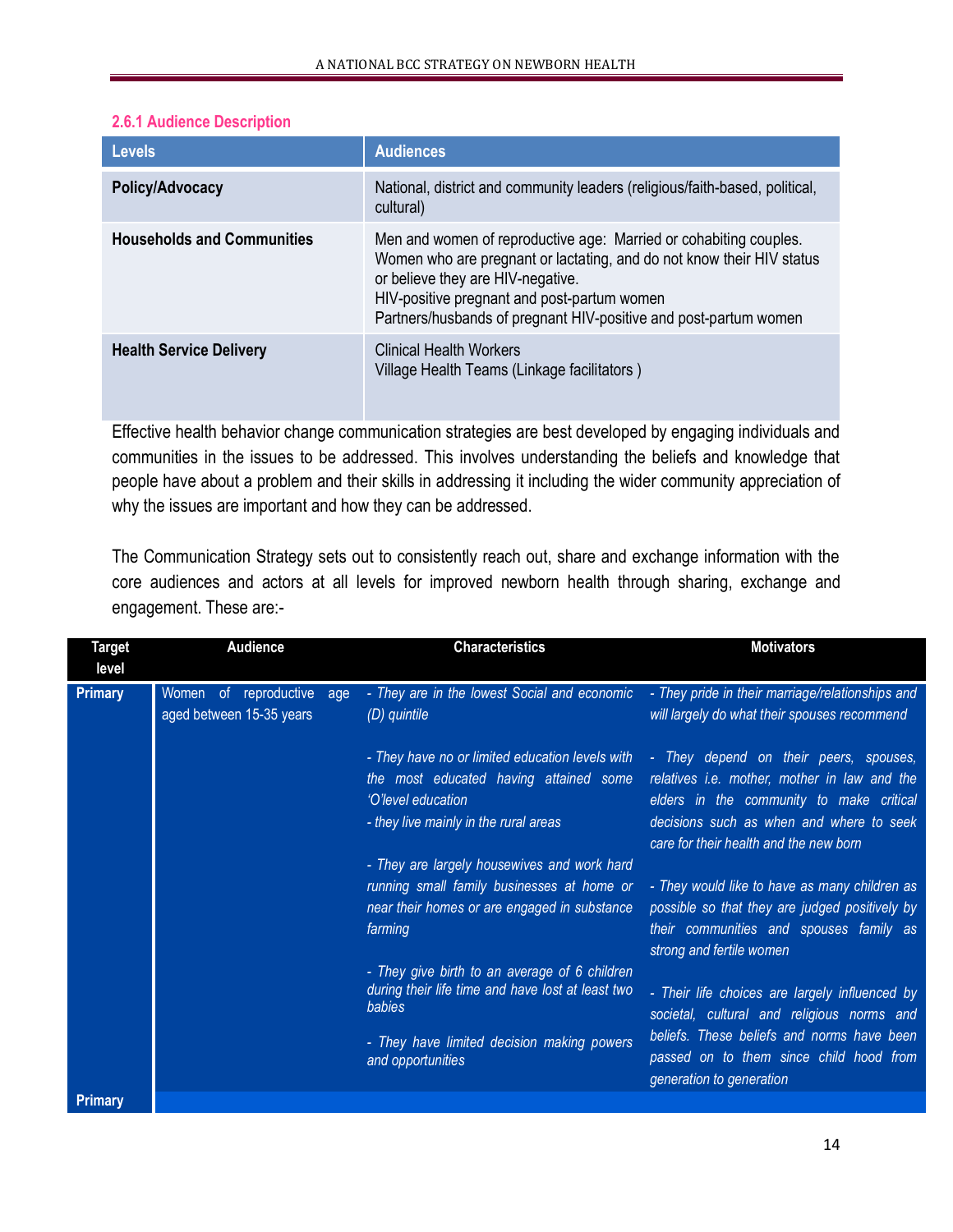### 2.6.1 Audience Description

| Levels | Audiences |
|---|---|
| **Policy/Advocacy** | National, district and community leaders (religious/faith-based, political, cultural) |
| **Households and Communities** | Men and women of reproductive age: Married or cohabiting couples.<br>Women who are pregnant or lactating, and do not know their HIV status or believe they are HIV-negative.<br>HIV-positive pregnant and post-partum women<br>Partners/husbands of pregnant HIV-positive and post-partum women |
| **Health Service Delivery** | Clinical Health Workers<br>Village Health Teams (Linkage facilitators ) |

Effective health behavior change communication strategies are best developed by engaging individuals and communities in the issues to be addressed. This involves understanding the beliefs and knowledge that people have about a problem and their skills in addressing it including the wider community appreciation of why the issues are important and how they can be addressed.

The Communication Strategy sets out to consistently reach out, share and exchange information with the core audiences and actors at all levels for improved newborn health through sharing, exchange and engagement. These are:-

| Target level | Audience | Characteristics | Motivators |
|---|---|---|---|
| **Primary** | Women of reproductive age aged between 15-35 years | *- They are in the lowest Social and economic (D) quintile*<br><br>*- They have no or limited education levels with the most educated having attained some 'O'level education*<br>*- they live mainly in the rural areas*<br><br>*- They are largely housewives and work hard running small family businesses at home or near their homes or are engaged in substance farming*<br><br>*- They give birth to an average of 6 children during their life time and have lost at least two babies*<br><br>*- They have limited decision making powers and opportunities* | *- They pride in their marriage/relationships and will largely do what their spouses recommend*<br><br>*- They depend on their peers, spouses, relatives i.e. mother, mother in law and the elders in the community to make critical decisions such as when and where to seek care for their health and the new born*<br><br>*- They would like to have as many children as possible so that they are judged positively by their communities and spouses family as strong and fertile women*<br><br>*- Their life choices are largely influenced by societal, cultural and religious norms and beliefs. These beliefs and norms have been passed on to them since child hood from generation to generation* |
| **Primary** | | | |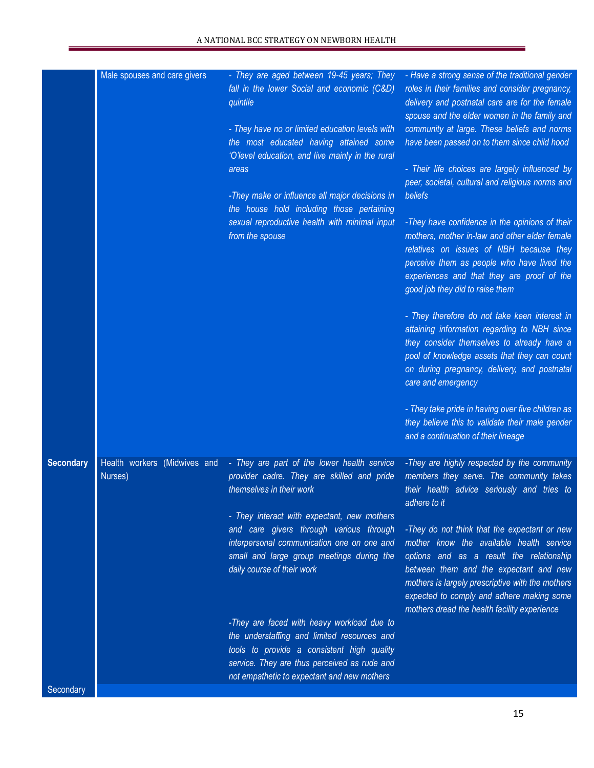| | | | |
|---|---|---|---|
| | Male spouses and care givers | - They are aged between 19-45 years; They fall in the lower Social and economic (C&D) quintile<br><br>- They have no or limited education levels with the most educated having attained some 'O'level education, and live mainly in the rural areas<br><br>-They make or influence all major decisions in the house hold including those pertaining sexual reproductive health with minimal input from the spouse | - Have a strong sense of the traditional gender roles in their families and consider pregnancy, delivery and postnatal care are for the female spouse and the elder women in the family and community at large. These beliefs and norms have been passed on to them since child hood<br><br>- Their life choices are largely influenced by peer, societal, cultural and religious norms and beliefs<br><br>-They have confidence in the opinions of their mothers, mother in-law and other elder female relatives on issues of NBH because they perceive them as people who have lived the experiences and that they are proof of the good job they did to raise them<br><br>- They therefore do not take keen interest in attaining information regarding to NBH since they consider themselves to already have a pool of knowledge assets that they can count on during pregnancy, delivery, and postnatal care and emergency<br><br>- They take pride in having over five children as they believe this to validate their male gender and a continuation of their lineage |
| **Secondary** | Health workers (Midwives and Nurses) | - They are part of the lower health service provider cadre. They are skilled and pride themselves in their work<br><br>- They interact with expectant, new mothers and care givers through various through interpersonal communication one on one and small and large group meetings during the daily course of their work<br><br>-They are faced with heavy workload due to the understaffing and limited resources and tools to provide a consistent high quality service. They are thus perceived as rude and not empathetic to expectant and new mothers | -They are highly respected by the community members they serve. The community takes their health advice seriously and tries to adhere to it<br><br>-They do not think that the expectant or new mother know the available health service options and as a result the relationship between them and the expectant and new mothers is largely prescriptive with the mothers expected to comply and adhere making some mothers dread the health facility experience |
| Secondary | | | |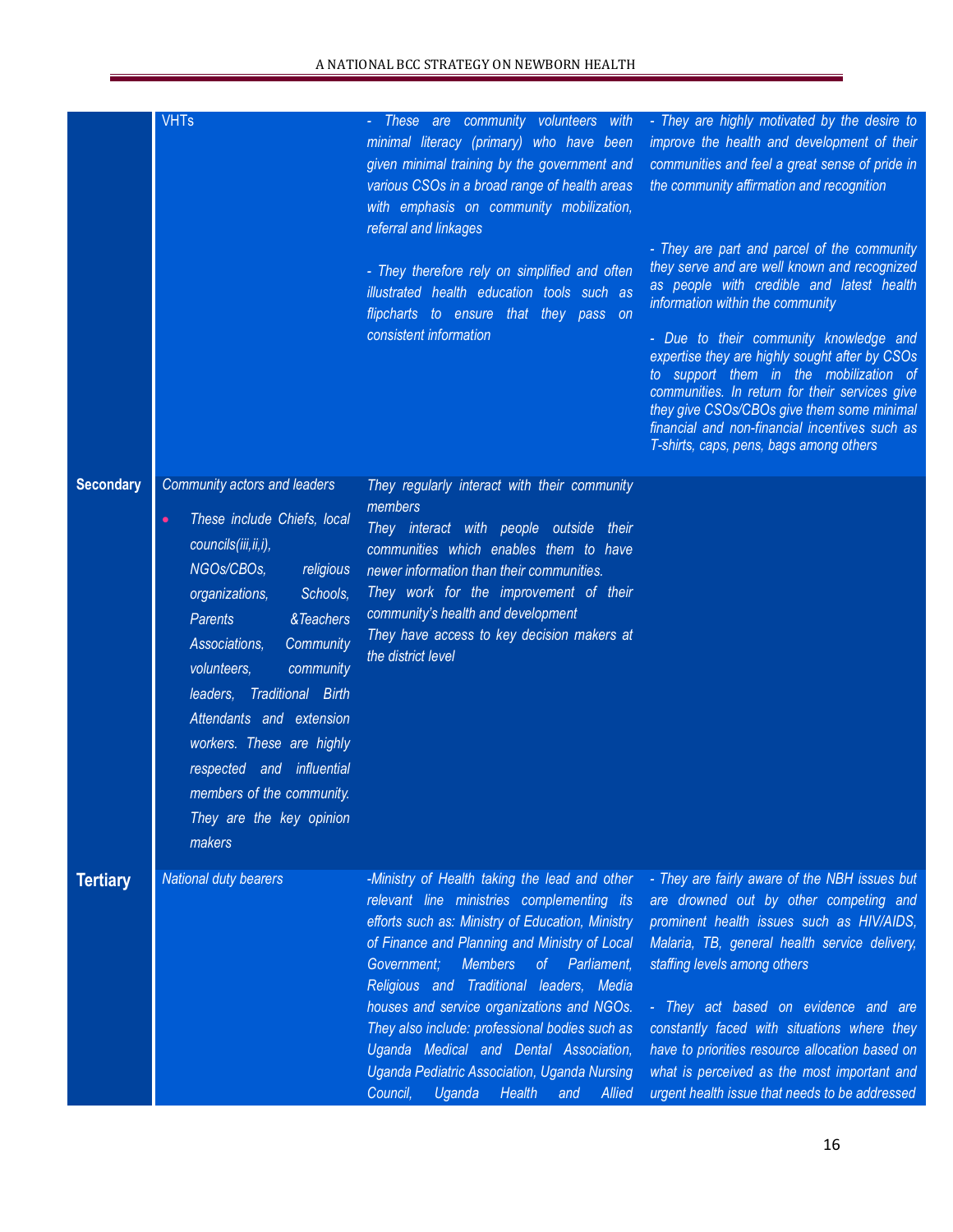| | | | |
|---|---|---|---|
| | VHTs | - These are community volunteers with minimal literacy (primary) who have been given minimal training by the government and various CSOs in a broad range of health areas with emphasis on community mobilization, referral and linkages<br><br>- They therefore rely on simplified and often illustrated health education tools such as flipcharts to ensure that they pass on consistent information | - They are highly motivated by the desire to improve the health and development of their communities and feel a great sense of pride in the community affirmation and recognition<br><br>- They are part and parcel of the community they serve and are well known and recognized as people with credible and latest health information within the community<br><br>- Due to their community knowledge and expertise they are highly sought after by CSOs to support them in the mobilization of communities. In return for their services give they give CSOs/CBOs give them some minimal financial and non-financial incentives such as T-shirts, caps, pens, bags among others |
| **Secondary** | Community actors and leaders<br><br>• These include Chiefs, local councils(iii,ii,i), NGOs/CBOs, religious organizations, Schools, Parents &Teachers Associations, Community volunteers, community leaders, Traditional Birth Attendants and extension workers. These are highly respected and influential members of the community. They are the key opinion makers | They regularly interact with their community members<br>They interact with people outside their communities which enables them to have newer information than their communities.<br>They work for the improvement of their community's health and development<br>They have access to key decision makers at the district level | |
| **Tertiary** | National duty bearers | -Ministry of Health taking the lead and other relevant line ministries complementing its efforts such as: Ministry of Education, Ministry of Finance and Planning and Ministry of Local Government; Members of Parliament, Religious and Traditional leaders, Media houses and service organizations and NGOs. They also include: professional bodies such as Uganda Medical and Dental Association, Uganda Pediatric Association, Uganda Nursing Council, Uganda Health and Allied | - They are fairly aware of the NBH issues but are drowned out by other competing and prominent health issues such as HIV/AIDS, Malaria, TB, general health service delivery, staffing levels among others<br><br>- They act based on evidence and are constantly faced with situations where they have to priorities resource allocation based on what is perceived as the most important and urgent health issue that needs to be addressed |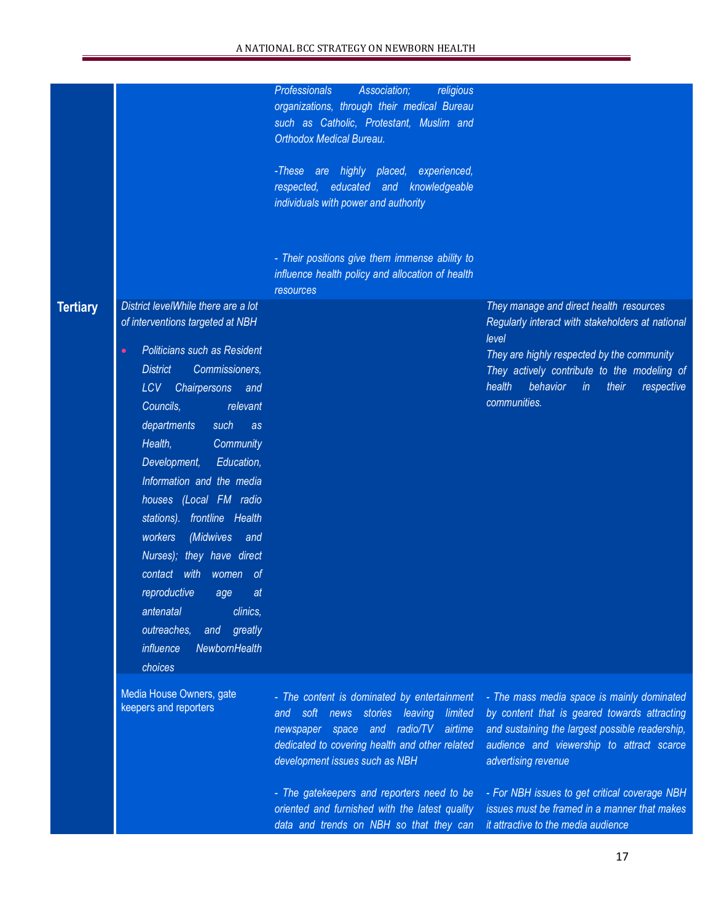| | | | |
|---|---|---|---|
| | | *Professionals Association; religious organizations, through their medical Bureau such as Catholic, Protestant, Muslim and Orthodox Medical Bureau.*<br><br>*-These are highly placed, experienced, respected, educated and knowledgeable individuals with power and authority*<br><br>*- Their positions give them immense ability to influence health policy and allocation of health resources* | |
| **Tertiary** | *District levelWhile there are a lot of interventions targeted at NBH*<br><br>• *Politicians such as Resident District Commissioners, LCV Chairpersons and Councils, relevant departments such as Health, Community Development, Education, Information and the media houses (Local FM radio stations). frontline Health workers (Midwives and Nurses); they have direct contact with women of reproductive age at antenatal clinics, outreaches, and greatly influence NewbornHealth choices* | | *They manage and direct health resources*<br>*Regularly interact with stakeholders at national level*<br>*They are highly respected by the community*<br>*They actively contribute to the modeling of health behavior in their respective communities.* |
| | Media House Owners, gate keepers and reporters | *- The content is dominated by entertainment and soft news stories leaving limited newspaper space and radio/TV airtime dedicated to covering health and other related development issues such as NBH*<br><br>*- The gatekeepers and reporters need to be oriented and furnished with the latest quality data and trends on NBH so that they can* | *- The mass media space is mainly dominated by content that is geared towards attracting and sustaining the largest possible readership, audience and viewership to attract scarce advertising revenue*<br><br>*- For NBH issues to get critical coverage NBH issues must be framed in a manner that makes it attractive to the media audience* |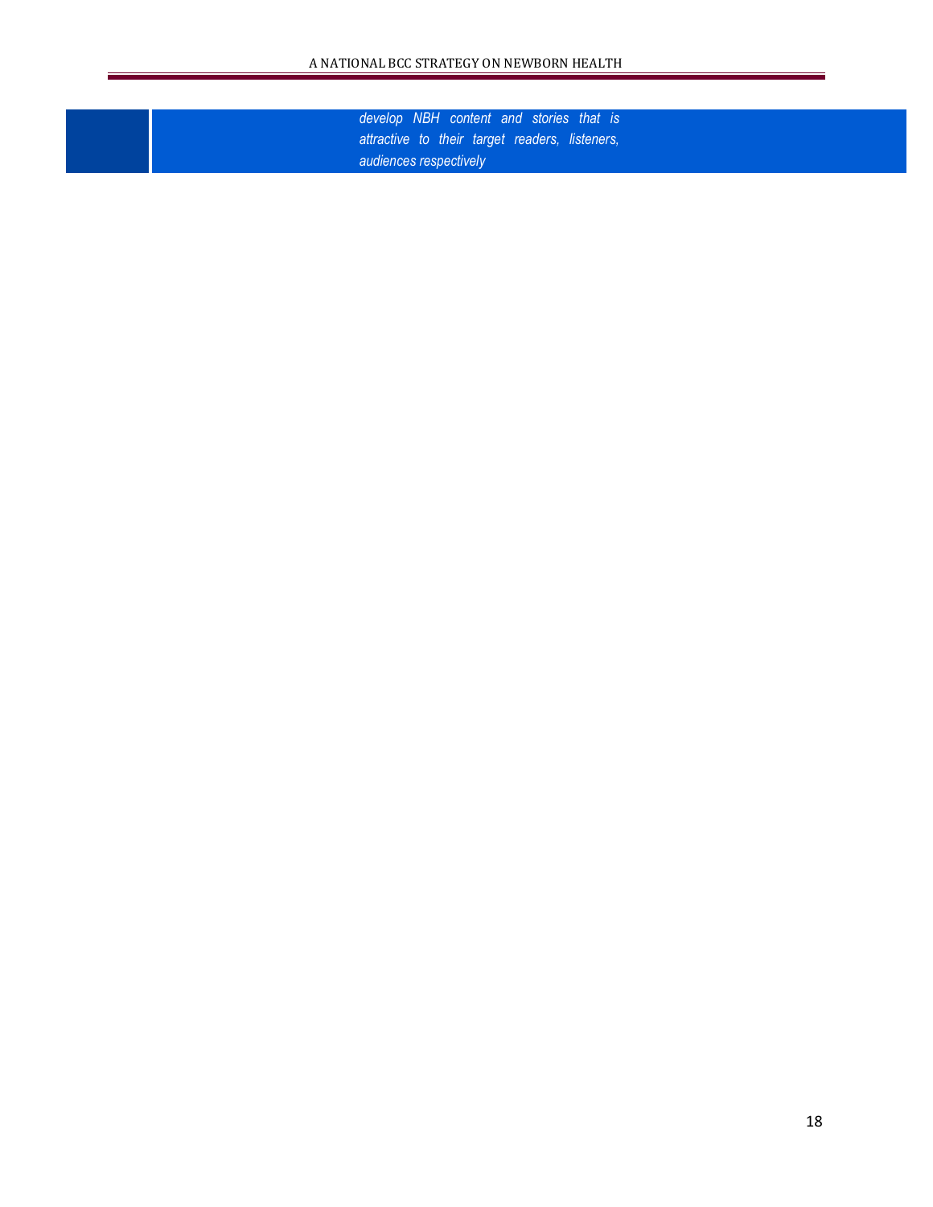| | |
|---|---|
| | *develop NBH content and stories that is attractive to their target readers, listeners, audiences respectively* |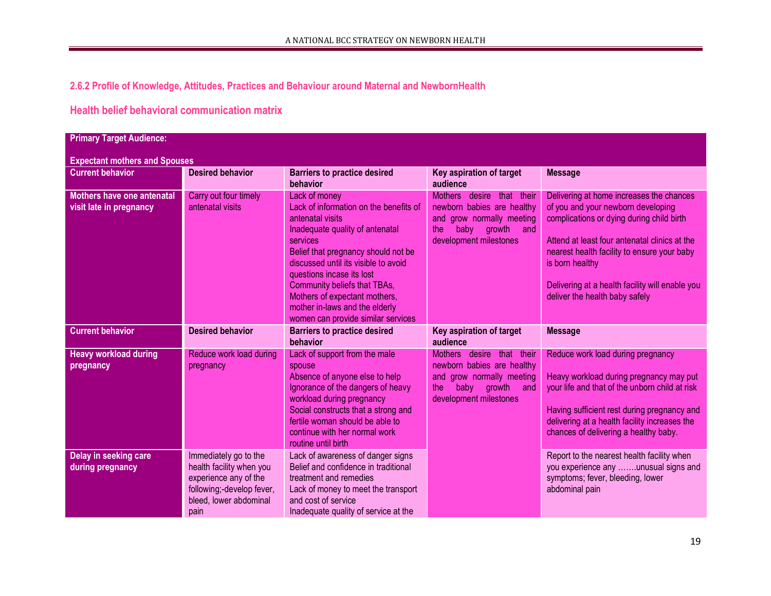### 2.6.2 Profile of Knowledge, Attitudes, Practices and Behaviour around Maternal and NewbornHealth

### Health belief behavioral communication matrix

| **Primary Target Audience:**<br><br>**Expectant mothers and Spouses** | | | | |
|---|---|---|---|---|
| **Current behavior** | **Desired behavior** | **Barriers to practice desired behavior** | **Key aspiration of target audience** | **Message** |
| **Mothers have one antenatal visit late in pregnancy** | Carry out four timely antenatal visits | Lack of money<br>Lack of information on the benefits of antenatal visits<br>Inadequate quality of antenatal services<br>Belief that pregnancy should not be discussed until its visible to avoid questions incase its lost<br>Community beliefs that TBAs, Mothers of expectant mothers, mother in-laws and the elderly women can provide similar services | Mothers desire that their newborn babies are healthy and grow normally meeting the baby growth and development milestones | Delivering at home increases the chances of you and your newborn developing complications or dying during child birth<br><br>Attend at least four antenatal clinics at the nearest health facility to ensure your baby is born healthy<br><br>Delivering at a health facility will enable you deliver the health baby safely |
| **Current behavior** | **Desired behavior** | **Barriers to practice desired behavior** | **Key aspiration of target audience** | **Message** |
| **Heavy workload during pregnancy** | Reduce work load during pregnancy | Lack of support from the male spouse<br>Absence of anyone else to help<br>Ignorance of the dangers of heavy workload during pregnancy<br>Social constructs that a strong and fertile woman should be able to continue with her normal work routine until birth | Mothers desire that their newborn babies are healthy and grow normally meeting the baby growth and development milestones | Reduce work load during pregnancy<br><br>Heavy workload during pregnancy may put your life and that of the unborn child at risk<br><br>Having sufficient rest during pregnancy and delivering at a health facility increases the chances of delivering a healthy baby. |
| **Delay in seeking care during pregnancy** | Immediately go to the health facility when you experience any of the following;-develop fever, bleed, lower abdominal pain | Lack of awareness of danger signs<br>Belief and confidence in traditional treatment and remedies<br>Lack of money to meet the transport and cost of service<br>Inadequate quality of service at the | | Report to the nearest health facility when you experience any …….unusual signs and symptoms; fever, bleeding, lower abdominal pain |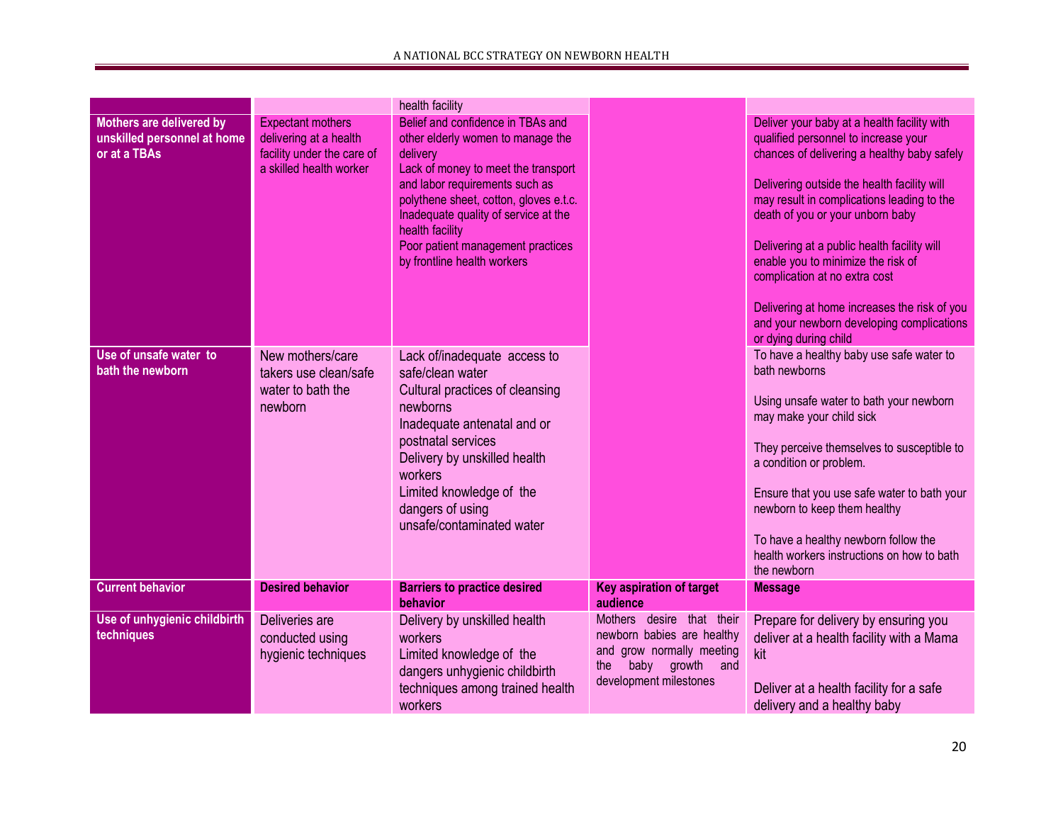| | | health facility | | |
|---|---|---|---|---|
| **Mothers are delivered by unskilled personnel at home or at a TBAs** | Expectant mothers delivering at a health facility under the care of a skilled health worker | Belief and confidence in TBAs and other elderly women to manage the delivery<br>Lack of money to meet the transport and labor requirements such as polythene sheet, cotton, gloves e.t.c.<br>Inadequate quality of service at the health facility<br>Poor patient management practices by frontline health workers | | Deliver your baby at a health facility with qualified personnel to increase your chances of delivering a healthy baby safely<br><br>Delivering outside the health facility will may result in complications leading to the death of you or your unborn baby<br><br>Delivering at a public health facility will enable you to minimize the risk of complication at no extra cost<br><br>Delivering at home increases the risk of you and your newborn developing complications or dying during child |
| **Use of unsafe water to bath the newborn** | New mothers/care takers use clean/safe water to bath the newborn | Lack of/inadequate access to safe/clean water<br>Cultural practices of cleansing newborns<br>Inadequate antenatal and or postnatal services<br>Delivery by unskilled health workers<br>Limited knowledge of the dangers of using unsafe/contaminated water | | To have a healthy baby use safe water to bath newborns<br><br>Using unsafe water to bath your newborn may make your child sick<br><br>They perceive themselves to susceptible to a condition or problem.<br><br>Ensure that you use safe water to bath your newborn to keep them healthy<br><br>To have a healthy newborn follow the health workers instructions on how to bath the newborn |
| **Current behavior** | **Desired behavior** | **Barriers to practice desired behavior** | **Key aspiration of target audience** | **Message** |
| **Use of unhygienic childbirth techniques** | Deliveries are conducted using hygienic techniques | Delivery by unskilled health workers<br>Limited knowledge of the dangers unhygienic childbirth techniques among trained health workers | Mothers desire that their newborn babies are healthy and grow normally meeting the baby growth and development milestones | Prepare for delivery by ensuring you deliver at a health facility with a Mama kit<br><br>Deliver at a health facility for a safe delivery and a healthy baby |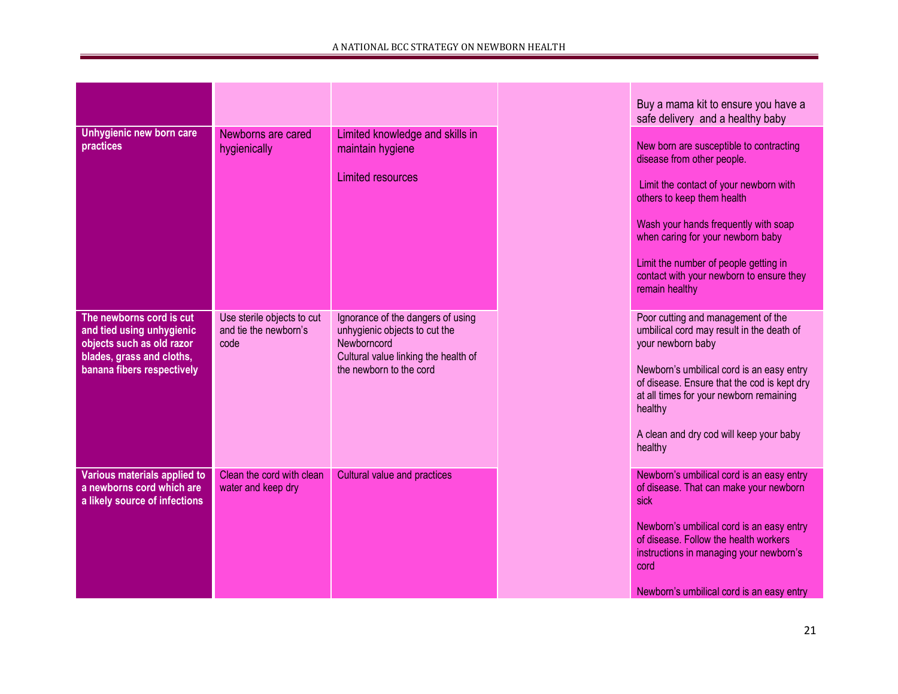| | | | | |
|---|---|---|---|---|
| | | | | Buy a mama kit to ensure you have a safe delivery and a healthy baby |
| **Unhygienic new born care practices** | Newborns are cared hygienically | Limited knowledge and skills in maintain hygiene<br><br>Limited resources | | New born are susceptible to contracting disease from other people.<br><br>Limit the contact of your newborn with others to keep them health<br><br>Wash your hands frequently with soap when caring for your newborn baby<br><br>Limit the number of people getting in contact with your newborn to ensure they remain healthy |
| **The newborns cord is cut and tied using unhygienic objects such as old razor blades, grass and cloths, banana fibers respectively** | Use sterile objects to cut and tie the newborn's code | Ignorance of the dangers of using unhygienic objects to cut the Newborncord<br>Cultural value linking the health of the newborn to the cord | | Poor cutting and management of the umbilical cord may result in the death of your newborn baby<br><br>Newborn's umbilical cord is an easy entry of disease. Ensure that the cod is kept dry at all times for your newborn remaining healthy<br><br>A clean and dry cod will keep your baby healthy |
| **Various materials applied to a newborns cord which are a likely source of infections** | Clean the cord with clean water and keep dry | Cultural value and practices | | Newborn's umbilical cord is an easy entry of disease. That can make your newborn sick<br><br>Newborn's umbilical cord is an easy entry of disease. Follow the health workers instructions in managing your newborn's cord<br><br>Newborn's umbilical cord is an easy entry |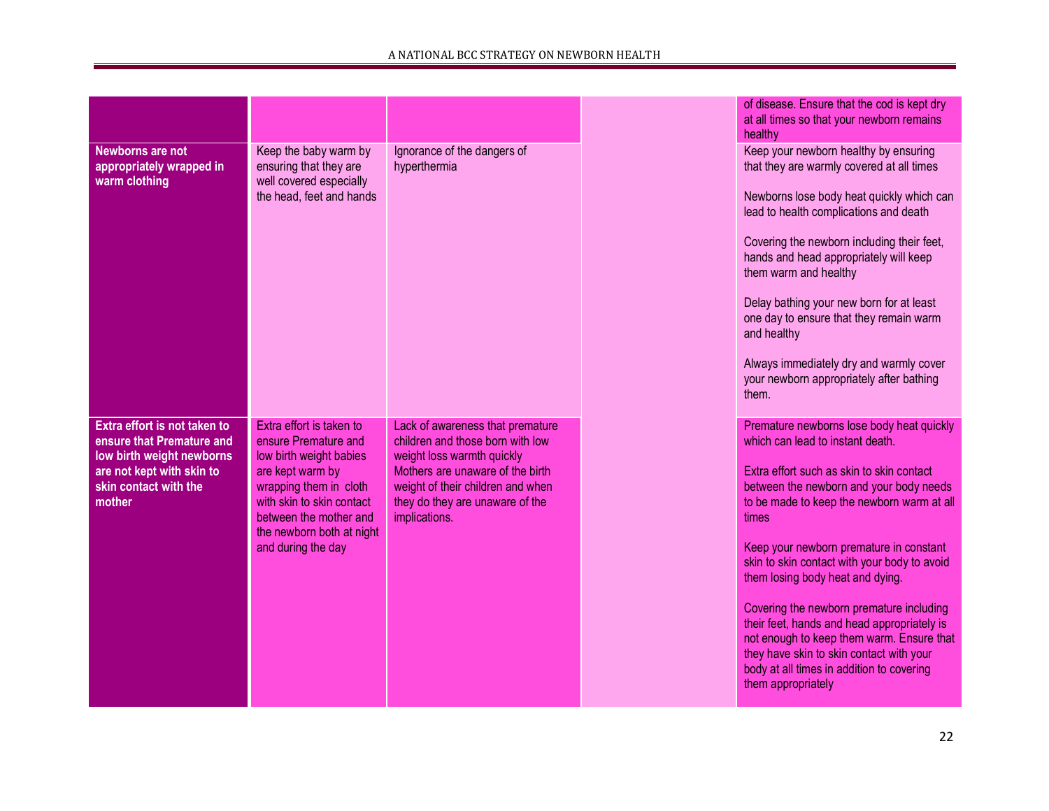| | | | | |
|---|---|---|---|---|
| | | | | of disease. Ensure that the cod is kept dry at all times so that your newborn remains healthy |
| **Newborns are not appropriately wrapped in warm clothing** | Keep the baby warm by ensuring that they are well covered especially the head, feet and hands | Ignorance of the dangers of hyperthermia | | Keep your newborn healthy by ensuring that they are warmly covered at all times<br><br>Newborns lose body heat quickly which can lead to health complications and death<br><br>Covering the newborn including their feet, hands and head appropriately will keep them warm and healthy<br><br>Delay bathing your new born for at least one day to ensure that they remain warm and healthy<br><br>Always immediately dry and warmly cover your newborn appropriately after bathing them. |
| **Extra effort is not taken to ensure that Premature and low birth weight newborns are not kept with skin to skin contact with the mother** | Extra effort is taken to ensure Premature and low birth weight babies are kept warm by wrapping them in cloth with skin to skin contact between the mother and the newborn both at night and during the day | Lack of awareness that premature children and those born with low weight loss warmth quickly<br>Mothers are unaware of the birth weight of their children and when they do they are unaware of the implications. | | Premature newborns lose body heat quickly which can lead to instant death.<br><br>Extra effort such as skin to skin contact between the newborn and your body needs to be made to keep the newborn warm at all times<br><br>Keep your newborn premature in constant skin to skin contact with your body to avoid them losing body heat and dying.<br><br>Covering the newborn premature including their feet, hands and head appropriately is not enough to keep them warm. Ensure that they have skin to skin contact with your body at all times in addition to covering them appropriately |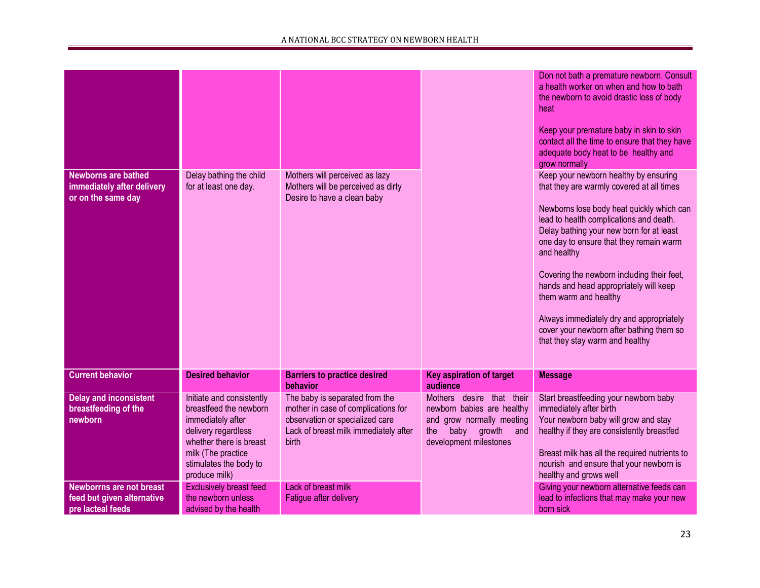| | | | | |
|---|---|---|---|---|
| | | | | Don not bath a premature newborn. Consult a health worker on when and how to bath the newborn to avoid drastic loss of body heat<br><br>Keep your premature baby in skin to skin contact all the time to ensure that they have adequate body heat to be healthy and grow normally |
| **Newborns are bathed immediately after delivery or on the same day** | Delay bathing the child for at least one day. | Mothers will perceived as lazy<br>Mothers will be perceived as dirty<br>Desire to have a clean baby | | Keep your newborn healthy by ensuring that they are warmly covered at all times<br><br>Newborns lose body heat quickly which can lead to health complications and death. Delay bathing your new born for at least one day to ensure that they remain warm and healthy<br><br>Covering the newborn including their feet, hands and head appropriately will keep them warm and healthy<br><br>Always immediately dry and appropriately cover your newborn after bathing them so that they stay warm and healthy |
| **Current behavior** | **Desired behavior** | **Barriers to practice desired behavior** | **Key aspiration of target audience** | **Message** |
| **Delay and inconsistent breastfeeding of the newborn** | Initiate and consistently breastfeed the newborn immediately after delivery regardless whether there is breast milk (The practice stimulates the body to produce milk) | The baby is separated from the mother in case of complications for observation or specialized care<br>Lack of breast milk immediately after birth | Mothers desire that their newborn babies are healthy and grow normally meeting the baby growth and development milestones | Start breastfeeding your newborn baby immediately after birth<br>Your newborn baby will grow and stay healthy if they are consistently breastfed<br><br>Breast milk has all the required nutrients to nourish and ensure that your newborn is healthy and grows well |
| **Newborrns are not breast feed but given alternative pre lacteal feeds** | Exclusively breast feed the newborn unless advised by the health | Lack of breast milk<br>Fatigue after delivery | | Giving your newborn alternative feeds can lead to infections that may make your new born sick |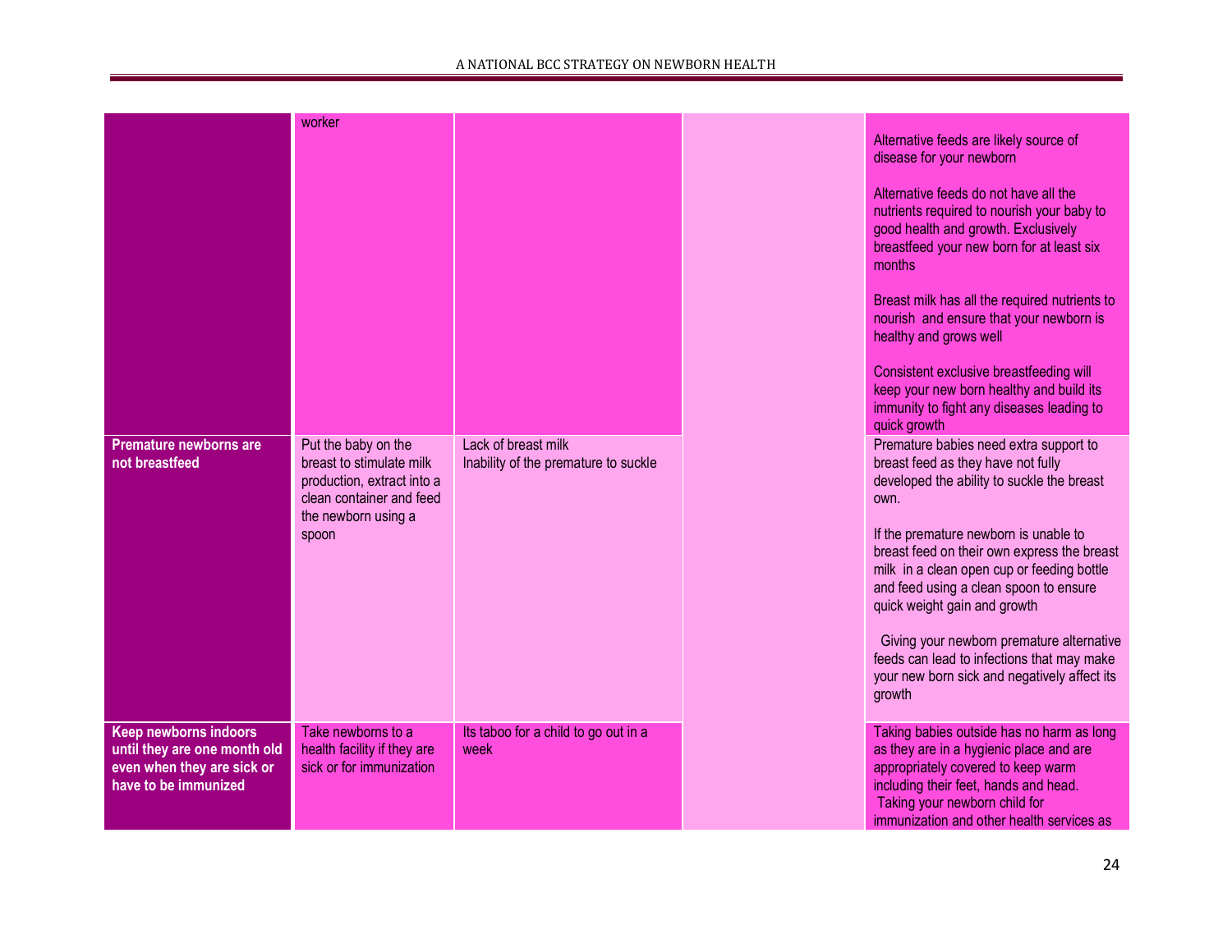| | | | | |
|---|---|---|---|---|
| | worker | | | Alternative feeds are likely source of disease for your newborn<br><br>Alternative feeds do not have all the nutrients required to nourish your baby to good health and growth. Exclusively breastfeed your new born for at least six months<br><br>Breast milk has all the required nutrients to nourish and ensure that your newborn is healthy and grows well<br><br>Consistent exclusive breastfeeding will keep your new born healthy and build its immunity to fight any diseases leading to quick growth |
| **Premature newborns are not breastfeed** | Put the baby on the breast to stimulate milk production, extract into a clean container and feed the newborn using a spoon | Lack of breast milk<br>Inability of the premature to suckle | | Premature babies need extra support to breast feed as they have not fully developed the ability to suckle the breast own.<br><br>If the premature newborn is unable to breast feed on their own express the breast milk in a clean open cup or feeding bottle and feed using a clean spoon to ensure quick weight gain and growth<br><br>Giving your newborn premature alternative feeds can lead to infections that may make your new born sick and negatively affect its growth |
| **Keep newborns indoors until they are one month old even when they are sick or have to be immunized** | Take newborns to a health facility if they are sick or for immunization | Its taboo for a child to go out in a week | | Taking babies outside has no harm as long as they are in a hygienic place and are appropriately covered to keep warm including their feet, hands and head.<br>Taking your newborn child for immunization and other health services as |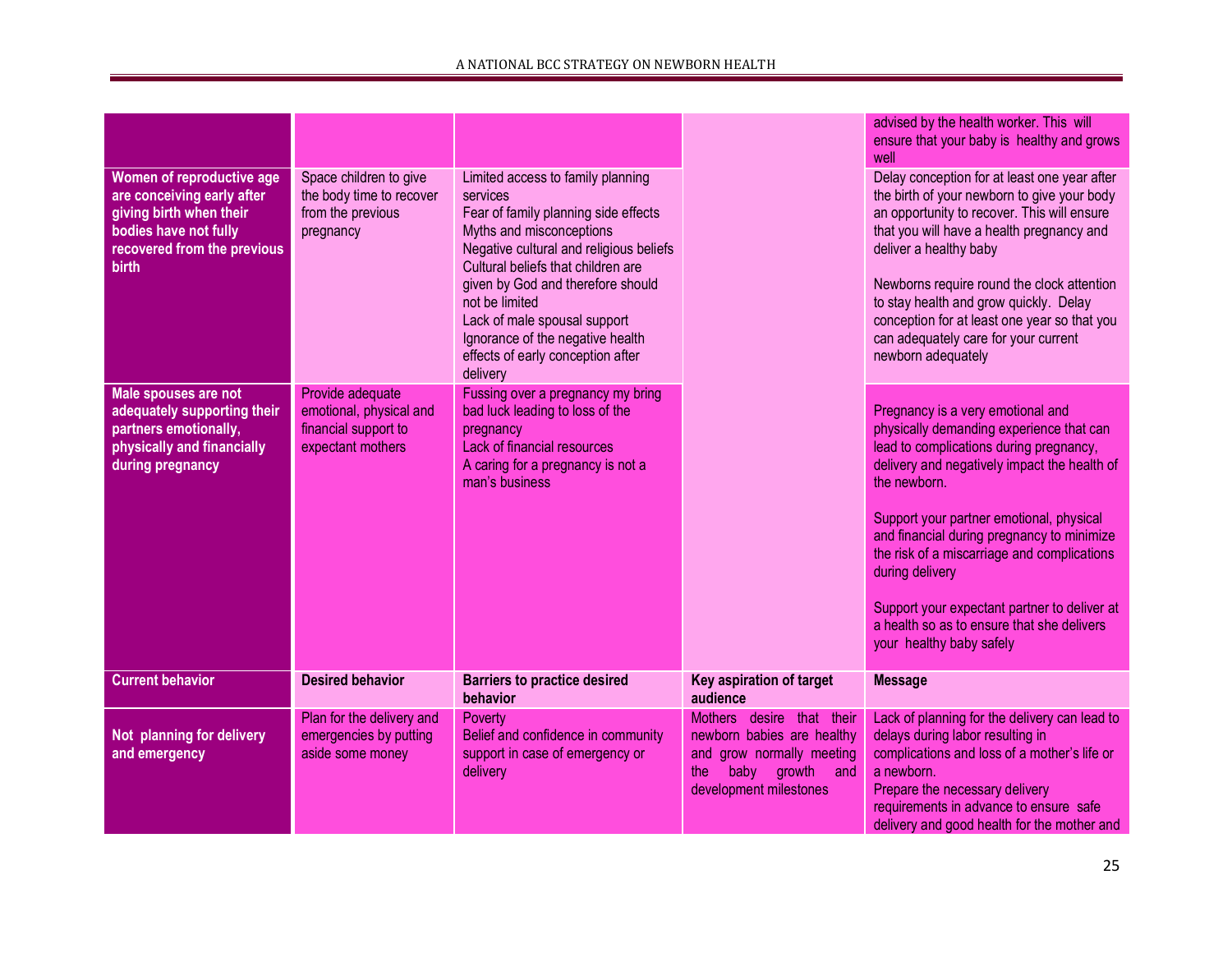| | | | | |
|---|---|---|---|---|
| | | | | advised by the health worker. This will ensure that your baby is healthy and grows well |
| **Women of reproductive age are conceiving early after giving birth when their bodies have not fully recovered from the previous birth** | Space children to give the body time to recover from the previous pregnancy | Limited access to family planning services<br>Fear of family planning side effects<br>Myths and misconceptions<br>Negative cultural and religious beliefs<br>Cultural beliefs that children are given by God and therefore should not be limited<br>Lack of male spousal support<br>Ignorance of the negative health effects of early conception after delivery | | Delay conception for at least one year after the birth of your newborn to give your body an opportunity to recover. This will ensure that you will have a health pregnancy and deliver a healthy baby<br><br>Newborns require round the clock attention to stay health and grow quickly. Delay conception for at least one year so that you can adequately care for your current newborn adequately |
| **Male spouses are not adequately supporting their partners emotionally, physically and financially during pregnancy** | Provide adequate emotional, physical and financial support to expectant mothers | Fussing over a pregnancy my bring bad luck leading to loss of the pregnancy<br>Lack of financial resources<br>A caring for a pregnancy is not a man's business | | Pregnancy is a very emotional and physically demanding experience that can lead to complications during pregnancy, delivery and negatively impact the health of the newborn.<br><br>Support your partner emotional, physical and financial during pregnancy to minimize the risk of a miscarriage and complications during delivery<br><br>Support your expectant partner to deliver at a health so as to ensure that she delivers your healthy baby safely |
| **Current behavior** | **Desired behavior** | **Barriers to practice desired behavior** | **Key aspiration of target audience** | **Message** |
| **Not planning for delivery and emergency** | Plan for the delivery and emergencies by putting aside some money | Poverty<br>Belief and confidence in community support in case of emergency or delivery | Mothers desire that their newborn babies are healthy and grow normally meeting the baby growth and development milestones | Lack of planning for the delivery can lead to delays during labor resulting in complications and loss of a mother's life or a newborn.<br>Prepare the necessary delivery requirements in advance to ensure safe delivery and good health for the mother and |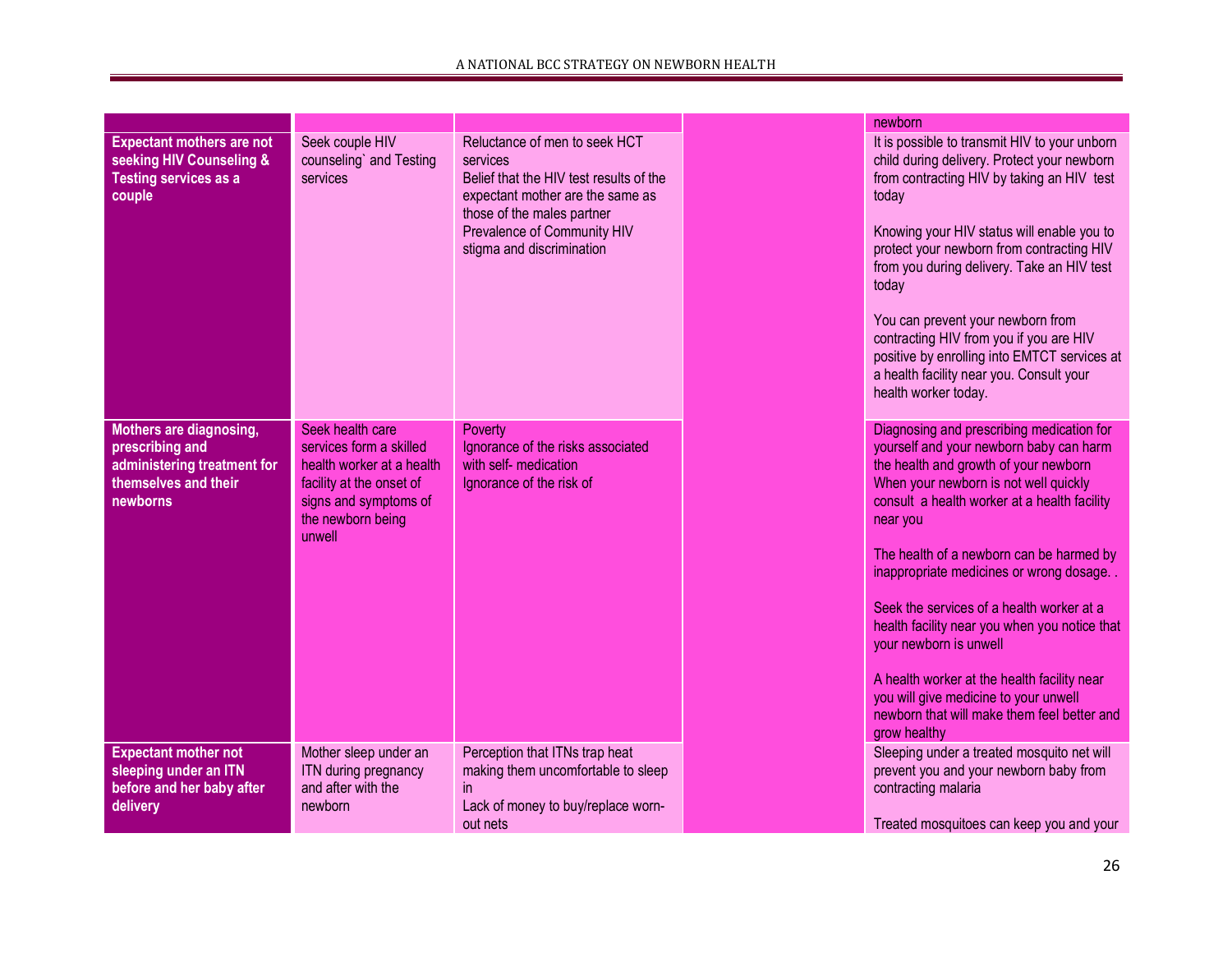| | | | | |
|---|---|---|---|---|
| | | | | newborn |
| **Expectant mothers are not seeking HIV Counseling & Testing services as a couple** | Seek couple HIV counseling` and Testing services | Reluctance of men to seek HCT services<br>Belief that the HIV test results of the expectant mother are the same as those of the males partner<br>Prevalence of Community HIV stigma and discrimination | | It is possible to transmit HIV to your unborn child during delivery. Protect your newborn from contracting HIV by taking an HIV test today<br><br>Knowing your HIV status will enable you to protect your newborn from contracting HIV from you during delivery. Take an HIV test today<br><br>You can prevent your newborn from contracting HIV from you if you are HIV positive by enrolling into EMTCT services at a health facility near you. Consult your health worker today. |
| **Mothers are diagnosing, prescribing and administering treatment for themselves and their newborns** | Seek health care services form a skilled health worker at a health facility at the onset of signs and symptoms of the newborn being unwell | Poverty<br>Ignorance of the risks associated with self- medication<br>Ignorance of the risk of | | Diagnosing and prescribing medication for yourself and your newborn baby can harm the health and growth of your newborn When your newborn is not well quickly consult a health worker at a health facility near you<br><br>The health of a newborn can be harmed by inappropriate medicines or wrong dosage. .<br><br>Seek the services of a health worker at a health facility near you when you notice that your newborn is unwell<br><br>A health worker at the health facility near you will give medicine to your unwell newborn that will make them feel better and grow healthy |
| **Expectant mother not sleeping under an ITN before and her baby after delivery** | Mother sleep under an ITN during pregnancy and after with the newborn | Perception that ITNs trap heat making them uncomfortable to sleep in<br>Lack of money to buy/replace worn-out nets | | Sleeping under a treated mosquito net will prevent you and your newborn baby from contracting malaria<br><br>Treated mosquitoes can keep you and your |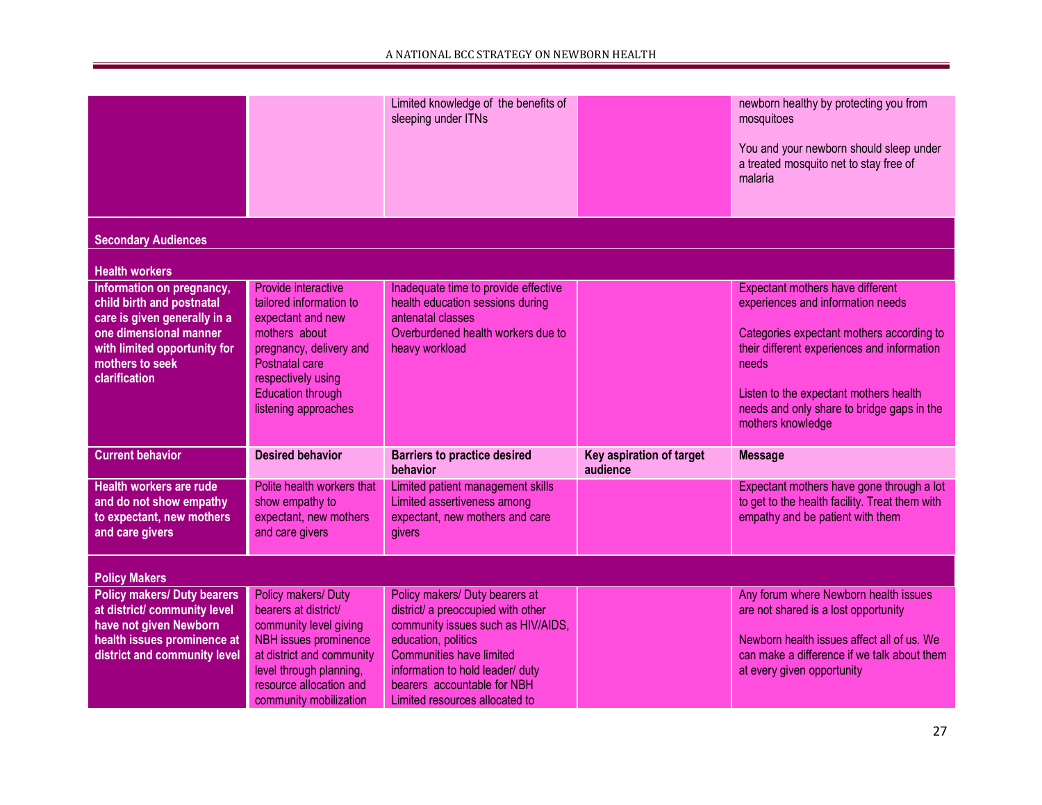| | | | | |
|---|---|---|---|---|
| | | Limited knowledge of the benefits of sleeping under ITNs | | newborn healthy by protecting you from mosquitoes<br><br>You and your newborn should sleep under a treated mosquito net to stay free of malaria |
| **Secondary Audiences** | | | | |
| **Health workers** | | | | |
| **Information on pregnancy, child birth and postnatal care is given generally in a one dimensional manner with limited opportunity for mothers to seek clarification** | Provide interactive tailored information to expectant and new mothers about pregnancy, delivery and Postnatal care respectively using Education through listening approaches | Inadequate time to provide effective health education sessions during antenatal classes<br>Overburdened health workers due to heavy workload | | Expectant mothers have different experiences and information needs<br><br>Categories expectant mothers according to their different experiences and information needs<br><br>Listen to the expectant mothers health needs and only share to bridge gaps in the mothers knowledge |
| **Current behavior** | **Desired behavior** | **Barriers to practice desired behavior** | **Key aspiration of target audience** | **Message** |
| **Health workers are rude and do not show empathy to expectant, new mothers and care givers** | Polite health workers that show empathy to expectant, new mothers and care givers | Limited patient management skills<br>Limited assertiveness among expectant, new mothers and care givers | | Expectant mothers have gone through a lot to get to the health facility. Treat them with empathy and be patient with them |
| **Policy Makers** | | | | |
| **Policy makers/ Duty bearers at district/ community level have not given Newborn health issues prominence at district and community level** | Policy makers/ Duty bearers at district/ community level giving NBH issues prominence at district and community level through planning, resource allocation and community mobilization | Policy makers/ Duty bearers at district/ a preoccupied with other community issues such as HIV/AIDS, education, politics<br>Communities have limited information to hold leader/ duty bearers accountable for NBH<br>Limited resources allocated to | | Any forum where Newborn health issues are not shared is a lost opportunity<br><br>Newborn health issues affect all of us. We can make a difference if we talk about them at every given opportunity |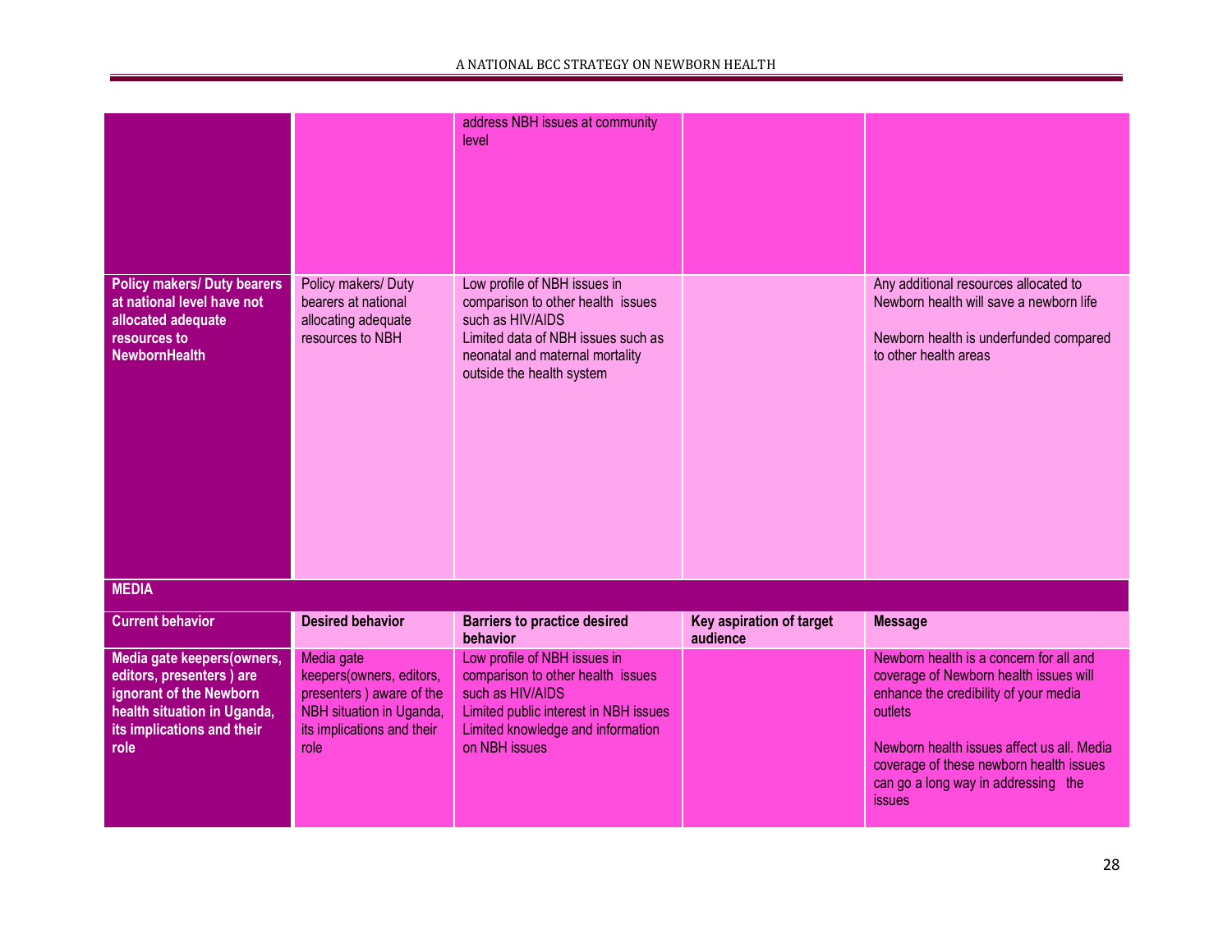| | | | | |
|---|---|---|---|---|
| | | address NBH issues at community level | | |
| **Policy makers/ Duty bearers at national level have not allocated adequate resources to NewbornHealth** | Policy makers/ Duty bearers at national allocating adequate resources to NBH | Low profile of NBH issues in comparison to other health issues such as HIV/AIDS<br>Limited data of NBH issues such as neonatal and maternal mortality outside the health system | | Any additional resources allocated to Newborn health will save a newborn life<br><br>Newborn health is underfunded compared to other health areas |

**MEDIA**

| Current behavior | Desired behavior | Barriers to practice desired behavior | Key aspiration of target audience | Message |
|---|---|---|---|---|
| **Media gate keepers(owners, editors, presenters ) are ignorant of the Newborn health situation in Uganda, its implications and their role** | Media gate keepers(owners, editors, presenters ) aware of the NBH situation in Uganda, its implications and their role | Low profile of NBH issues in comparison to other health issues such as HIV/AIDS<br>Limited public interest in NBH issues<br>Limited knowledge and information on NBH issues | | Newborn health is a concern for all and coverage of Newborn health issues will enhance the credibility of your media outlets<br><br>Newborn health issues affect us all. Media coverage of these newborn health issues can go a long way in addressing the issues |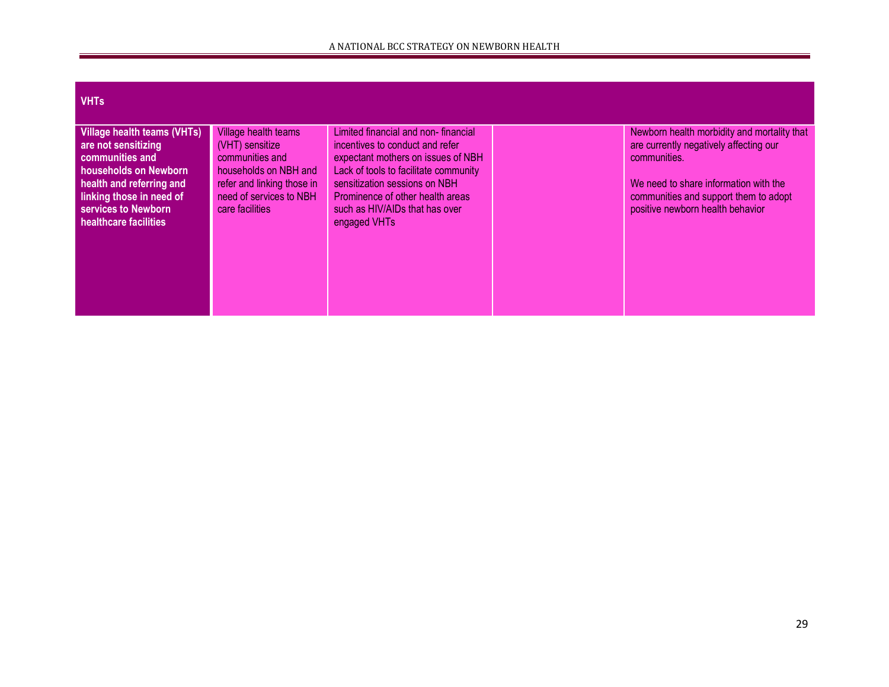| VHTs | | | | |
|---|---|---|---|---|
| **Village health teams (VHTs) are not sensitizing communities and households on Newborn health and referring and linking those in need of services to Newborn healthcare facilities** | Village health teams (VHT) sensitize communities and households on NBH and refer and linking those in need of services to NBH care facilities | Limited financial and non- financial incentives to conduct and refer expectant mothers on issues of NBH<br>Lack of tools to facilitate community sensitization sessions on NBH<br>Prominence of other health areas such as HIV/AIDs that has over engaged VHTs | | Newborn health morbidity and mortality that are currently negatively affecting our communities.<br><br>We need to share information with the communities and support them to adopt positive newborn health behavior |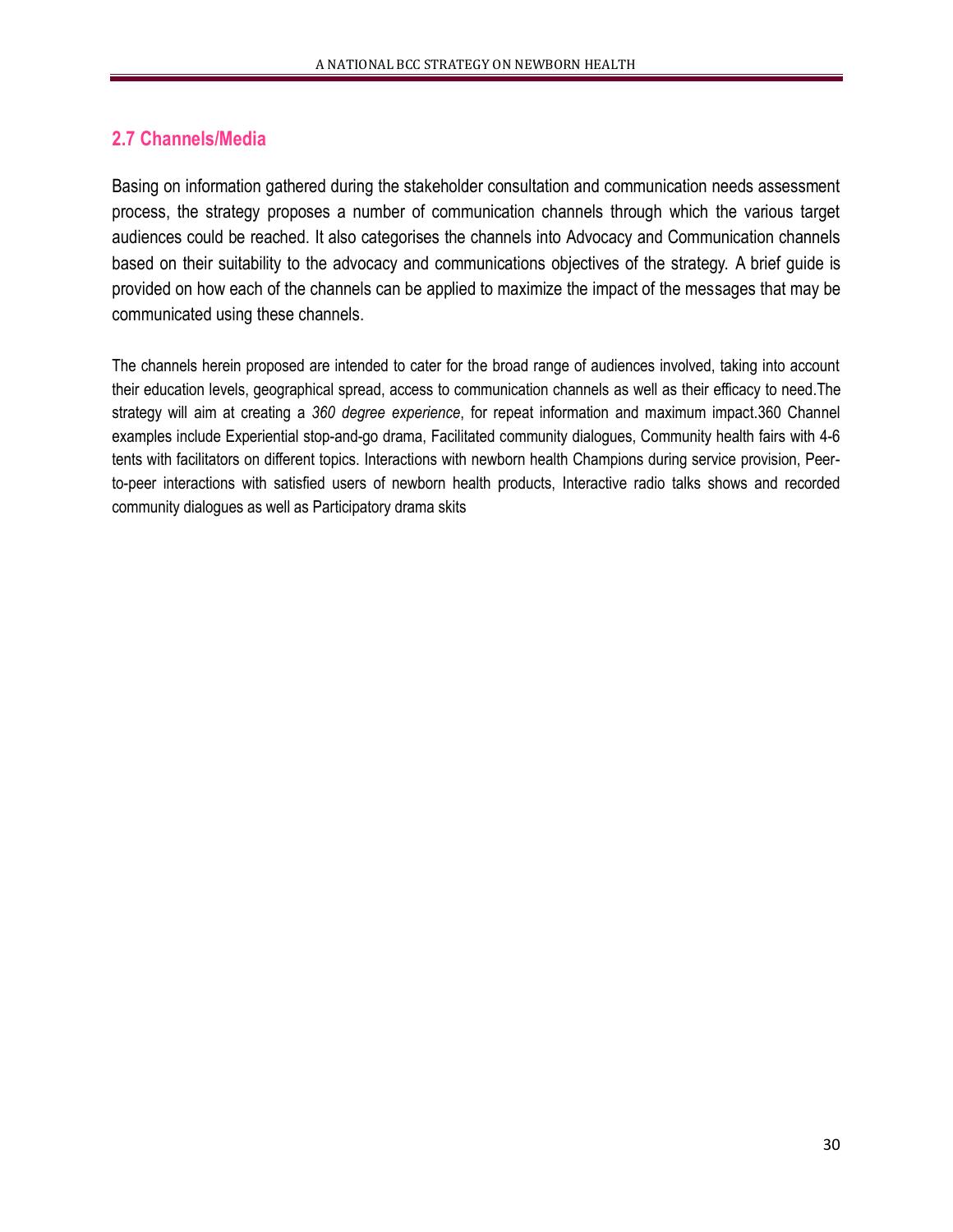## 2.7 Channels/Media

Basing on information gathered during the stakeholder consultation and communication needs assessment process, the strategy proposes a number of communication channels through which the various target audiences could be reached. It also categorises the channels into Advocacy and Communication channels based on their suitability to the advocacy and communications objectives of the strategy. A brief guide is provided on how each of the channels can be applied to maximize the impact of the messages that may be communicated using these channels.

The channels herein proposed are intended to cater for the broad range of audiences involved, taking into account their education levels, geographical spread, access to communication channels as well as their efficacy to need.The strategy will aim at creating a *360 degree experience*, for repeat information and maximum impact.360 Channel examples include Experiential stop-and-go drama, Facilitated community dialogues, Community health fairs with 4-6 tents with facilitators on different topics. Interactions with newborn health Champions during service provision, Peer-to-peer interactions with satisfied users of newborn health products, Interactive radio talks shows and recorded community dialogues as well as Participatory drama skits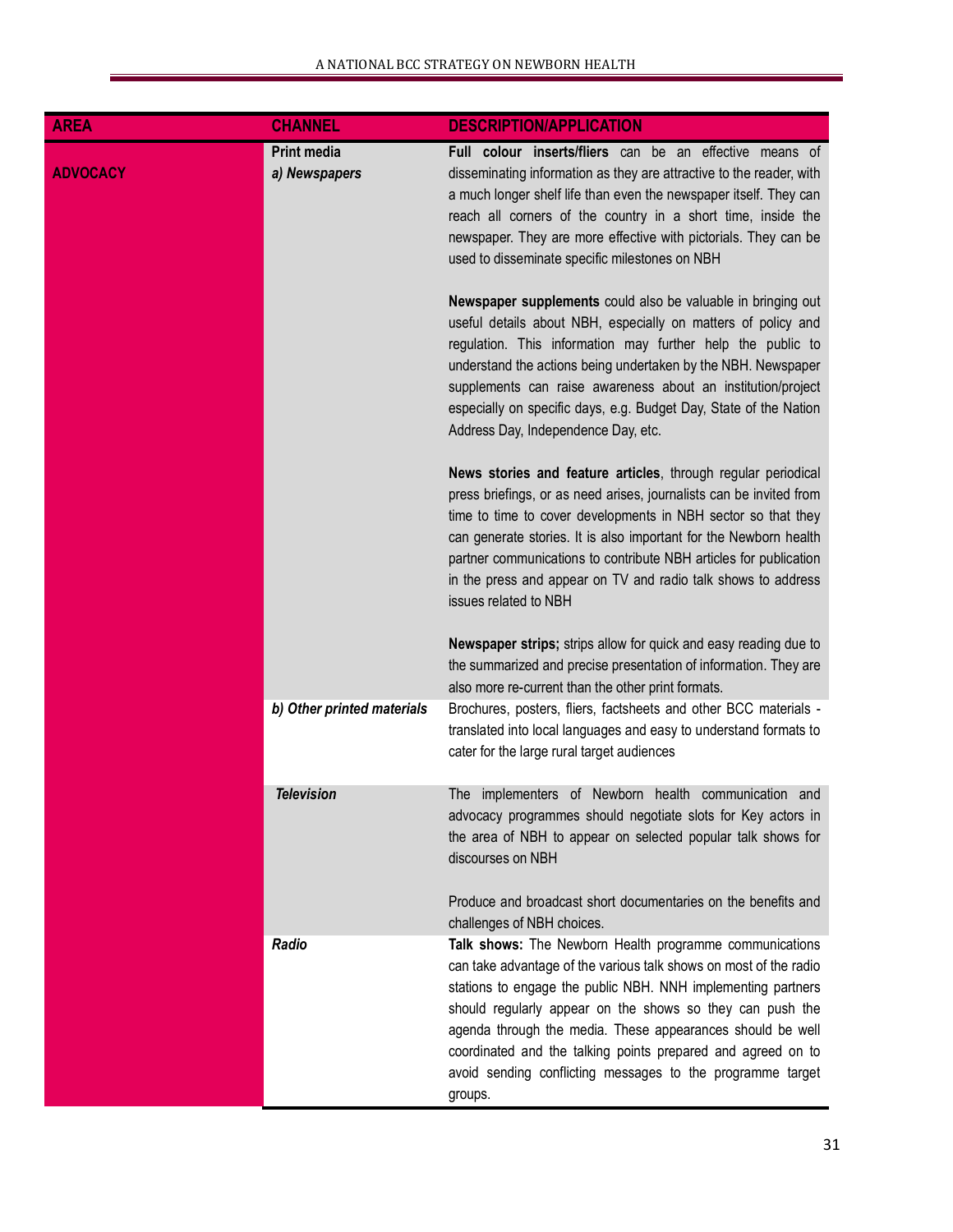| AREA | CHANNEL | DESCRIPTION/APPLICATION |
|---|---|---|
| ADVOCACY | **Print media**<br>***a) Newspapers*** | **Full colour inserts/fliers** can be an effective means of disseminating information as they are attractive to the reader, with a much longer shelf life than even the newspaper itself. They can reach all corners of the country in a short time, inside the newspaper. They are more effective with pictorials. They can be used to disseminate specific milestones on NBH<br><br>**Newspaper supplements** could also be valuable in bringing out useful details about NBH, especially on matters of policy and regulation. This information may further help the public to understand the actions being undertaken by the NBH. Newspaper supplements can raise awareness about an institution/project especially on specific days, e.g. Budget Day, State of the Nation Address Day, Independence Day, etc.<br><br>**News stories and feature articles**, through regular periodical press briefings, or as need arises, journalists can be invited from time to time to cover developments in NBH sector so that they can generate stories. It is also important for the Newborn health partner communications to contribute NBH articles for publication in the press and appear on TV and radio talk shows to address issues related to NBH<br><br>**Newspaper strips;** strips allow for quick and easy reading due to the summarized and precise presentation of information. They are also more re-current than the other print formats. |
| | ***b) Other printed materials*** | Brochures, posters, fliers, factsheets and other BCC materials - translated into local languages and easy to understand formats to cater for the large rural target audiences |
| | ***Television*** | The implementers of Newborn health communication and advocacy programmes should negotiate slots for Key actors in the area of NBH to appear on selected popular talk shows for discourses on NBH<br><br>Produce and broadcast short documentaries on the benefits and challenges of NBH choices. |
| | ***Radio*** | **Talk shows:** The Newborn Health programme communications can take advantage of the various talk shows on most of the radio stations to engage the public NBH. NNH implementing partners should regularly appear on the shows so they can push the agenda through the media. These appearances should be well coordinated and the talking points prepared and agreed on to avoid sending conflicting messages to the programme target groups. |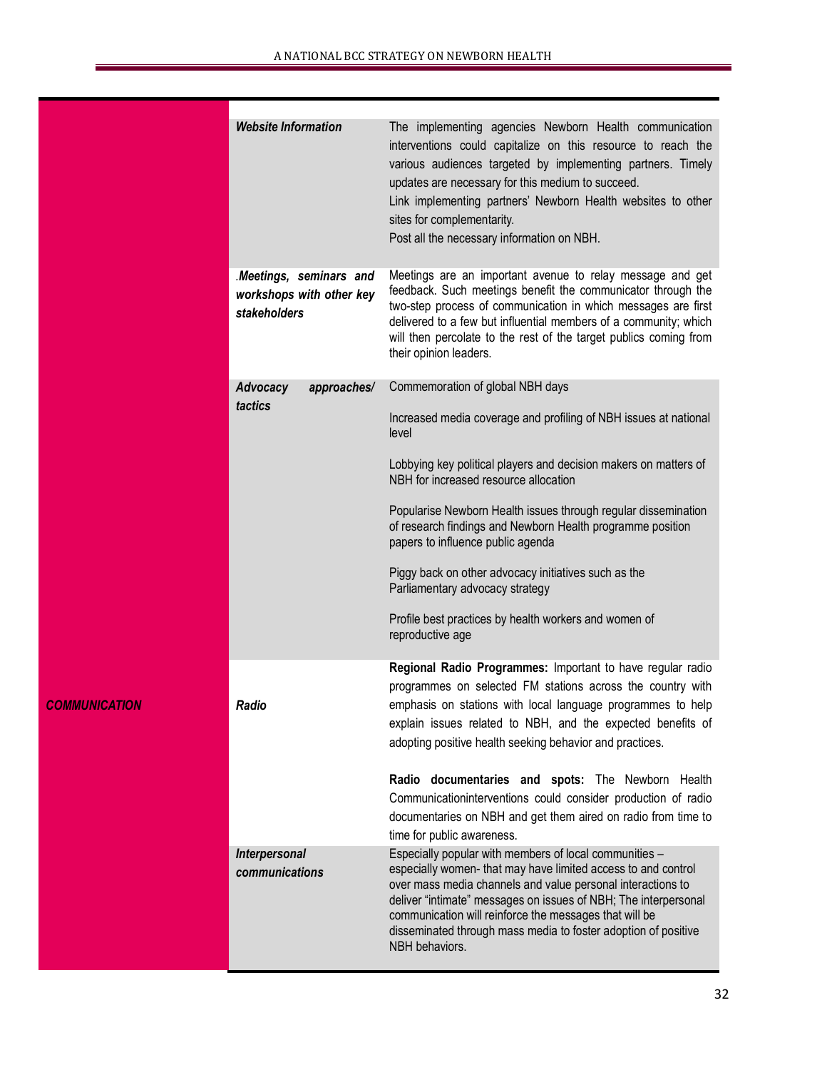| | | |
|---|---|---|
| | ***Website Information*** | The implementing agencies Newborn Health communication interventions could capitalize on this resource to reach the various audiences targeted by implementing partners. Timely updates are necessary for this medium to succeed.<br>Link implementing partners' Newborn Health websites to other sites for complementarity.<br>Post all the necessary information on NBH. |
| | ***.Meetings, seminars and workshops with other key stakeholders*** | Meetings are an important avenue to relay message and get feedback. Such meetings benefit the communicator through the two-step process of communication in which messages are first delivered to a few but influential members of a community; which will then percolate to the rest of the target publics coming from their opinion leaders. |
| | ***Advocacy approaches/ tactics*** | Commemoration of global NBH days<br><br>Increased media coverage and profiling of NBH issues at national level<br><br>Lobbying key political players and decision makers on matters of NBH for increased resource allocation<br><br>Popularise Newborn Health issues through regular dissemination of research findings and Newborn Health programme position papers to influence public agenda<br><br>Piggy back on other advocacy initiatives such as the Parliamentary advocacy strategy<br><br>Profile best practices by health workers and women of reproductive age |
| ***COMMUNICATION*** | ***Radio*** | **Regional Radio Programmes:** Important to have regular radio programmes on selected FM stations across the country with emphasis on stations with local language programmes to help explain issues related to NBH, and the expected benefits of adopting positive health seeking behavior and practices.<br><br>**Radio documentaries and spots:** The Newborn Health Communicationinterventions could consider production of radio documentaries on NBH and get them aired on radio from time to time for public awareness. |
| | ***Interpersonal communications*** | Especially popular with members of local communities – especially women- that may have limited access to and control over mass media channels and value personal interactions to deliver "intimate" messages on issues of NBH; The interpersonal communication will reinforce the messages that will be disseminated through mass media to foster adoption of positive NBH behaviors. |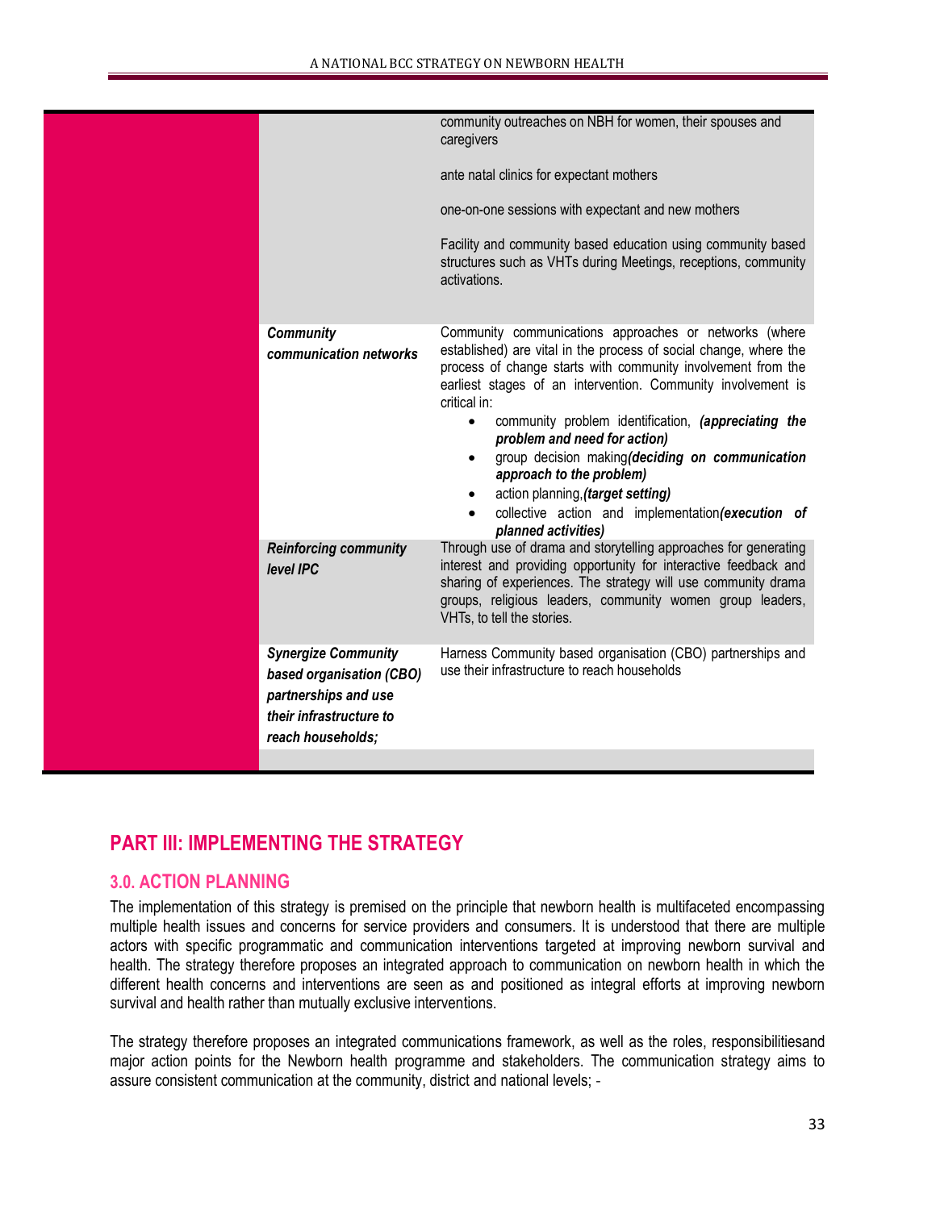| | | |
|---|---|---|
| | | community outreaches on NBH for women, their spouses and caregivers<br><br>ante natal clinics for expectant mothers<br><br>one-on-one sessions with expectant and new mothers<br><br>Facility and community based education using community based structures such as VHTs during Meetings, receptions, community activations. |
| | ***Community communication networks*** | Community communications approaches or networks (where established) are vital in the process of social change, where the process of change starts with community involvement from the earliest stages of an intervention. Community involvement is critical in:<br>• community problem identification, ***(appreciating the problem and need for action)***<br>• group decision making***(deciding on communication approach to the problem)***<br>• action planning,***(target setting)***<br>• collective action and implementation***(execution of planned activities)*** |
| | ***Reinforcing community level IPC*** | Through use of drama and storytelling approaches for generating interest and providing opportunity for interactive feedback and sharing of experiences. The strategy will use community drama groups, religious leaders, community women group leaders, VHTs, to tell the stories. |
| | ***Synergize Community based organisation (CBO) partnerships and use their infrastructure to reach households;*** | Harness Community based organisation (CBO) partnerships and use their infrastructure to reach households |

## PART III: IMPLEMENTING THE STRATEGY

### 3.0. ACTION PLANNING

The implementation of this strategy is premised on the principle that newborn health is multifaceted encompassing multiple health issues and concerns for service providers and consumers. It is understood that there are multiple actors with specific programmatic and communication interventions targeted at improving newborn survival and health. The strategy therefore proposes an integrated approach to communication on newborn health in which the different health concerns and interventions are seen as and positioned as integral efforts at improving newborn survival and health rather than mutually exclusive interventions.

The strategy therefore proposes an integrated communications framework, as well as the roles, responsibilitiesand major action points for the Newborn health programme and stakeholders. The communication strategy aims to assure consistent communication at the community, district and national levels; -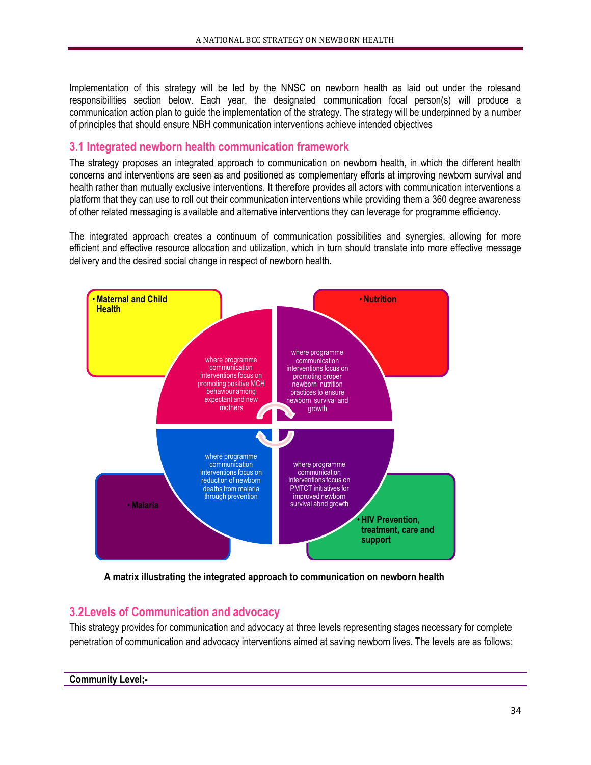Implementation of this strategy will be led by the NNSC on newborn health as laid out under the rolesand responsibilities section below. Each year, the designated communication focal person(s) will produce a communication action plan to guide the implementation of the strategy. The strategy will be underpinned by a number of principles that should ensure NBH communication interventions achieve intended objectives

## 3.1 Integrated newborn health communication framework

The strategy proposes an integrated approach to communication on newborn health, in which the different health concerns and interventions are seen as and positioned as complementary efforts at improving newborn survival and health rather than mutually exclusive interventions. It therefore provides all actors with communication interventions a platform that they can use to roll out their communication interventions while providing them a 360 degree awareness of other related messaging is available and alternative interventions they can leverage for programme efficiency.

The integrated approach creates a continuum of communication possibilities and synergies, allowing for more efficient and effective resource allocation and utilization, which in turn should translate into more effective message delivery and the desired social change in respect of newborn health.

- **Maternal and Child Health** — where programme communication interventions focus on promoting positive MCH behaviour among expectant and new mothers
- **Nutrition** — where programme communication interventions focus on promoting proper newborn nutrition practices to ensure newborn survival and growth
- **Malaria** — where programme communication interventions focus on reduction of newborn deaths from malaria through prevention
- **HIV Prevention, treatment, care and support** — where programme communication interventions focus on PMTCT initiatives for improved newborn survival abnd growth

**A matrix illustrating the integrated approach to communication on newborn health**

## 3.2Levels of Communication and advocacy

This strategy provides for communication and advocacy at three levels representing stages necessary for complete penetration of communication and advocacy interventions aimed at saving newborn lives. The levels are as follows:

**Community Level;-**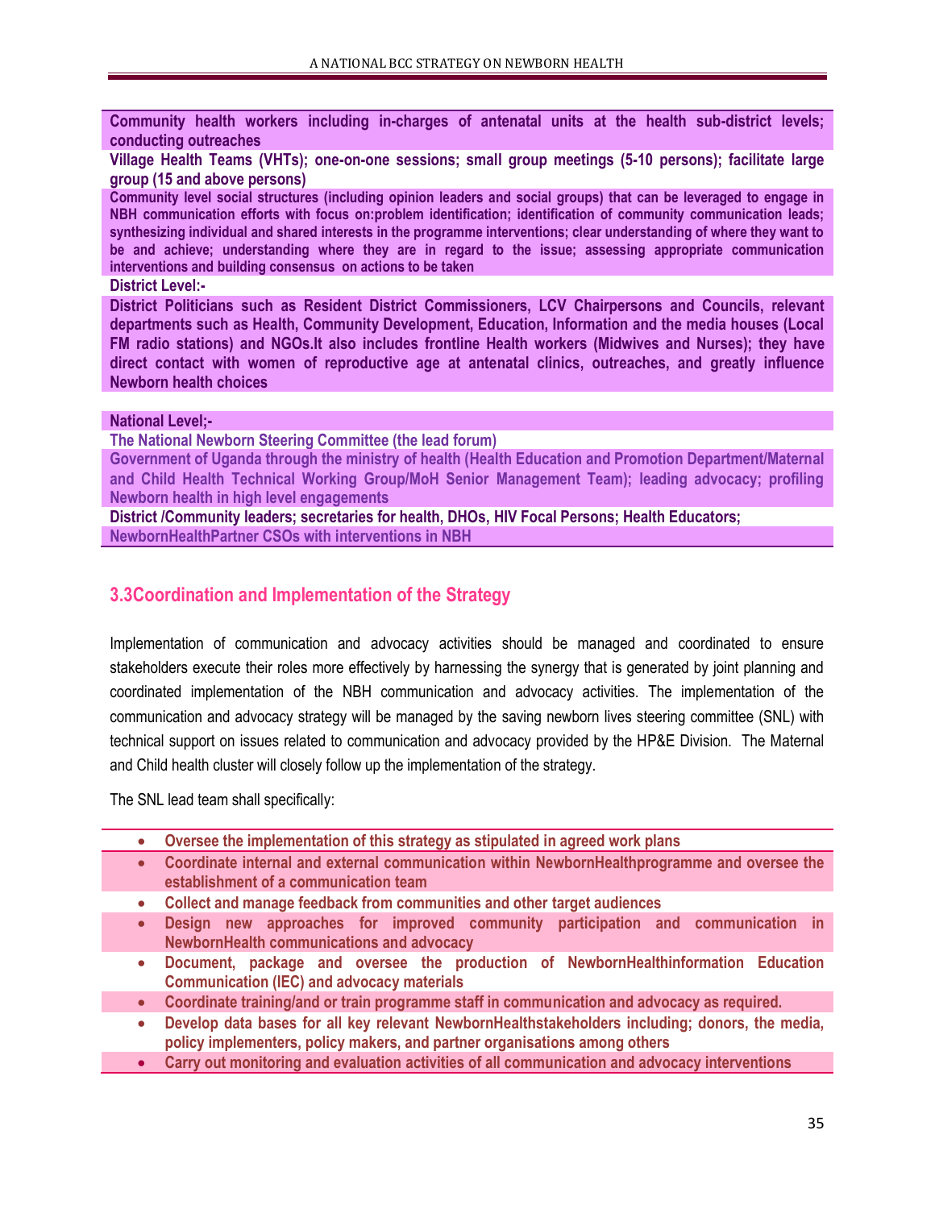**Community health workers including in-charges of antenatal units at the health sub-district levels; conducting outreaches**

**Village Health Teams (VHTs); one-on-one sessions; small group meetings (5-10 persons); facilitate large group (15 and above persons)**

**Community level social structures (including opinion leaders and social groups) that can be leveraged to engage in NBH communication efforts with focus on:problem identification; identification of community communication leads; synthesizing individual and shared interests in the programme interventions; clear understanding of where they want to be and achieve; understanding where they are in regard to the issue; assessing appropriate communication interventions and building consensus on actions to be taken**

**District Level:-**

**District Politicians such as Resident District Commissioners, LCV Chairpersons and Councils, relevant departments such as Health, Community Development, Education, Information and the media houses (Local FM radio stations) and NGOs.It also includes frontline Health workers (Midwives and Nurses); they have direct contact with women of reproductive age at antenatal clinics, outreaches, and greatly influence Newborn health choices**

**National Level;-**

**The National Newborn Steering Committee (the lead forum)**

**Government of Uganda through the ministry of health (Health Education and Promotion Department/Maternal and Child Health Technical Working Group/MoH Senior Management Team); leading advocacy; profiling Newborn health in high level engagements**

**District /Community leaders; secretaries for health, DHOs, HIV Focal Persons; Health Educators;**

**NewbornHealthPartner CSOs with interventions in NBH**

## 3.3Coordination and Implementation of the Strategy

Implementation of communication and advocacy activities should be managed and coordinated to ensure stakeholders execute their roles more effectively by harnessing the synergy that is generated by joint planning and coordinated implementation of the NBH communication and advocacy activities. The implementation of the communication and advocacy strategy will be managed by the saving newborn lives steering committee (SNL) with technical support on issues related to communication and advocacy provided by the HP&E Division. The Maternal and Child health cluster will closely follow up the implementation of the strategy.

The SNL lead team shall specifically:

- **Oversee the implementation of this strategy as stipulated in agreed work plans**
- **Coordinate internal and external communication within NewbornHealthprogramme and oversee the establishment of a communication team**
- **Collect and manage feedback from communities and other target audiences**
- **Design new approaches for improved community participation and communication in NewbornHealth communications and advocacy**
- **Document, package and oversee the production of NewbornHealthinformation Education Communication (IEC) and advocacy materials**
- **Coordinate training/and or train programme staff in communication and advocacy as required.**
- **Develop data bases for all key relevant NewbornHealthstakeholders including; donors, the media, policy implementers, policy makers, and partner organisations among others**
- **Carry out monitoring and evaluation activities of all communication and advocacy interventions**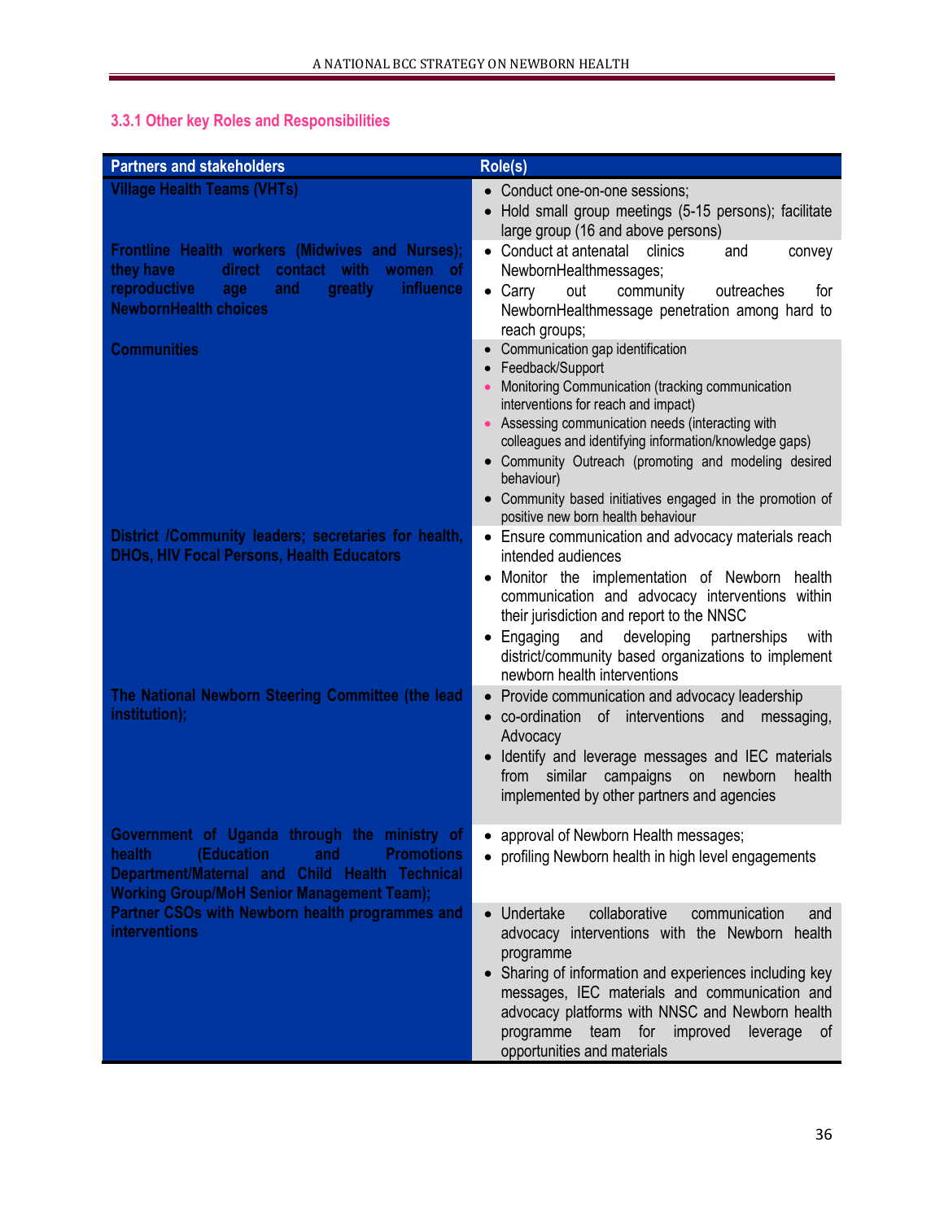### 3.3.1 Other key Roles and Responsibilities

| Partners and stakeholders | Role(s) |
|---|---|
| **Village Health Teams (VHTs)** | • Conduct one-on-one sessions;<br>• Hold small group meetings (5-15 persons); facilitate large group (16 and above persons) |
| **Frontline Health workers (Midwives and Nurses); they have direct contact with women of reproductive age and greatly influence NewbornHealth choices** | • Conduct at antenatal clinics and convey NewbornHealthmessages;<br>• Carry out community outreaches for NewbornHealthmessage penetration among hard to reach groups; |
| **Communities** | • Communication gap identification<br>• Feedback/Support<br>• Monitoring Communication (tracking communication interventions for reach and impact)<br>• Assessing communication needs (interacting with colleagues and identifying information/knowledge gaps)<br>• Community Outreach (promoting and modeling desired behaviour)<br>• Community based initiatives engaged in the promotion of positive new born health behaviour |
| **District /Community leaders; secretaries for health, DHOs, HIV Focal Persons, Health Educators** | • Ensure communication and advocacy materials reach intended audiences<br>• Monitor the implementation of Newborn health communication and advocacy interventions within their jurisdiction and report to the NNSC<br>• Engaging and developing partnerships with district/community based organizations to implement newborn health interventions |
| **The National Newborn Steering Committee (the lead institution);** | • Provide communication and advocacy leadership<br>• co-ordination of interventions and messaging, Advocacy<br>• Identify and leverage messages and IEC materials from similar campaigns on newborn health implemented by other partners and agencies |
| **Government of Uganda through the ministry of health (Education and Promotions Department/Maternal and Child Health Technical Working Group/MoH Senior Management Team);** | • approval of Newborn Health messages;<br>• profiling Newborn health in high level engagements |
| **Partner CSOs with Newborn health programmes and interventions** | • Undertake collaborative communication and advocacy interventions with the Newborn health programme<br>• Sharing of information and experiences including key messages, IEC materials and communication and advocacy platforms with NNSC and Newborn health programme team for improved leverage of opportunities and materials |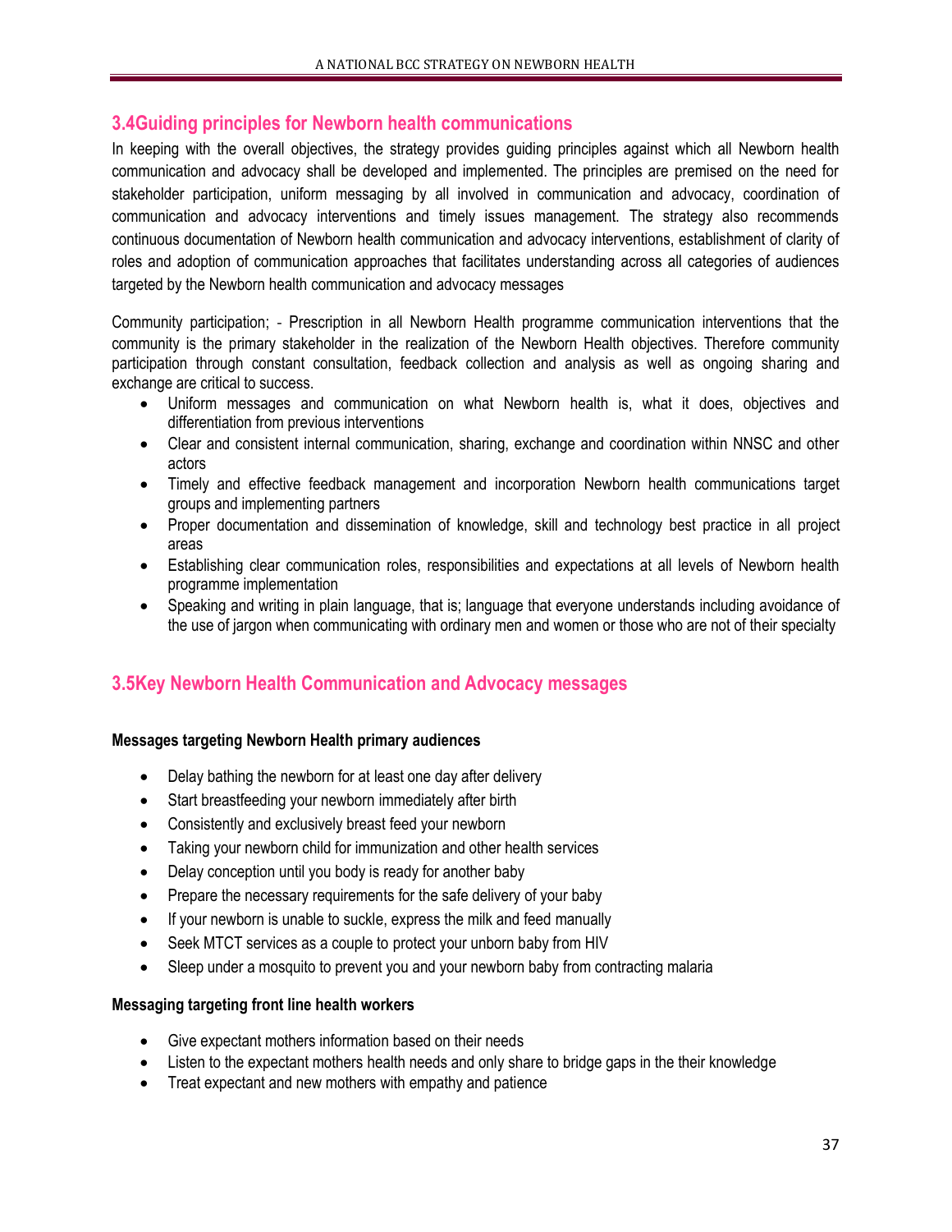## 3.4Guiding principles for Newborn health communications

In keeping with the overall objectives, the strategy provides guiding principles against which all Newborn health communication and advocacy shall be developed and implemented. The principles are premised on the need for stakeholder participation, uniform messaging by all involved in communication and advocacy, coordination of communication and advocacy interventions and timely issues management. The strategy also recommends continuous documentation of Newborn health communication and advocacy interventions, establishment of clarity of roles and adoption of communication approaches that facilitates understanding across all categories of audiences targeted by the Newborn health communication and advocacy messages

Community participation; - Prescription in all Newborn Health programme communication interventions that the community is the primary stakeholder in the realization of the Newborn Health objectives. Therefore community participation through constant consultation, feedback collection and analysis as well as ongoing sharing and exchange are critical to success.

- Uniform messages and communication on what Newborn health is, what it does, objectives and differentiation from previous interventions
- Clear and consistent internal communication, sharing, exchange and coordination within NNSC and other actors
- Timely and effective feedback management and incorporation Newborn health communications target groups and implementing partners
- Proper documentation and dissemination of knowledge, skill and technology best practice in all project areas
- Establishing clear communication roles, responsibilities and expectations at all levels of Newborn health programme implementation
- Speaking and writing in plain language, that is; language that everyone understands including avoidance of the use of jargon when communicating with ordinary men and women or those who are not of their specialty

## 3.5Key Newborn Health Communication and Advocacy messages

**Messages targeting Newborn Health primary audiences**

- Delay bathing the newborn for at least one day after delivery
- Start breastfeeding your newborn immediately after birth
- Consistently and exclusively breast feed your newborn
- Taking your newborn child for immunization and other health services
- Delay conception until you body is ready for another baby
- Prepare the necessary requirements for the safe delivery of your baby
- If your newborn is unable to suckle, express the milk and feed manually
- Seek MTCT services as a couple to protect your unborn baby from HIV
- Sleep under a mosquito to prevent you and your newborn baby from contracting malaria

**Messaging targeting front line health workers**

- Give expectant mothers information based on their needs
- Listen to the expectant mothers health needs and only share to bridge gaps in the their knowledge
- Treat expectant and new mothers with empathy and patience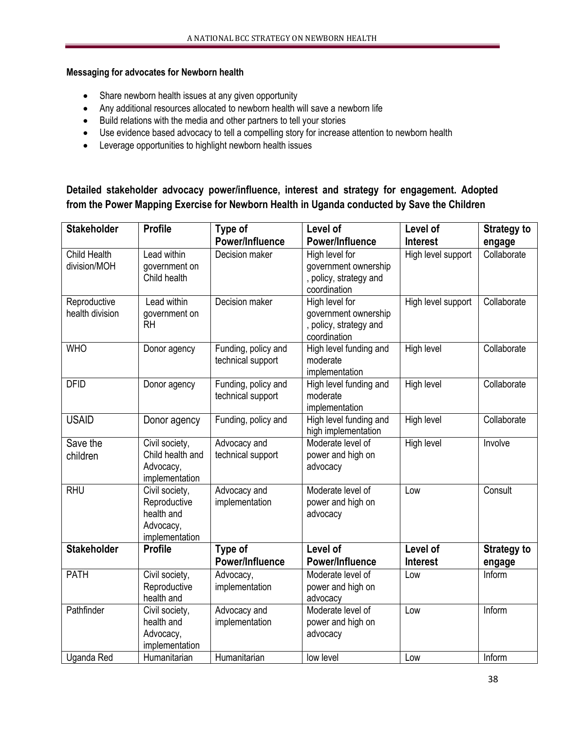**Messaging for advocates for Newborn health**

- Share newborn health issues at any given opportunity
- Any additional resources allocated to newborn health will save a newborn life
- Build relations with the media and other partners to tell your stories
- Use evidence based advocacy to tell a compelling story for increase attention to newborn health
- Leverage opportunities to highlight newborn health issues

**Detailed stakeholder advocacy power/influence, interest and strategy for engagement. Adopted from the Power Mapping Exercise for Newborn Health in Uganda conducted by Save the Children**

| Stakeholder | Profile | Type of Power/Influence | Level of Power/Influence | Level of Interest | Strategy to engage |
|---|---|---|---|---|---|
| Child Health division/MOH | Lead within government on Child health | Decision maker | High level for government ownership , policy, strategy and coordination | High level support | Collaborate |
| Reproductive health division | Lead within government on RH | Decision maker | High level for government ownership , policy, strategy and coordination | High level support | Collaborate |
| WHO | Donor agency | Funding, policy and technical support | High level funding and moderate implementation | High level | Collaborate |
| DFID | Donor agency | Funding, policy and technical support | High level funding and moderate implementation | High level | Collaborate |
| USAID | Donor agency | Funding, policy and | High level funding and high implementation | High level | Collaborate |
| Save the children | Civil society, Child health and Advocacy, implementation | Advocacy and technical support | Moderate level of power and high on advocacy | High level | Involve |
| RHU | Civil society, Reproductive health and Advocacy, implementation | Advocacy and implementation | Moderate level of power and high on advocacy | Low | Consult |
| PATH | Civil society, Reproductive health and | Advocacy, implementation | Moderate level of power and high on advocacy | Low | Inform |
| Pathfinder | Civil society, health and Advocacy, implementation | Advocacy and implementation | Moderate level of power and high on advocacy | Low | Inform |
| Uganda Red | Humanitarian | Humanitarian | low level | Low | Inform |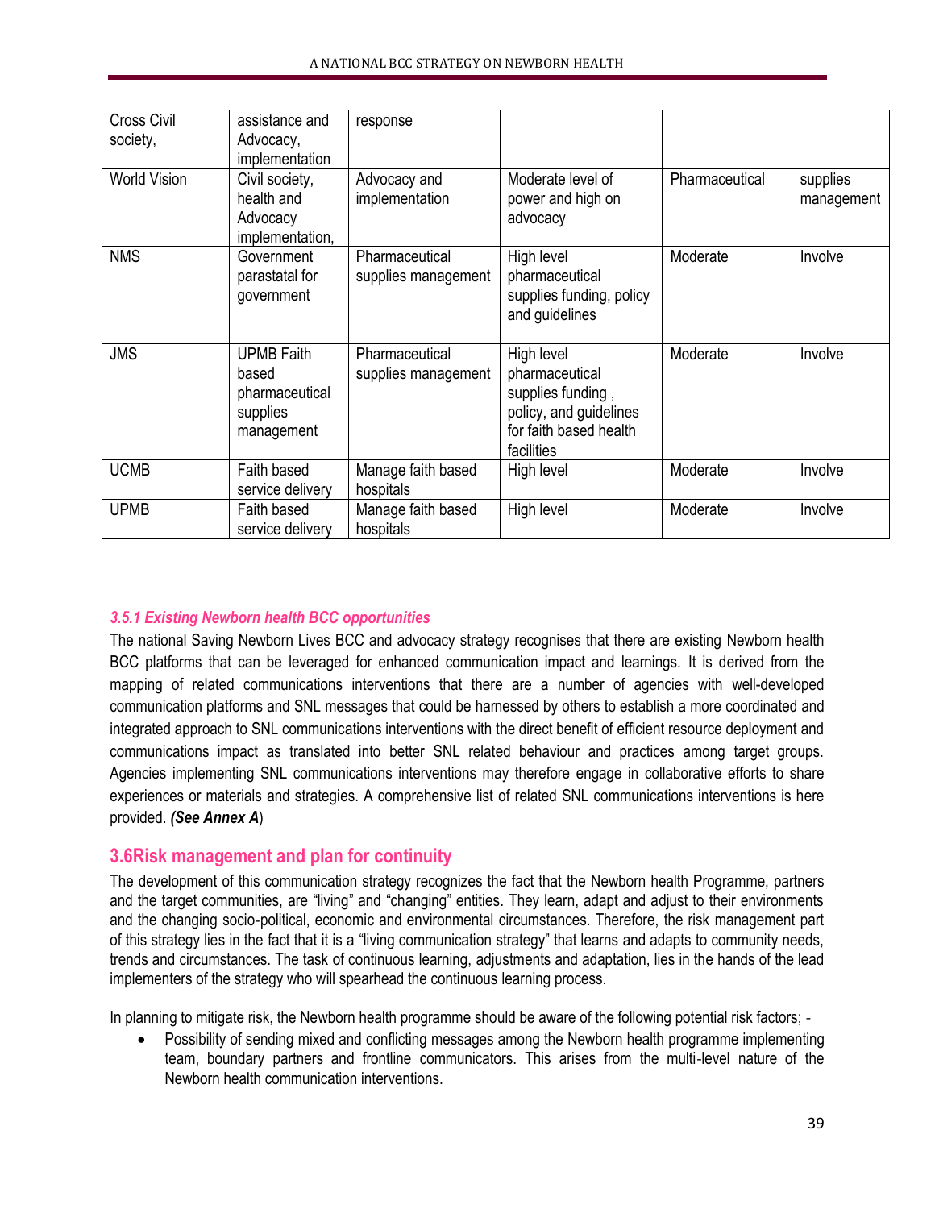| Cross Civil society, | assistance and Advocacy, implementation | response | | | |
|---|---|---|---|---|---|
| World Vision | Civil society, health and Advocacy implementation, | Advocacy and implementation | Moderate level of power and high on advocacy | Pharmaceutical | supplies management |
| NMS | Government parastatal for government | Pharmaceutical supplies management | High level pharmaceutical supplies funding, policy and guidelines | Moderate | Involve |
| JMS | UPMB Faith based pharmaceutical supplies management | Pharmaceutical supplies management | High level pharmaceutical supplies funding , policy, and guidelines for faith based health facilities | Moderate | Involve |
| UCMB | Faith based service delivery | Manage faith based hospitals | High level | Moderate | Involve |
| UPMB | Faith based service delivery | Manage faith based hospitals | High level | Moderate | Involve |

### *3.5.1 Existing Newborn health BCC opportunities*

The national Saving Newborn Lives BCC and advocacy strategy recognises that there are existing Newborn health BCC platforms that can be leveraged for enhanced communication impact and learnings. It is derived from the mapping of related communications interventions that there are a number of agencies with well-developed communication platforms and SNL messages that could be harnessed by others to establish a more coordinated and integrated approach to SNL communications interventions with the direct benefit of efficient resource deployment and communications impact as translated into better SNL related behaviour and practices among target groups. Agencies implementing SNL communications interventions may therefore engage in collaborative efforts to share experiences or materials and strategies. A comprehensive list of related SNL communications interventions is here provided. ***(See Annex A***)

## 3.6Risk management and plan for continuity

The development of this communication strategy recognizes the fact that the Newborn health Programme, partners and the target communities, are "living" and "changing" entities. They learn, adapt and adjust to their environments and the changing socio-political, economic and environmental circumstances. Therefore, the risk management part of this strategy lies in the fact that it is a "living communication strategy" that learns and adapts to community needs, trends and circumstances. The task of continuous learning, adjustments and adaptation, lies in the hands of the lead implementers of the strategy who will spearhead the continuous learning process.

In planning to mitigate risk, the Newborn health programme should be aware of the following potential risk factors; -

- Possibility of sending mixed and conflicting messages among the Newborn health programme implementing team, boundary partners and frontline communicators. This arises from the multi-level nature of the Newborn health communication interventions.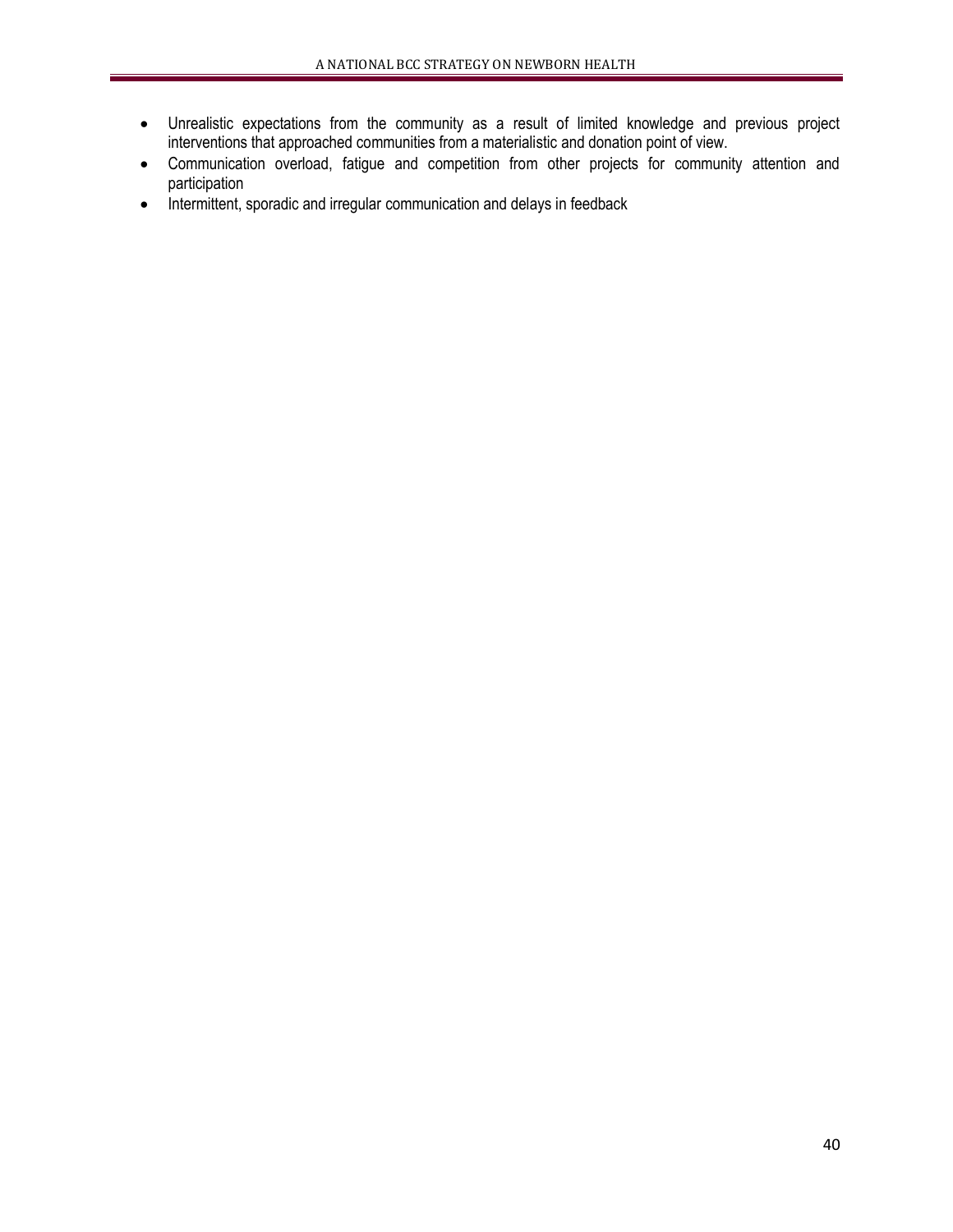- Unrealistic expectations from the community as a result of limited knowledge and previous project interventions that approached communities from a materialistic and donation point of view.
- Communication overload, fatigue and competition from other projects for community attention and participation
- Intermittent, sporadic and irregular communication and delays in feedback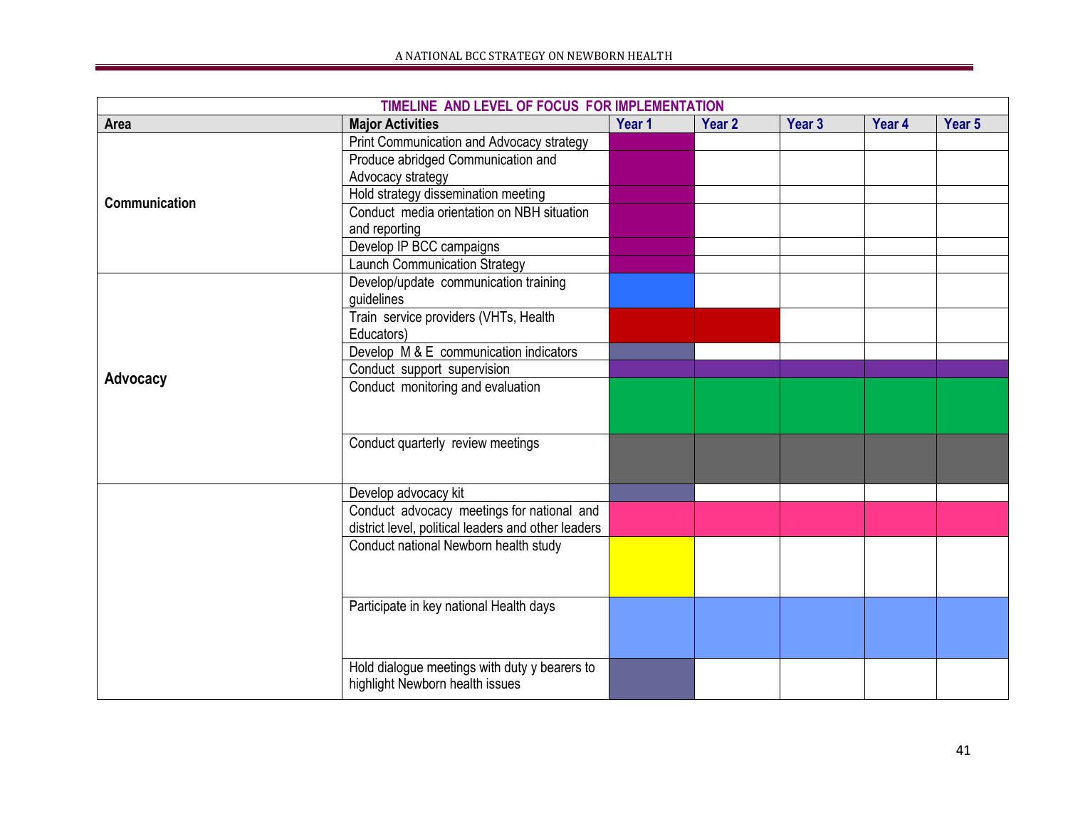**TIMELINE AND LEVEL OF FOCUS FOR IMPLEMENTATION**

| Area | Major Activities | Year 1 | Year 2 | Year 3 | Year 4 | Year 5 |
|---|---|---|---|---|---|---|
| **Communication** | Print Communication and Advocacy strategy | ■ | | | | |
| | Produce abridged Communication and Advocacy strategy | ■ | | | | |
| | Hold strategy dissemination meeting | ■ | | | | |
| | Conduct media orientation on NBH situation and reporting | ■ | | | | |
| | Develop IP BCC campaigns | ■ | | | | |
| | Launch Communication Strategy | ■ | | | | |
| **Advocacy** | Develop/update communication training guidelines | ■ | | | | |
| | Train service providers (VHTs, Health Educators) | ■ | ■ | | | |
| | Develop M & E communication indicators | ■ | | | | |
| | Conduct support supervision | ■ | ■ | ■ | ■ | ■ |
| | Conduct monitoring and evaluation | ■ | ■ | ■ | ■ | ■ |
| | Conduct quarterly review meetings | ■ | ■ | ■ | ■ | ■ |
| | Develop advocacy kit | ■ | | | | |
| | Conduct advocacy meetings for national and district level, political leaders and other leaders | ■ | ■ | ■ | ■ | ■ |
| | Conduct national Newborn health study | ■ | | | | |
| | Participate in key national Health days | ■ | ■ | ■ | ■ | ■ |
| | Hold dialogue meetings with duty y bearers to highlight Newborn health issues | ■ | | | | |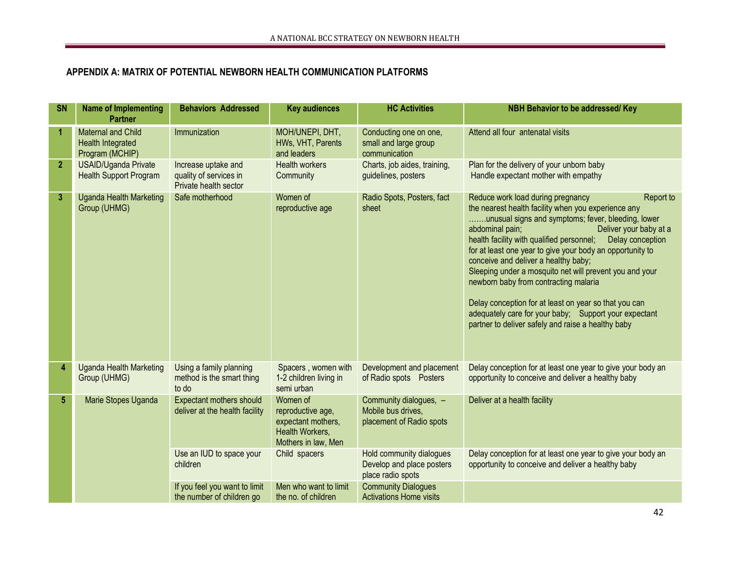## APPENDIX A: MATRIX OF POTENTIAL NEWBORN HEALTH COMMUNICATION PLATFORMS

| SN | Name of Implementing Partner | Behaviors Addressed | Key audiences | HC Activities | NBH Behavior to be addressed/ Key |
|---|---|---|---|---|---|
| 1 | Maternal and Child Health Integrated Program (MCHIP) | Immunization | MOH/UNEPI, DHT, HWs, VHT, Parents and leaders | Conducting one on one, small and large group communication | Attend all four antenatal visits |
| 2 | USAID/Uganda Private Health Support Program | Increase uptake and quality of services in Private health sector | Health workers Community | Charts, job aides, training, guidelines, posters | Plan for the delivery of your unborn baby<br>Handle expectant mother with empathy |
| 3 | Uganda Health Marketing Group (UHMG) | Safe motherhood | Women of reproductive age | Radio Spots, Posters, fact sheet | Reduce work load during pregnancy Report to the nearest health facility when you experience any …….unusual signs and symptoms; fever, bleeding, lower abdominal pain; Deliver your baby at a health facility with qualified personnel; Delay conception for at least one year to give your body an opportunity to conceive and deliver a healthy baby;<br>Sleeping under a mosquito net will prevent you and your newborn baby from contracting malaria<br><br>Delay conception for at least on year so that you can adequately care for your baby; Support your expectant partner to deliver safely and raise a healthy baby |
| 4 | Uganda Health Marketing Group (UHMG) | Using a family planning method is the smart thing to do | Spacers , women with 1-2 children living in semi urban | Development and placement of Radio spots Posters | Delay conception for at least one year to give your body an opportunity to conceive and deliver a healthy baby |
| 5 | Marie Stopes Uganda | Expectant mothers should deliver at the health facility | Women of reproductive age, expectant mothers, Health Workers, Mothers in law, Men | Community dialogues, – Mobile bus drives, placement of Radio spots | Deliver at a health facility |
| | | Use an IUD to space your children | Child spacers | Hold community dialogues Develop and place posters place radio spots | Delay conception for at least one year to give your body an opportunity to conceive and deliver a healthy baby |
| | | If you feel you want to limit the number of children go | Men who want to limit the no. of children | Community Dialogues Activations Home visits | |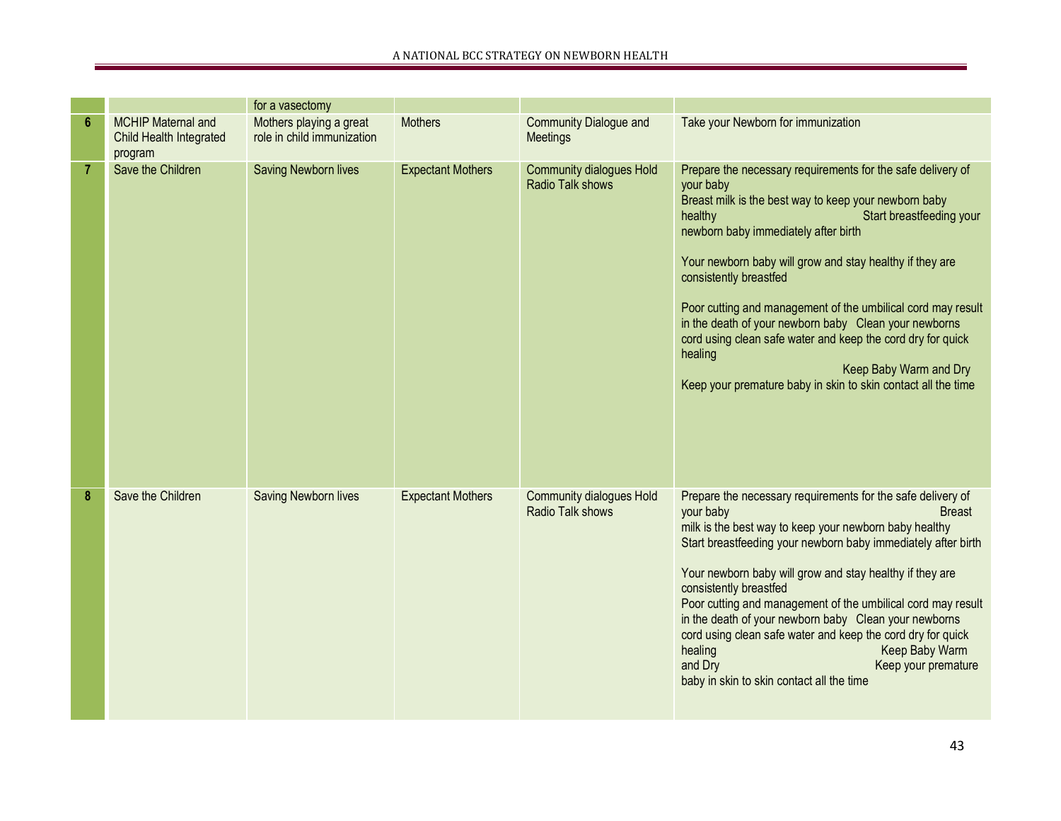|  |  |  |  |  |  |
|---|---|---|---|---|---|
|  |  | for a vasectomy |  |  |  |
| 6 | MCHIP Maternal and Child Health Integrated program | Mothers playing a great role in child immunization | Mothers | Community Dialogue and Meetings | Take your Newborn for immunization |
| 7 | Save the Children | Saving Newborn lives | Expectant Mothers | Community dialogues Hold Radio Talk shows | Prepare the necessary requirements for the safe delivery of your baby<br>Breast milk is the best way to keep your newborn baby healthy Start breastfeeding your newborn baby immediately after birth<br><br>Your newborn baby will grow and stay healthy if they are consistently breastfed<br><br>Poor cutting and management of the umbilical cord may result in the death of your newborn baby Clean your newborns cord using clean safe water and keep the cord dry for quick healing<br>Keep Baby Warm and Dry<br>Keep your premature baby in skin to skin contact all the time |
| 8 | Save the Children | Saving Newborn lives | Expectant Mothers | Community dialogues Hold Radio Talk shows | Prepare the necessary requirements for the safe delivery of your baby Breast milk is the best way to keep your newborn baby healthy<br>Start breastfeeding your newborn baby immediately after birth<br><br>Your newborn baby will grow and stay healthy if they are consistently breastfed<br>Poor cutting and management of the umbilical cord may result in the death of your newborn baby Clean your newborns cord using clean safe water and keep the cord dry for quick healing Keep Baby Warm and Dry Keep your premature baby in skin to skin contact all the time |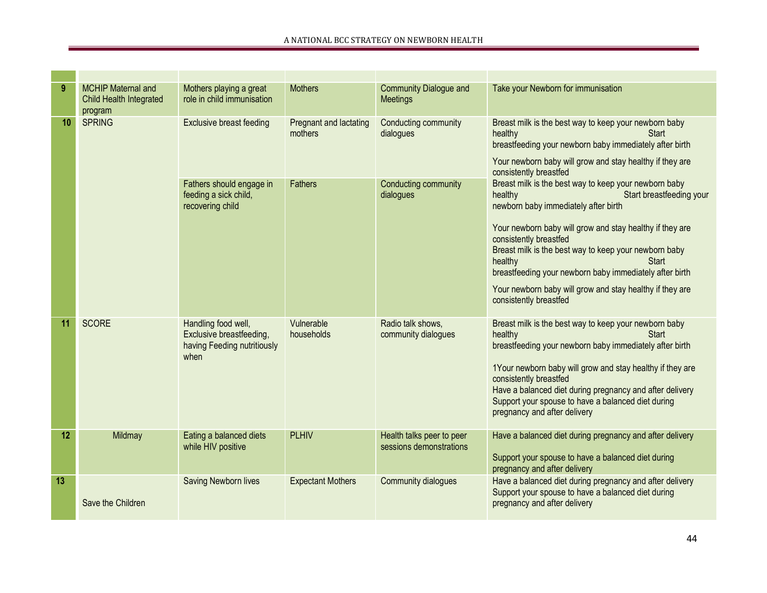| | | | | | |
|---|---|---|---|---|---|
| 9 | MCHIP Maternal and Child Health Integrated program | Mothers playing a great role in child immunisation | Mothers | Community Dialogue and Meetings | Take your Newborn for immunisation |
| 10 | SPRING | Exclusive breast feeding | Pregnant and lactating mothers | Conducting community dialogues | Breast milk is the best way to keep your newborn baby healthy Start breastfeeding your newborn baby immediately after birth<br><br>Your newborn baby will grow and stay healthy if they are consistently breastfed |
| | | Fathers should engage in feeding a sick child, recovering child | Fathers | Conducting community dialogues | Breast milk is the best way to keep your newborn baby healthy Start breastfeeding your newborn baby immediately after birth<br><br>Your newborn baby will grow and stay healthy if they are consistently breastfed<br>Breast milk is the best way to keep your newborn baby healthy Start breastfeeding your newborn baby immediately after birth<br><br>Your newborn baby will grow and stay healthy if they are consistently breastfed |
| 11 | SCORE | Handling food well, Exclusive breastfeeding, having Feeding nutritiously when | Vulnerable households | Radio talk shows, community dialogues | Breast milk is the best way to keep your newborn baby healthy Start breastfeeding your newborn baby immediately after birth<br><br>1Your newborn baby will grow and stay healthy if they are consistently breastfed<br>Have a balanced diet during pregnancy and after delivery<br>Support your spouse to have a balanced diet during pregnancy and after delivery |
| 12 | Mildmay | Eating a balanced diets while HIV positive | PLHIV | Health talks peer to peer sessions demonstrations | Have a balanced diet during pregnancy and after delivery<br><br>Support your spouse to have a balanced diet during pregnancy and after delivery |
| 13 | Save the Children | Saving Newborn lives | Expectant Mothers | Community dialogues | Have a balanced diet during pregnancy and after delivery<br>Support your spouse to have a balanced diet during pregnancy and after delivery |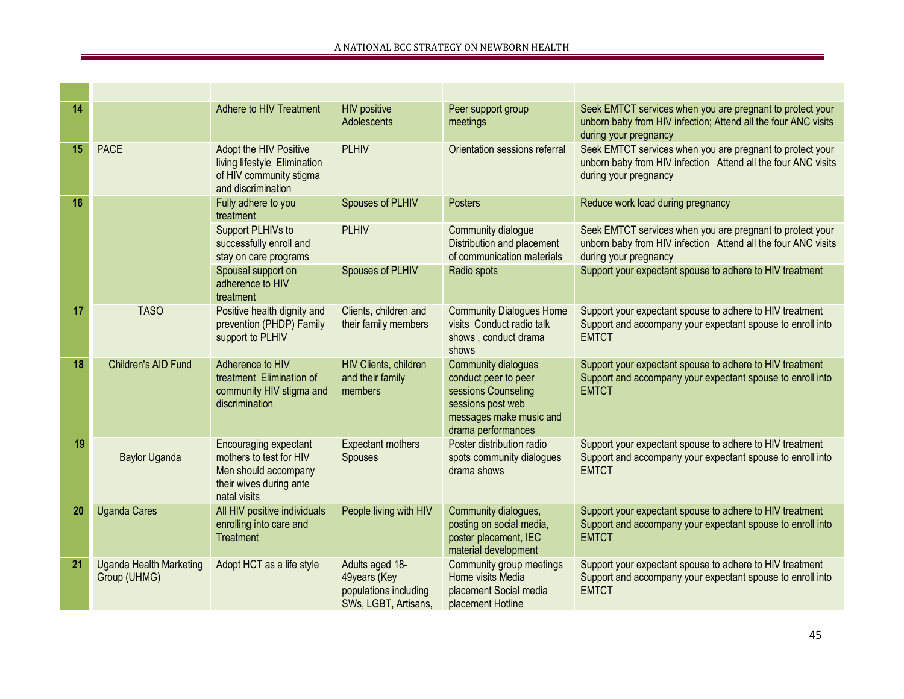| | | | | | |
|---|---|---|---|---|---|
| 14 | | Adhere to HIV Treatment | HIV positive Adolescents | Peer support group meetings | Seek EMTCT services when you are pregnant to protect your unborn baby from HIV infection; Attend all the four ANC visits during your pregnancy |
| 15 | PACE | Adopt the HIV Positive living lifestyle Elimination of HIV community stigma and discrimination | PLHIV | Orientation sessions referral | Seek EMTCT services when you are pregnant to protect your unborn baby from HIV infection Attend all the four ANC visits during your pregnancy |
| 16 | | Fully adhere to you treatment | Spouses of PLHIV | Posters | Reduce work load during pregnancy |
| | | Support PLHIVs to successfully enroll and stay on care programs | PLHIV | Community dialogue Distribution and placement of communication materials | Seek EMTCT services when you are pregnant to protect your unborn baby from HIV infection Attend all the four ANC visits during your pregnancy |
| | | Spousal support on adherence to HIV treatment | Spouses of PLHIV | Radio spots | Support your expectant spouse to adhere to HIV treatment |
| 17 | TASO | Positive health dignity and prevention (PHDP) Family support to PLHIV | Clients, children and their family members | Community Dialogues Home visits Conduct radio talk shows , conduct drama shows | Support your expectant spouse to adhere to HIV treatment Support and accompany your expectant spouse to enroll into EMTCT |
| 18 | Children's AID Fund | Adherence to HIV treatment Elimination of community HIV stigma and discrimination | HIV Clients, children and their family members | Community dialogues conduct peer to peer sessions Counseling sessions post web messages make music and drama performances | Support your expectant spouse to adhere to HIV treatment Support and accompany your expectant spouse to enroll into EMTCT |
| 19 | Baylor Uganda | Encouraging expectant mothers to test for HIV Men should accompany their wives during ante natal visits | Expectant mothers Spouses | Poster distribution radio spots community dialogues drama shows | Support your expectant spouse to adhere to HIV treatment Support and accompany your expectant spouse to enroll into EMTCT |
| 20 | Uganda Cares | All HIV positive individuals enrolling into care and Treatment | People living with HIV | Community dialogues, posting on social media, poster placement, IEC material development | Support your expectant spouse to adhere to HIV treatment Support and accompany your expectant spouse to enroll into EMTCT |
| 21 | Uganda Health Marketing Group (UHMG) | Adopt HCT as a life style | Adults aged 18-49years (Key populations including SWs, LGBT, Artisans, | Community group meetings Home visits Media placement Social media placement Hotline | Support your expectant spouse to adhere to HIV treatment Support and accompany your expectant spouse to enroll into EMTCT |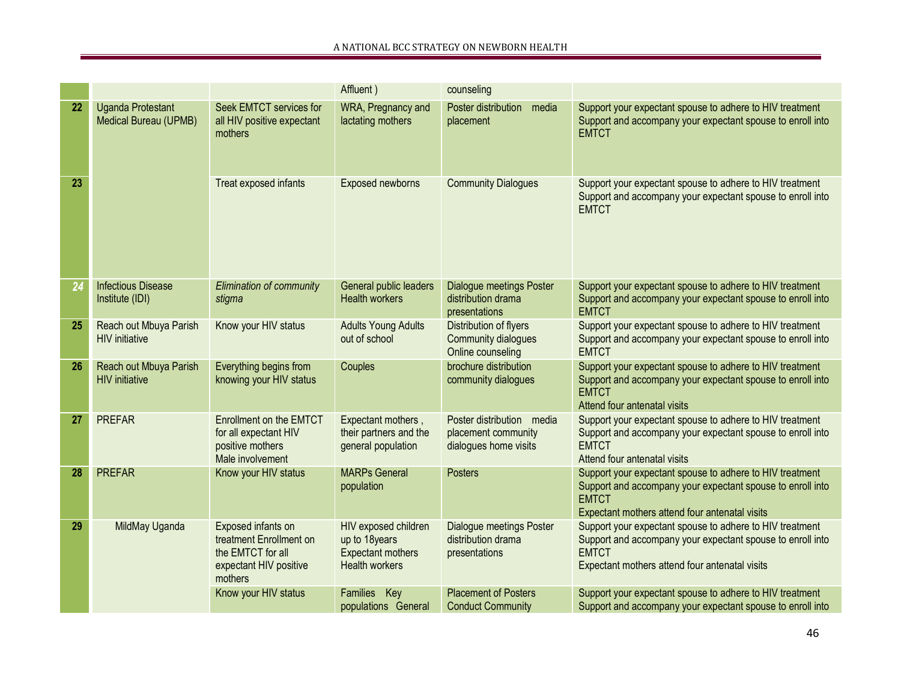| | | | Affluent ) | counseling | |
|---|---|---|---|---|---|
| 22 | Uganda Protestant Medical Bureau (UPMB) | Seek EMTCT services for all HIV positive expectant mothers | WRA, Pregnancy and lactating mothers | Poster distribution media placement | Support your expectant spouse to adhere to HIV treatment<br>Support and accompany your expectant spouse to enroll into EMTCT |
| 23 | | Treat exposed infants | Exposed newborns | Community Dialogues | Support your expectant spouse to adhere to HIV treatment<br>Support and accompany your expectant spouse to enroll into EMTCT |
| *24* | Infectious Disease Institute (IDI) | *Elimination of community stigma* | General public leaders Health workers | Dialogue meetings Poster distribution drama presentations | Support your expectant spouse to adhere to HIV treatment<br>Support and accompany your expectant spouse to enroll into EMTCT |
| 25 | Reach out Mbuya Parish HIV initiative | Know your HIV status | Adults Young Adults out of school | Distribution of flyers<br>Community dialogues<br>Online counseling | Support your expectant spouse to adhere to HIV treatment<br>Support and accompany your expectant spouse to enroll into EMTCT |
| 26 | Reach out Mbuya Parish HIV initiative | Everything begins from knowing your HIV status | Couples | brochure distribution<br>community dialogues | Support your expectant spouse to adhere to HIV treatment<br>Support and accompany your expectant spouse to enroll into EMTCT<br>Attend four antenatal visits |
| 27 | PREFAR | Enrollment on the EMTCT for all expectant HIV positive mothers<br>Male involvement | Expectant mothers , their partners and the general population | Poster distribution media placement community dialogues home visits | Support your expectant spouse to adhere to HIV treatment<br>Support and accompany your expectant spouse to enroll into EMTCT<br>Attend four antenatal visits |
| 28 | PREFAR | Know your HIV status | MARPs General population | Posters | Support your expectant spouse to adhere to HIV treatment<br>Support and accompany your expectant spouse to enroll into EMTCT<br>Expectant mothers attend four antenatal visits |
| 29 | MildMay Uganda | Exposed infants on treatment Enrollment on the EMTCT for all expectant HIV positive mothers | HIV exposed children up to 18years<br>Expectant mothers<br>Health workers | Dialogue meetings Poster distribution drama presentations | Support your expectant spouse to adhere to HIV treatment<br>Support and accompany your expectant spouse to enroll into EMTCT<br>Expectant mothers attend four antenatal visits |
| | | Know your HIV status | Families Key populations General | Placement of Posters<br>Conduct Community | Support your expectant spouse to adhere to HIV treatment<br>Support and accompany your expectant spouse to enroll into |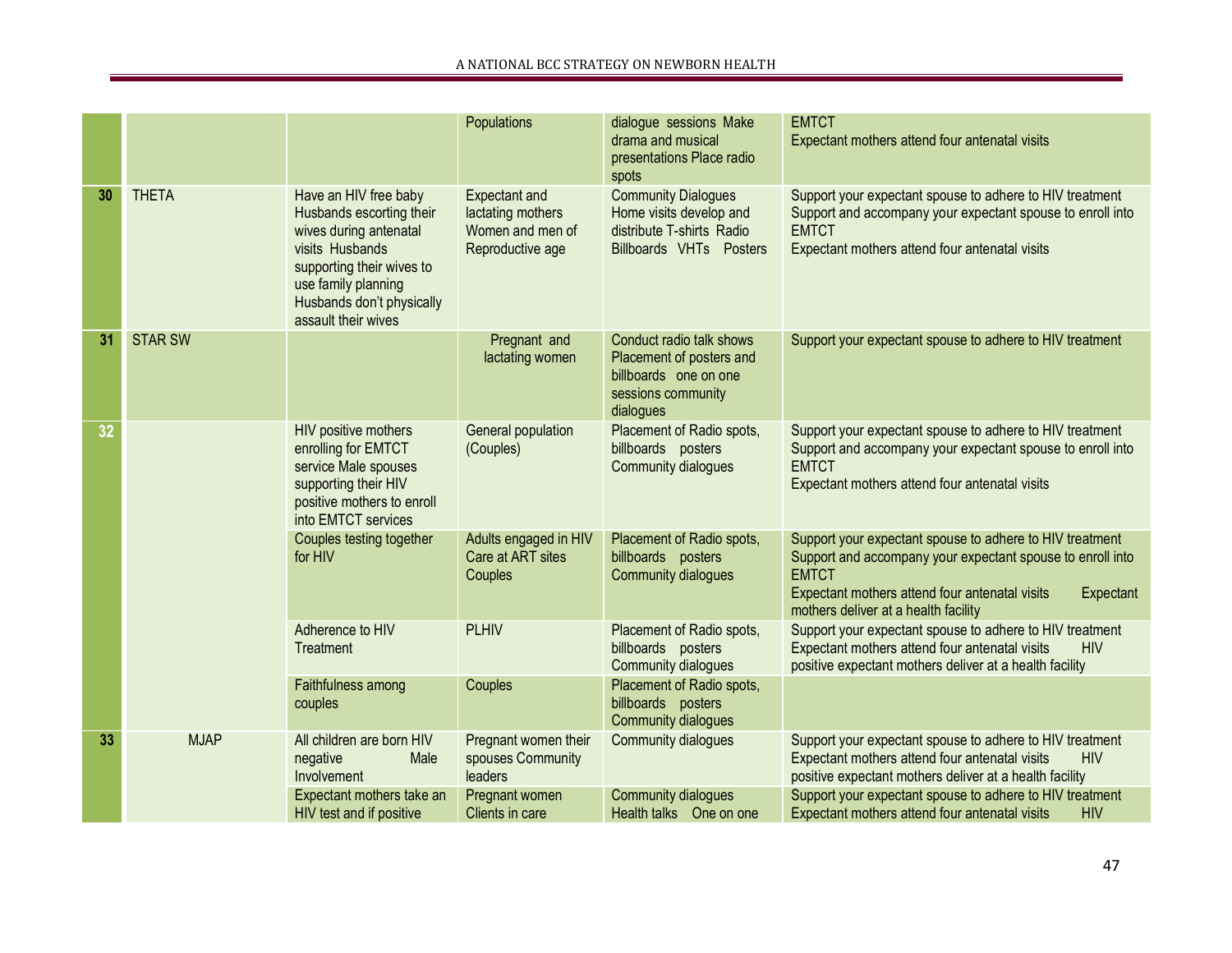| | | | | | |
|---|---|---|---|---|---|
| | | | Populations | dialogue sessions Make drama and musical presentations Place radio spots | EMTCT<br>Expectant mothers attend four antenatal visits |
| 30 | THETA | Have an HIV free baby Husbands escorting their wives during antenatal visits Husbands supporting their wives to use family planning Husbands don't physically assault their wives | Expectant and lactating mothers Women and men of Reproductive age | Community Dialogues Home visits develop and distribute T-shirts Radio Billboards VHTs Posters | Support your expectant spouse to adhere to HIV treatment Support and accompany your expectant spouse to enroll into EMTCT<br>Expectant mothers attend four antenatal visits |
| 31 | STAR SW | | Pregnant and lactating women | Conduct radio talk shows Placement of posters and billboards one on one sessions community dialogues | Support your expectant spouse to adhere to HIV treatment |
| 32 | | HIV positive mothers enrolling for EMTCT service Male spouses supporting their HIV positive mothers to enroll into EMTCT services | General population (Couples) | Placement of Radio spots, billboards posters Community dialogues | Support your expectant spouse to adhere to HIV treatment Support and accompany your expectant spouse to enroll into EMTCT<br>Expectant mothers attend four antenatal visits |
| | | Couples testing together for HIV | Adults engaged in HIV Care at ART sites Couples | Placement of Radio spots, billboards posters Community dialogues | Support your expectant spouse to adhere to HIV treatment Support and accompany your expectant spouse to enroll into EMTCT<br>Expectant mothers attend four antenatal visits Expectant mothers deliver at a health facility |
| | | Adherence to HIV Treatment | PLHIV | Placement of Radio spots, billboards posters Community dialogues | Support your expectant spouse to adhere to HIV treatment Expectant mothers attend four antenatal visits HIV positive expectant mothers deliver at a health facility |
| | | Faithfulness among couples | Couples | Placement of Radio spots, billboards posters Community dialogues | |
| 33 | MJAP | All children are born HIV negative Male Involvement | Pregnant women their spouses Community leaders | Community dialogues | Support your expectant spouse to adhere to HIV treatment Expectant mothers attend four antenatal visits HIV positive expectant mothers deliver at a health facility |
| | | Expectant mothers take an HIV test and if positive | Pregnant women Clients in care | Community dialogues Health talks One on one | Support your expectant spouse to adhere to HIV treatment Expectant mothers attend four antenatal visits HIV |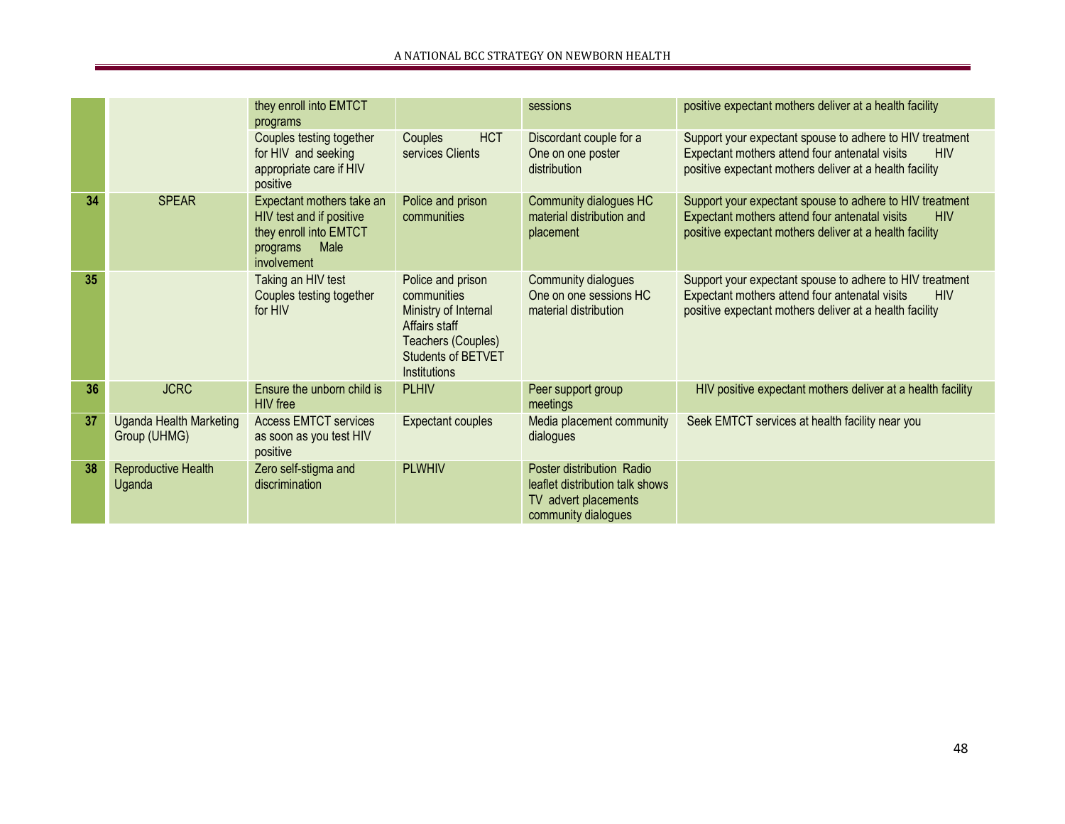| | | | | | |
|---|---|---|---|---|---|
| | | they enroll into EMTCT programs | | sessions | positive expectant mothers deliver at a health facility |
| | | Couples testing together for HIV and seeking appropriate care if HIV positive | Couples HCT services Clients | Discordant couple for a One on one poster distribution | Support your expectant spouse to adhere to HIV treatment Expectant mothers attend four antenatal visits HIV positive expectant mothers deliver at a health facility |
| 34 | SPEAR | Expectant mothers take an HIV test and if positive they enroll into EMTCT programs Male involvement | Police and prison communities | Community dialogues HC material distribution and placement | Support your expectant spouse to adhere to HIV treatment Expectant mothers attend four antenatal visits HIV positive expectant mothers deliver at a health facility |
| 35 | | Taking an HIV test Couples testing together for HIV | Police and prison communities Ministry of Internal Affairs staff Teachers (Couples) Students of BETVET Institutions | Community dialogues One on one sessions HC material distribution | Support your expectant spouse to adhere to HIV treatment Expectant mothers attend four antenatal visits HIV positive expectant mothers deliver at a health facility |
| 36 | JCRC | Ensure the unborn child is HIV free | PLHIV | Peer support group meetings | HIV positive expectant mothers deliver at a health facility |
| 37 | Uganda Health Marketing Group (UHMG) | Access EMTCT services as soon as you test HIV positive | Expectant couples | Media placement community dialogues | Seek EMTCT services at health facility near you |
| 38 | Reproductive Health Uganda | Zero self-stigma and discrimination | PLWHIV | Poster distribution Radio leaflet distribution talk shows TV advert placements community dialogues | |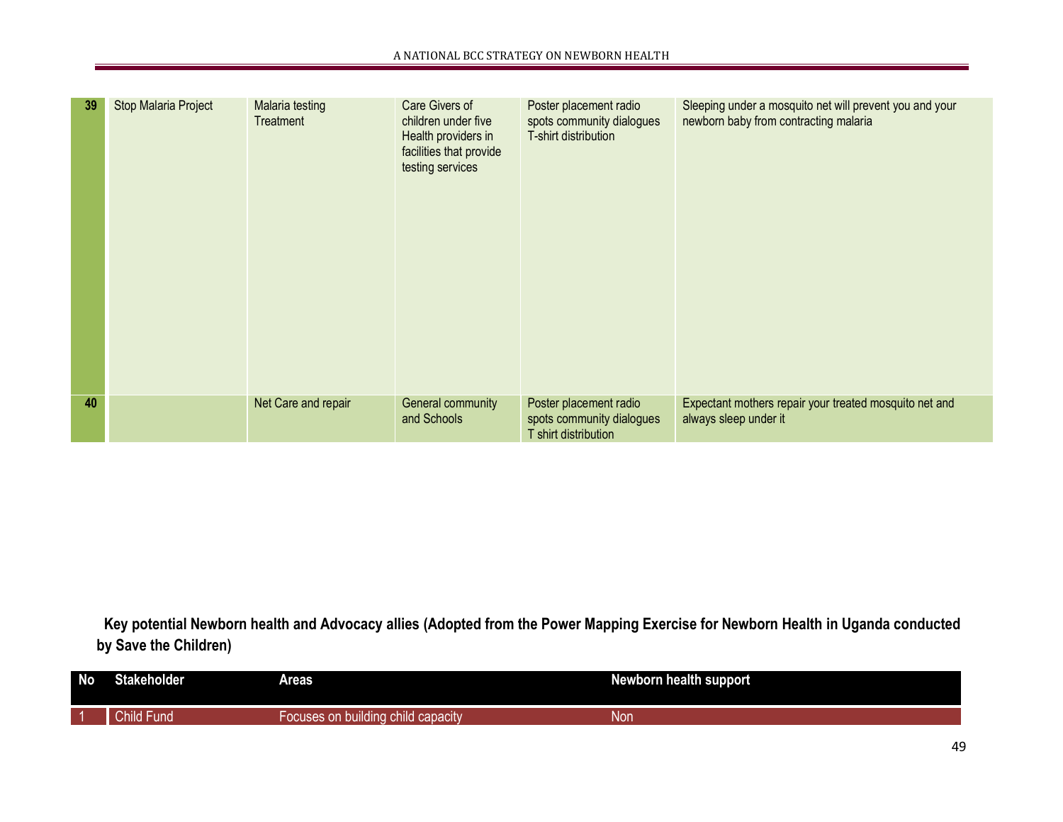| | | | | | |
|---|---|---|---|---|---|
| 39 | Stop Malaria Project | Malaria testing<br>Treatment | Care Givers of children under five<br>Health providers in facilities that provide testing services | Poster placement radio spots community dialogues<br>T-shirt distribution | Sleeping under a mosquito net will prevent you and your newborn baby from contracting malaria |
| 40 | | Net Care and repair | General community and Schools | Poster placement radio spots community dialogues<br>T shirt distribution | Expectant mothers repair your treated mosquito net and always sleep under it |

**Key potential Newborn health and Advocacy allies (Adopted from the Power Mapping Exercise for Newborn Health in Uganda conducted by Save the Children)**

| No | Stakeholder | Areas | Newborn health support |
|---|---|---|---|
| 1 | Child Fund | Focuses on building child capacity | Non |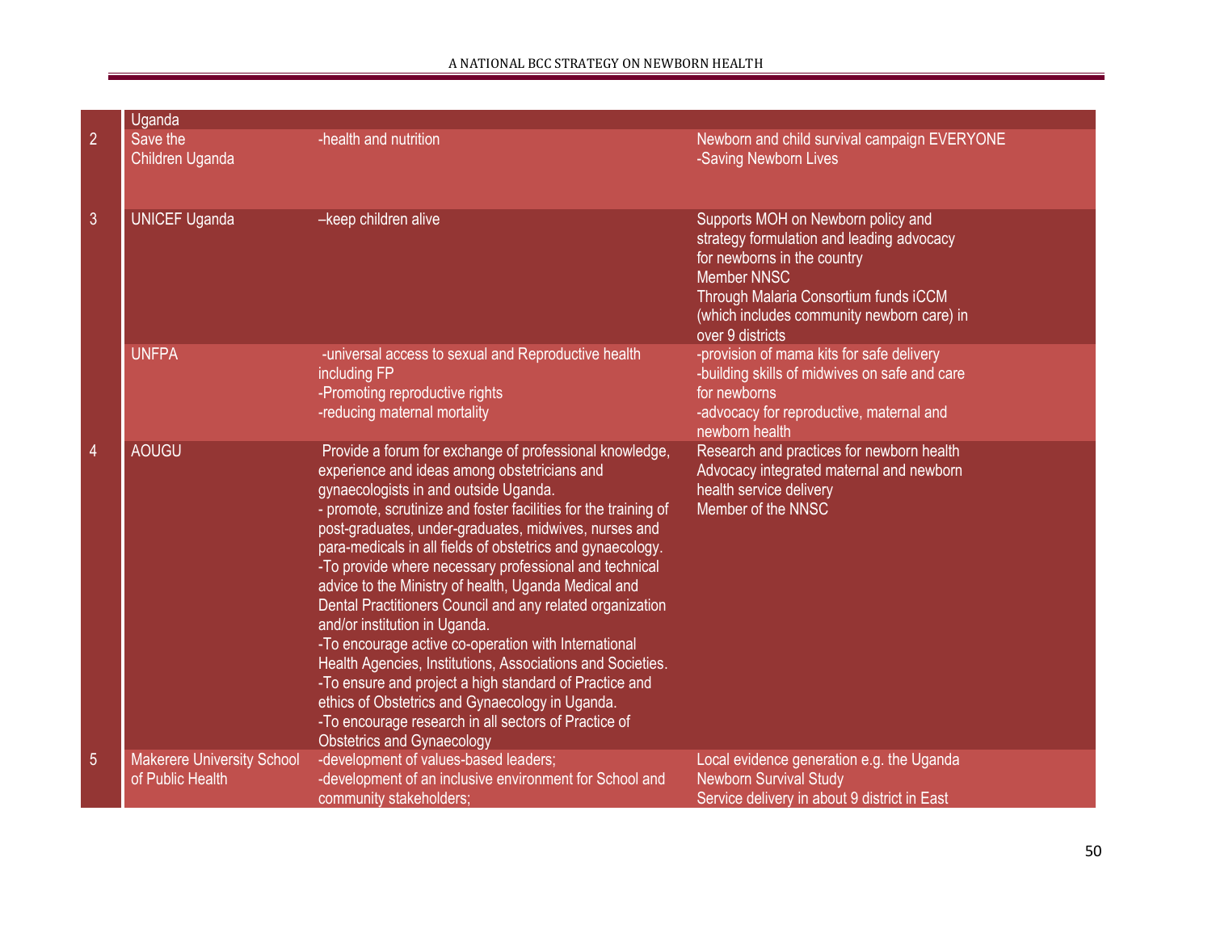| | | | |
|---|---|---|---|
| | Uganda | | |
| 2 | Save the Children Uganda | -health and nutrition | Newborn and child survival campaign EVERYONE<br>-Saving Newborn Lives |
| 3 | UNICEF Uganda | –keep children alive | Supports MOH on Newborn policy and strategy formulation and leading advocacy for newborns in the country<br>Member NNSC<br>Through Malaria Consortium funds iCCM (which includes community newborn care) in over 9 districts |
| | UNFPA | -universal access to sexual and Reproductive health including FP<br>-Promoting reproductive rights<br>-reducing maternal mortality | -provision of mama kits for safe delivery<br>-building skills of midwives on safe and care for newborns<br>-advocacy for reproductive, maternal and newborn health |
| 4 | AOUGU | Provide a forum for exchange of professional knowledge, experience and ideas among obstetricians and gynaecologists in and outside Uganda.<br>- promote, scrutinize and foster facilities for the training of post-graduates, under-graduates, midwives, nurses and para-medicals in all fields of obstetrics and gynaecology.<br>-To provide where necessary professional and technical advice to the Ministry of health, Uganda Medical and Dental Practitioners Council and any related organization and/or institution in Uganda.<br>-To encourage active co-operation with International Health Agencies, Institutions, Associations and Societies.<br>-To ensure and project a high standard of Practice and ethics of Obstetrics and Gynaecology in Uganda.<br>-To encourage research in all sectors of Practice of Obstetrics and Gynaecology | Research and practices for newborn health<br>Advocacy integrated maternal and newborn health service delivery<br>Member of the NNSC |
| 5 | Makerere University School of Public Health | -development of values-based leaders;<br>-development of an inclusive environment for School and community stakeholders; | Local evidence generation e.g. the Uganda Newborn Survival Study<br>Service delivery in about 9 district in East |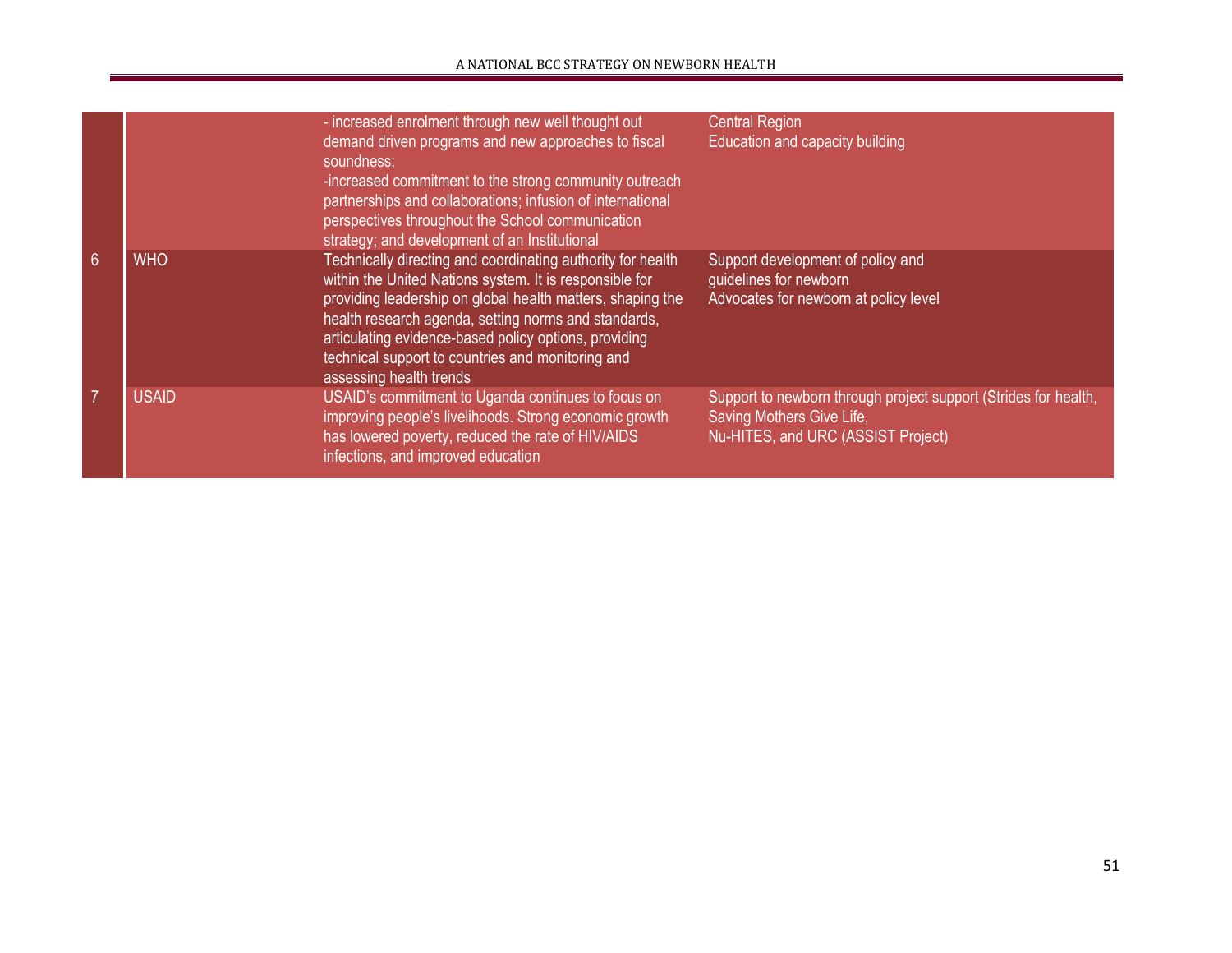| | | | |
|---|---|---|---|
| | | - increased enrolment through new well thought out demand driven programs and new approaches to fiscal soundness;<br>-increased commitment to the strong community outreach partnerships and collaborations; infusion of international perspectives throughout the School communication strategy; and development of an Institutional | Central Region<br>Education and capacity building |
| 6 | WHO | Technically directing and coordinating authority for health within the United Nations system. It is responsible for providing leadership on global health matters, shaping the health research agenda, setting norms and standards, articulating evidence-based policy options, providing technical support to countries and monitoring and assessing health trends | Support development of policy and guidelines for newborn<br>Advocates for newborn at policy level |
| 7 | USAID | USAID's commitment to Uganda continues to focus on improving people's livelihoods. Strong economic growth has lowered poverty, reduced the rate of HIV/AIDS infections, and improved education | Support to newborn through project support (Strides for health, Saving Mothers Give Life,<br>Nu-HITES, and URC (ASSIST Project) |